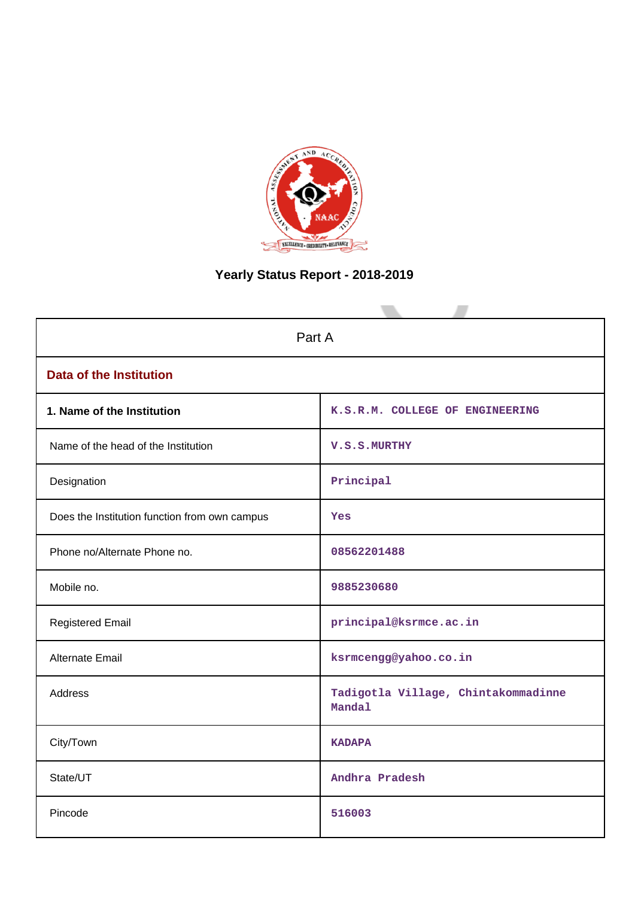# Yearly Status Report - 2018-2019

| Part A | |
|---|---|
| **Data of the Institution** | |
| **1. Name of the Institution** | K.S.R.M. COLLEGE OF ENGINEERING |
| Name of the head of the Institution | V.S.S.MURTHY |
| Designation | Principal |
| Does the Institution function from own campus | Yes |
| Phone no/Alternate Phone no. | 08562201488 |
| Mobile no. | 9885230680 |
| Registered Email | principal@ksrmce.ac.in |
| Alternate Email | ksrmcengg@yahoo.co.in |
| Address | Tadigotla Village, Chintakommadinne Mandal |
| City/Town | KADAPA |
| State/UT | Andhra Pradesh |
| Pincode | 516003 |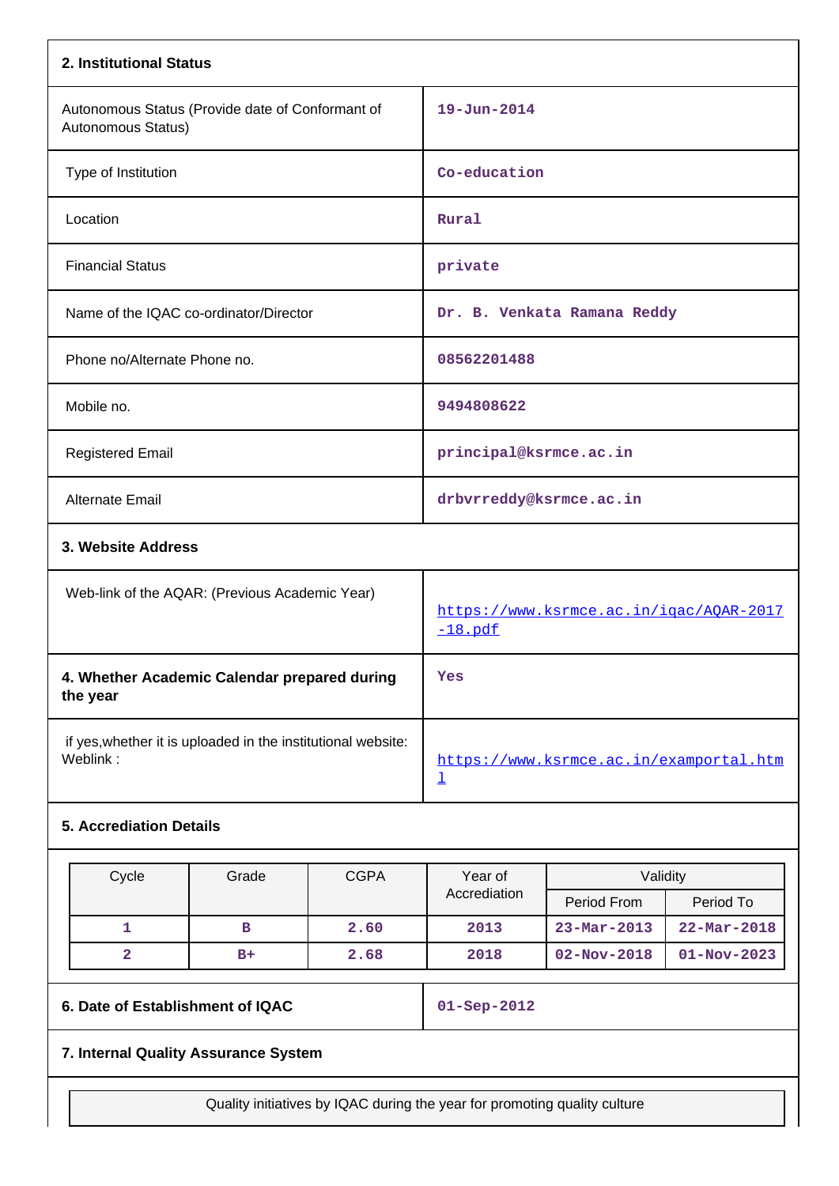## 2. Institutional Status

| | |
|---|---|
| Autonomous Status (Provide date of Conformant of Autonomous Status) | 19-Jun-2014 |
| Type of Institution | Co-education |
| Location | Rural |
| Financial Status | private |
| Name of the IQAC co-ordinator/Director | Dr. B. Venkata Ramana Reddy |
| Phone no/Alternate Phone no. | 08562201488 |
| Mobile no. | 9494808622 |
| Registered Email | principal@ksrmce.ac.in |
| Alternate Email | drbvrreddy@ksrmce.ac.in |

## 3. Website Address

| | |
|---|---|
| Web-link of the AQAR: (Previous Academic Year) | https://www.ksrmce.ac.in/iqac/AQAR-2017-18.pdf |
| **4. Whether Academic Calendar prepared during the year** | Yes |
| if yes,whether it is uploaded in the institutional website: Weblink : | https://www.ksrmce.ac.in/examportal.html |

## 5. Accrediation Details

| Cycle | Grade | CGPA | Year of Accrediation | Validity | |
|---|---|---|---|---|---|
| | | | | Period From | Period To |
| 1 | B | 2.60 | 2013 | 23-Mar-2013 | 22-Mar-2018 |
| 2 | B+ | 2.68 | 2018 | 02-Nov-2018 | 01-Nov-2023 |

| | |
|---|---|
| **6. Date of Establishment of IQAC** | 01-Sep-2012 |

## 7. Internal Quality Assurance System

| Quality initiatives by IQAC during the year for promoting quality culture |
|---|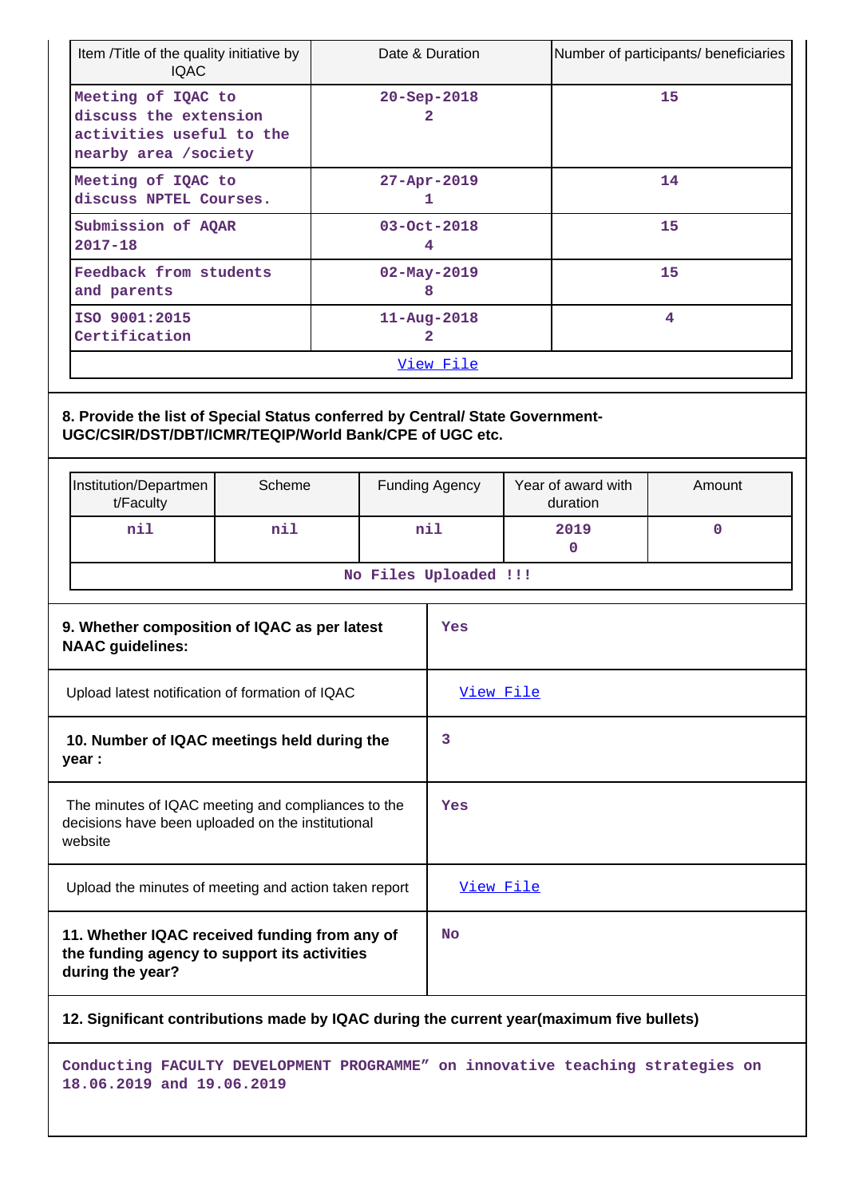| Item /Title of the quality initiative by IQAC | Date & Duration | Number of participants/ beneficiaries |
|---|---|---|
| Meeting of IQAC to discuss the extension activities useful to the nearby area /society | 20-Sep-2018 2 | 15 |
| Meeting of IQAC to discuss NPTEL Courses. | 27-Apr-2019 1 | 14 |
| Submission of AQAR 2017-18 | 03-Oct-2018 4 | 15 |
| Feedback from students and parents | 02-May-2019 8 | 15 |
| ISO 9001:2015 Certification | 11-Aug-2018 2 | 4 |
| View File | | |

**8. Provide the list of Special Status conferred by Central/ State Government-UGC/CSIR/DST/DBT/ICMR/TEQIP/World Bank/CPE of UGC etc.**

| Institution/Department/Faculty | Scheme | Funding Agency | Year of award with duration | Amount |
|---|---|---|---|---|
| nil | nil | nil | 2019 0 | 0 |
| No Files Uploaded !!! | | | | |

| | |
|---|---|
| **9. Whether composition of IQAC as per latest NAAC guidelines:** | Yes |
| Upload latest notification of formation of IQAC | View File |
| **10. Number of IQAC meetings held during the year :** | 3 |
| The minutes of IQAC meeting and compliances to the decisions have been uploaded on the institutional website | Yes |
| Upload the minutes of meeting and action taken report | View File |
| **11. Whether IQAC received funding from any of the funding agency to support its activities during the year?** | No |

**12. Significant contributions made by IQAC during the current year(maximum five bullets)**

Conducting FACULTY DEVELOPMENT PROGRAMME” on innovative teaching strategies on 18.06.2019 and 19.06.2019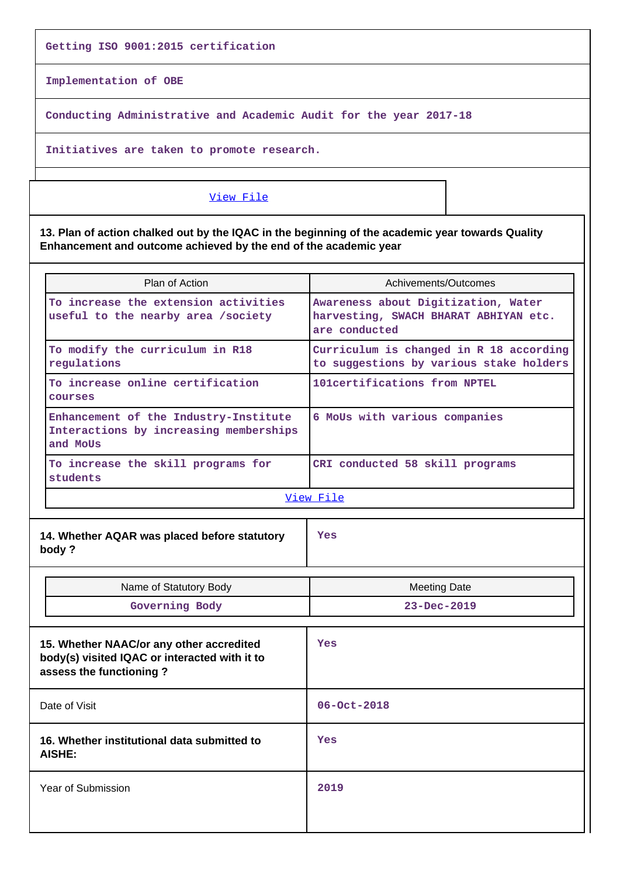| Getting ISO 9001:2015 certification |
|---|
| Implementation of OBE |
| Conducting Administrative and Academic Audit for the year 2017-18 |
| Initiatives are taken to promote research. |

View File

**13. Plan of action chalked out by the IQAC in the beginning of the academic year towards Quality Enhancement and outcome achieved by the end of the academic year**

| Plan of Action | Achivements/Outcomes |
|---|---|
| To increase the extension activities useful to the nearby area /society | Awareness about Digitization, Water harvesting, SWACH BHARAT ABHIYAN etc. are conducted |
| To modify the curriculum in R18 regulations | Curriculum is changed in R 18 according to suggestions by various stake holders |
| To increase online certification courses | 101certifications from NPTEL |
| Enhancement of the Industry-Institute Interactions by increasing memberships and MoUs | 6 MoUs with various companies |
| To increase the skill programs for students | CRI conducted 58 skill programs |

View File

| 14. Whether AQAR was placed before statutory body ? | Yes |
|---|---|

| Name of Statutory Body | Meeting Date |
|---|---|
| Governing Body | 23-Dec-2019 |

| 15. Whether NAAC/or any other accredited body(s) visited IQAC or interacted with it to assess the functioning ? | Yes |
|---|---|
| Date of Visit | 06-Oct-2018 |
| 16. Whether institutional data submitted to AISHE: | Yes |
| Year of Submission | 2019 |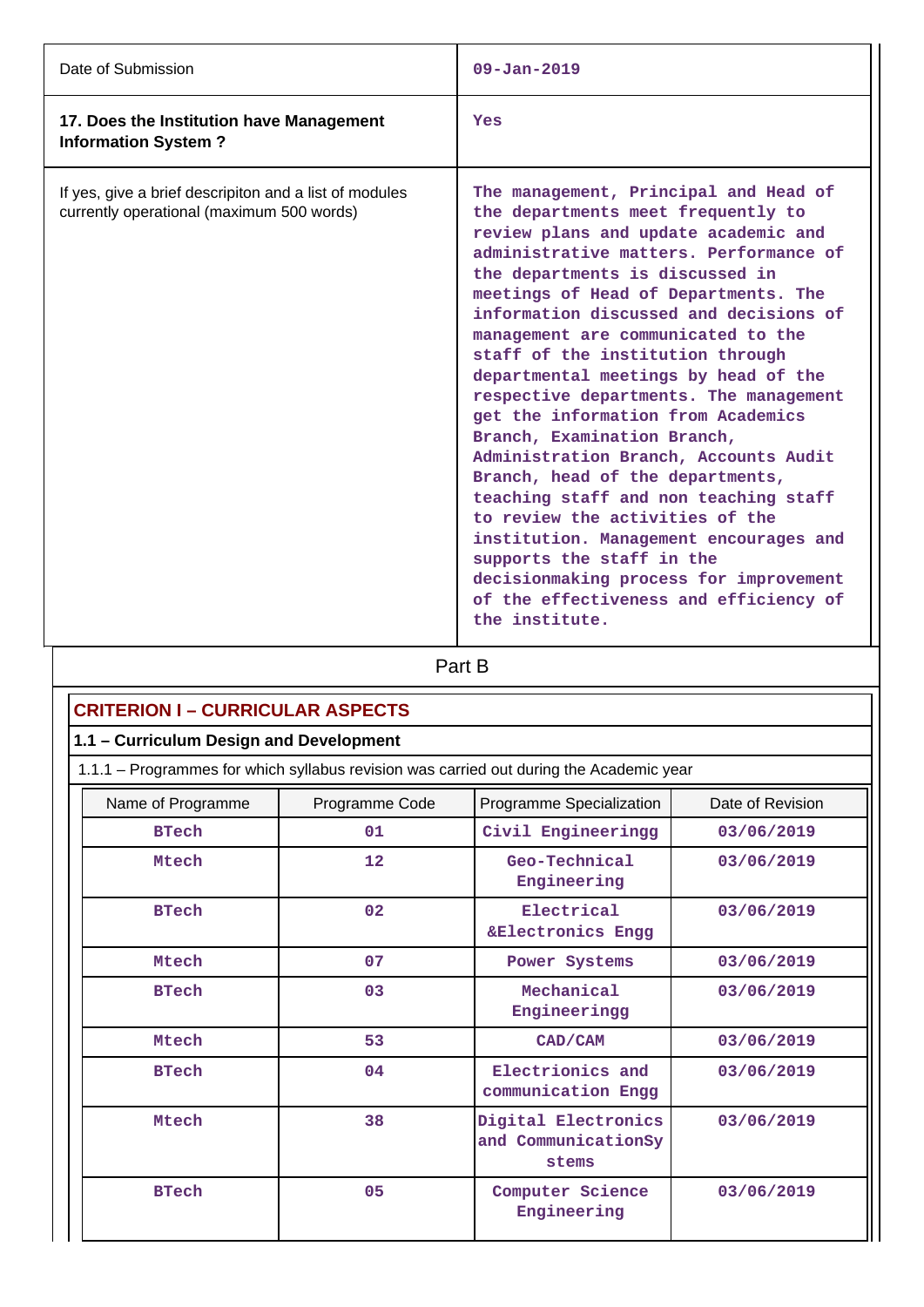| | |
|---|---|
| Date of Submission | 09-Jan-2019 |
| **17. Does the Institution have Management Information System ?** | Yes |
| If yes, give a brief descripiton and a list of modules currently operational (maximum 500 words) | The management, Principal and Head of the departments meet frequently to review plans and update academic and administrative matters. Performance of the departments is discussed in meetings of Head of Departments. The information discussed and decisions of management are communicated to the staff of the institution through departmental meetings by head of the respective departments. The management get the information from Academics Branch, Examination Branch, Administration Branch, Accounts Audit Branch, head of the departments, teaching staff and non teaching staff to review the activities of the institution. Management encourages and supports the staff in the decisionmaking process for improvement of the effectiveness and efficiency of the institute. |

Part B

## CRITERION I – CURRICULAR ASPECTS

### 1.1 – Curriculum Design and Development

1.1.1 – Programmes for which syllabus revision was carried out during the Academic year

| Name of Programme | Programme Code | Programme Specialization | Date of Revision |
|---|---|---|---|
| BTech | 01 | Civil Engineeringg | 03/06/2019 |
| Mtech | 12 | Geo-Technical Engineering | 03/06/2019 |
| BTech | 02 | Electrical &Electronics Engg | 03/06/2019 |
| Mtech | 07 | Power Systems | 03/06/2019 |
| BTech | 03 | Mechanical Engineeringg | 03/06/2019 |
| Mtech | 53 | CAD/CAM | 03/06/2019 |
| BTech | 04 | Electricions and communication Engg | 03/06/2019 |
| Mtech | 38 | Digital Electronics and CommunicationSy stems | 03/06/2019 |
| BTech | 05 | Computer Science Engineering | 03/06/2019 |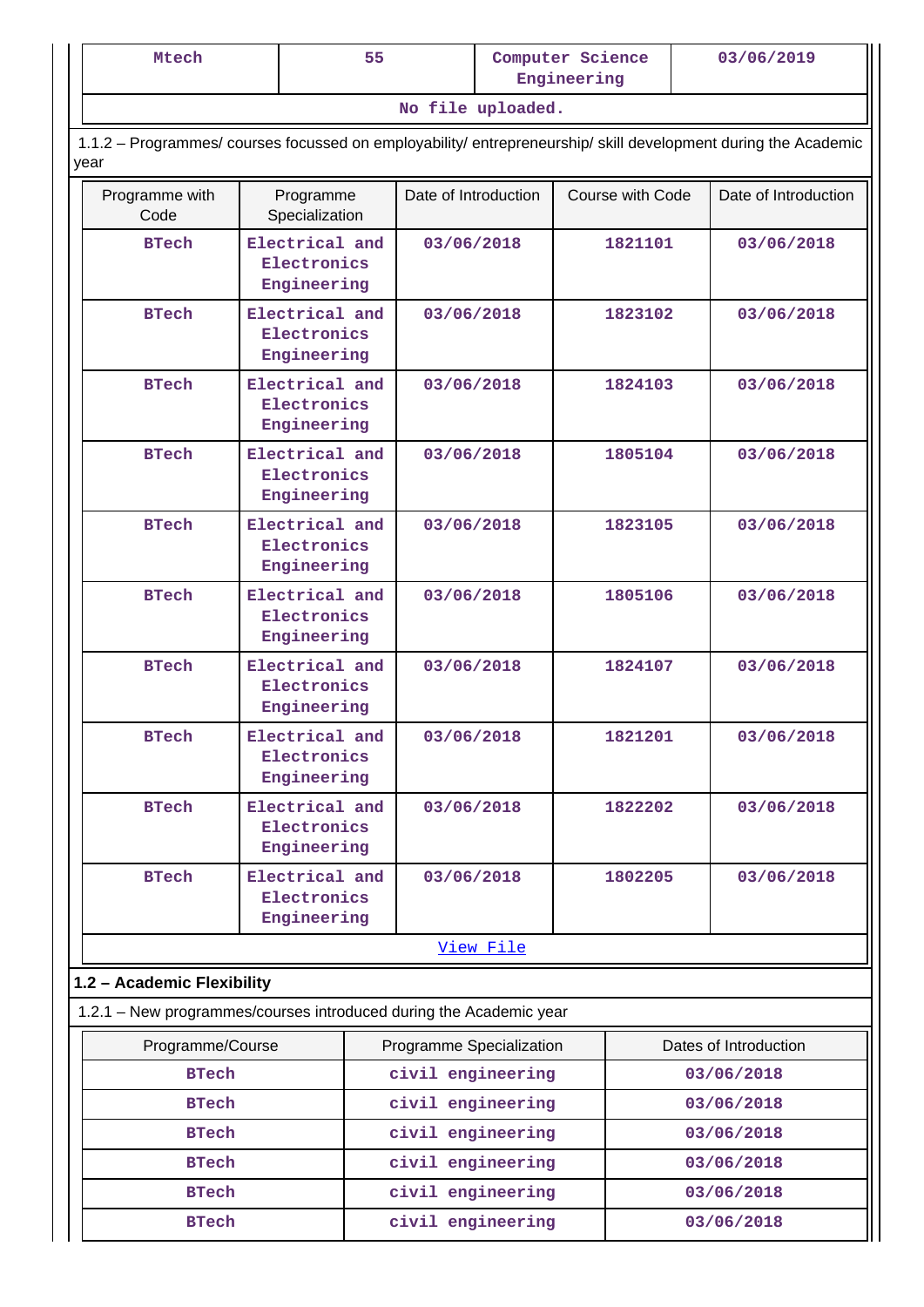| Mtech | 55 | Computer Science Engineering | 03/06/2019 |
|---|---|---|---|
| No file uploaded. | | | |

1.1.2 – Programmes/ courses focussed on employability/ entrepreneurship/ skill development during the Academic year

| Programme with Code | Programme Specialization | Date of Introduction | Course with Code | Date of Introduction |
|---|---|---|---|---|
| BTech | Electrical and Electronics Engineering | 03/06/2018 | 1821101 | 03/06/2018 |
| BTech | Electrical and Electronics Engineering | 03/06/2018 | 1823102 | 03/06/2018 |
| BTech | Electrical and Electronics Engineering | 03/06/2018 | 1824103 | 03/06/2018 |
| BTech | Electrical and Electronics Engineering | 03/06/2018 | 1805104 | 03/06/2018 |
| BTech | Electrical and Electronics Engineering | 03/06/2018 | 1823105 | 03/06/2018 |
| BTech | Electrical and Electronics Engineering | 03/06/2018 | 1805106 | 03/06/2018 |
| BTech | Electrical and Electronics Engineering | 03/06/2018 | 1824107 | 03/06/2018 |
| BTech | Electrical and Electronics Engineering | 03/06/2018 | 1821201 | 03/06/2018 |
| BTech | Electrical and Electronics Engineering | 03/06/2018 | 1822202 | 03/06/2018 |
| BTech | Electrical and Electronics Engineering | 03/06/2018 | 1802205 | 03/06/2018 |
| View File | | | | |

**1.2 – Academic Flexibility**

1.2.1 – New programmes/courses introduced during the Academic year

| Programme/Course | Programme Specialization | Dates of Introduction |
|---|---|---|
| BTech | civil engineering | 03/06/2018 |
| BTech | civil engineering | 03/06/2018 |
| BTech | civil engineering | 03/06/2018 |
| BTech | civil engineering | 03/06/2018 |
| BTech | civil engineering | 03/06/2018 |
| BTech | civil engineering | 03/06/2018 |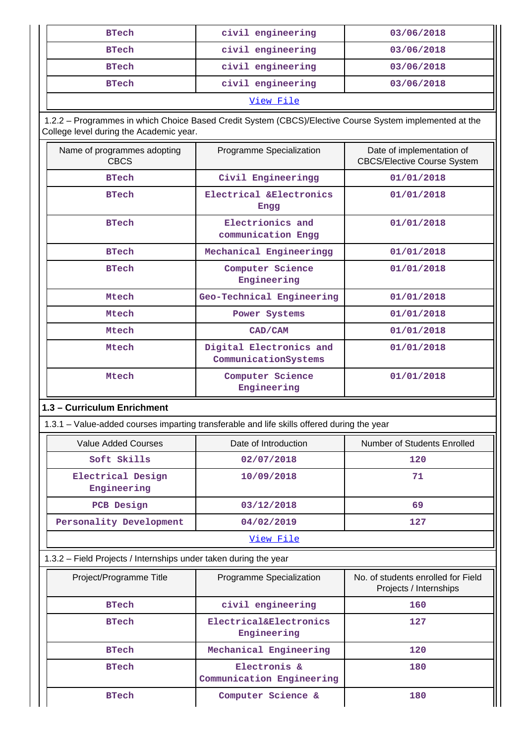| BTech | civil engineering | 03/06/2018 |
|---|---|---|
| BTech | civil engineering | 03/06/2018 |
| BTech | civil engineering | 03/06/2018 |
| BTech | civil engineering | 03/06/2018 |
| View File | | |

1.2.2 – Programmes in which Choice Based Credit System (CBCS)/Elective Course System implemented at the College level during the Academic year.

| Name of programmes adopting CBCS | Programme Specialization | Date of implementation of CBCS/Elective Course System |
|---|---|---|
| BTech | Civil Engineeringg | 01/01/2018 |
| BTech | Electrical &Electronics Engg | 01/01/2018 |
| BTech | Electrionics and communication Engg | 01/01/2018 |
| BTech | Mechanical Engineeringg | 01/01/2018 |
| BTech | Computer Science Engineering | 01/01/2018 |
| Mtech | Geo-Technical Engineering | 01/01/2018 |
| Mtech | Power Systems | 01/01/2018 |
| Mtech | CAD/CAM | 01/01/2018 |
| Mtech | Digital Electronics and CommunicationSystems | 01/01/2018 |
| Mtech | Computer Science Engineering | 01/01/2018 |

## 1.3 – Curriculum Enrichment

1.3.1 – Value-added courses imparting transferable and life skills offered during the year

| Value Added Courses | Date of Introduction | Number of Students Enrolled |
|---|---|---|
| Soft Skills | 02/07/2018 | 120 |
| Electrical Design Engineering | 10/09/2018 | 71 |
| PCB Design | 03/12/2018 | 69 |
| Personality Development | 04/02/2019 | 127 |
| View File | | |

1.3.2 – Field Projects / Internships under taken during the year

| Project/Programme Title | Programme Specialization | No. of students enrolled for Field Projects / Internships |
|---|---|---|
| BTech | civil engineering | 160 |
| BTech | Electrical&Electronics Engineering | 127 |
| BTech | Mechanical Engineering | 120 |
| BTech | Electronics & Communication Engineering | 180 |
| BTech | Computer Science & | 180 |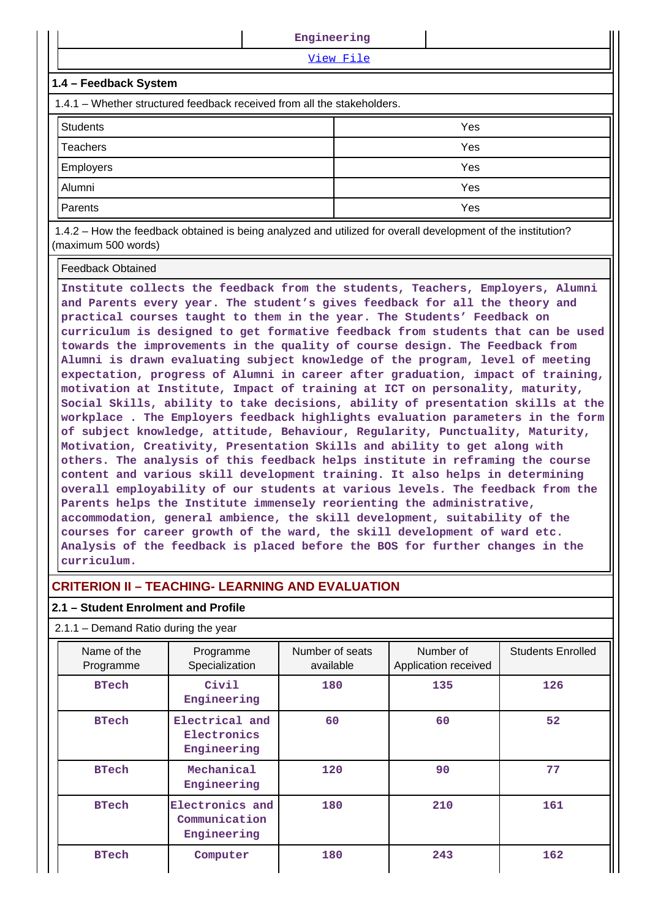| | Engineering | |
|---|---|---|

View File

### 1.4 – Feedback System

1.4.1 – Whether structured feedback received from all the stakeholders.

| Students | Yes |
|---|---|
| Teachers | Yes |
| Employers | Yes |
| Alumni | Yes |
| Parents | Yes |

1.4.2 – How the feedback obtained is being analyzed and utilized for overall development of the institution? (maximum 500 words)

Feedback Obtained

Institute collects the feedback from the students, Teachers, Employers, Alumni and Parents every year. The student's gives feedback for all the theory and practical courses taught to them in the year. The Students' Feedback on curriculum is designed to get formative feedback from students that can be used towards the improvements in the quality of course design. The Feedback from Alumni is drawn evaluating subject knowledge of the program, level of meeting expectation, progress of Alumni in career after graduation, impact of training, motivation at Institute, Impact of training at ICT on personality, maturity, Social Skills, ability to take decisions, ability of presentation skills at the workplace . The Employers feedback highlights evaluation parameters in the form of subject knowledge, attitude, Behaviour, Regularity, Punctuality, Maturity, Motivation, Creativity, Presentation Skills and ability to get along with others. The analysis of this feedback helps institute in reframing the course content and various skill development training. It also helps in determining overall employability of our students at various levels. The feedback from the Parents helps the Institute immensely reorienting the administrative, accommodation, general ambience, the skill development, suitability of the courses for career growth of the ward, the skill development of ward etc. Analysis of the feedback is placed before the BOS for further changes in the curriculum.

## CRITERION II – TEACHING- LEARNING AND EVALUATION

### 2.1 – Student Enrolment and Profile

2.1.1 – Demand Ratio during the year

| Name of the Programme | Programme Specialization | Number of seats available | Number of Application received | Students Enrolled |
|---|---|---|---|---|
| BTech | Civil Engineering | 180 | 135 | 126 |
| BTech | Electrical and Electronics Engineering | 60 | 60 | 52 |
| BTech | Mechanical Engineering | 120 | 90 | 77 |
| BTech | Electronics and Communication Engineering | 180 | 210 | 161 |
| BTech | Computer | 180 | 243 | 162 |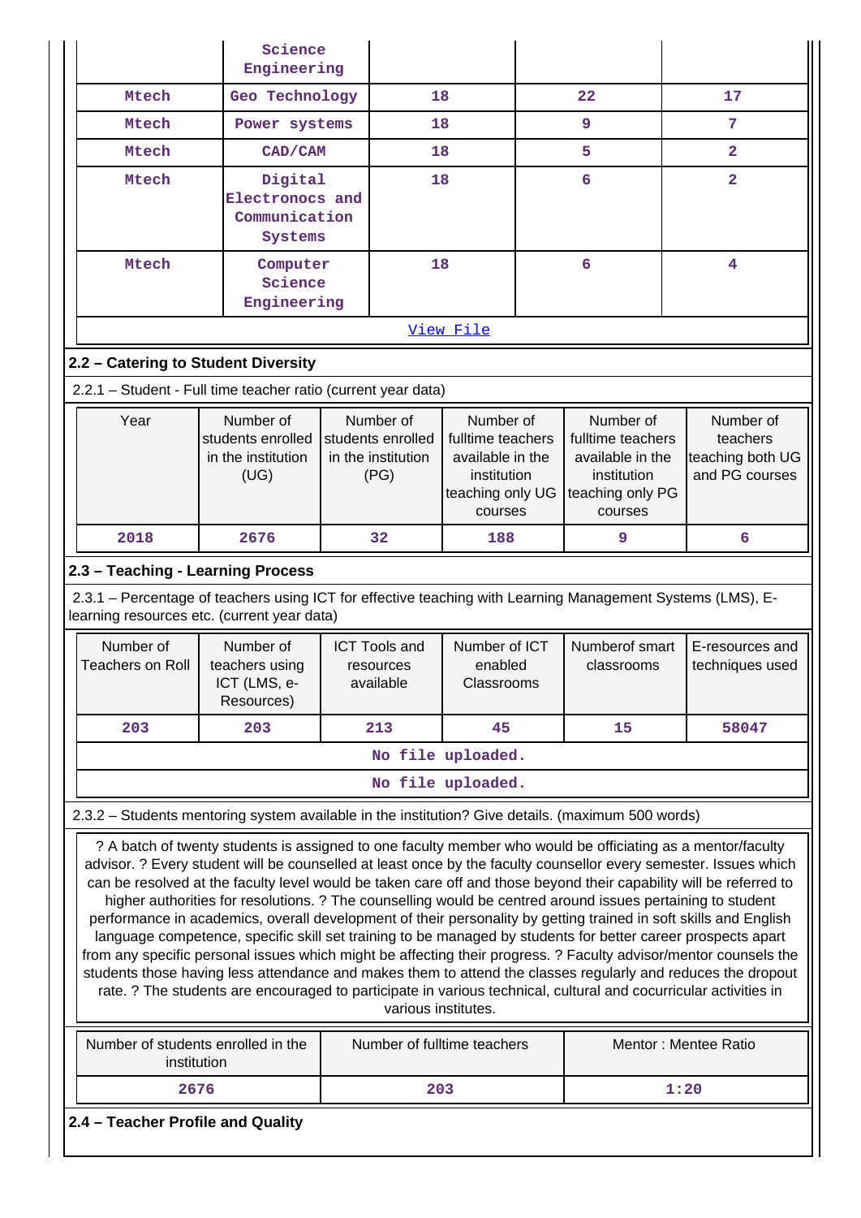| | Science Engineering | | | |
|---|---|---|---|---|
| Mtech | Geo Technology | 18 | 22 | 17 |
| Mtech | Power systems | 18 | 9 | 7 |
| Mtech | CAD/CAM | 18 | 5 | 2 |
| Mtech | Digital Electronocs and Communication Systems | 18 | 6 | 2 |
| Mtech | Computer Science Engineering | 18 | 6 | 4 |
| View File | | | | |

## 2.2 – Catering to Student Diversity

2.2.1 – Student - Full time teacher ratio (current year data)

| Year | Number of students enrolled in the institution (UG) | Number of students enrolled in the institution (PG) | Number of fulltime teachers available in the institution teaching only UG courses | Number of fulltime teachers available in the institution teaching only PG courses | Number of teachers teaching both UG and PG courses |
|---|---|---|---|---|---|
| 2018 | 2676 | 32 | 188 | 9 | 6 |

## 2.3 – Teaching - Learning Process

2.3.1 – Percentage of teachers using ICT for effective teaching with Learning Management Systems (LMS), E-learning resources etc. (current year data)

| Number of Teachers on Roll | Number of teachers using ICT (LMS, e-Resources) | ICT Tools and resources available | Number of ICT enabled Classrooms | Numberof smart classrooms | E-resources and techniques used |
|---|---|---|---|---|---|
| 203 | 203 | 213 | 45 | 15 | 58047 |
| No file uploaded. | | | | | |
| No file uploaded. | | | | | |

2.3.2 – Students mentoring system available in the institution? Give details. (maximum 500 words)

? A batch of twenty students is assigned to one faculty member who would be officiating as a mentor/faculty advisor. ? Every student will be counselled at least once by the faculty counsellor every semester. Issues which can be resolved at the faculty level would be taken care off and those beyond their capability will be referred to higher authorities for resolutions. ? The counselling would be centred around issues pertaining to student performance in academics, overall development of their personality by getting trained in soft skills and English language competence, specific skill set training to be managed by students for better career prospects apart from any specific personal issues which might be affecting their progress. ? Faculty advisor/mentor counsels the students those having less attendance and makes them to attend the classes regularly and reduces the dropout rate. ? The students are encouraged to participate in various technical, cultural and cocurricular activities in various institutes.

| Number of students enrolled in the institution | Number of fulltime teachers | Mentor : Mentee Ratio |
|---|---|---|
| 2676 | 203 | 1:20 |

## 2.4 – Teacher Profile and Quality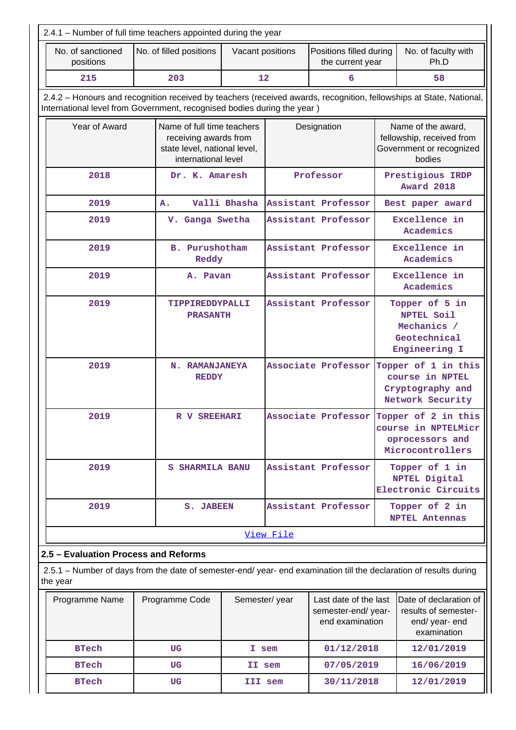2.4.1 – Number of full time teachers appointed during the year

| No. of sanctioned positions | No. of filled positions | Vacant positions | Positions filled during the current year | No. of faculty with Ph.D |
|---|---|---|---|---|
| 215 | 203 | 12 | 6 | 58 |

2.4.2 – Honours and recognition received by teachers (received awards, recognition, fellowships at State, National, International level from Government, recognised bodies during the year )

| Year of Award | Name of full time teachers receiving awards from state level, national level, international level | Designation | Name of the award, fellowship, received from Government or recognized bodies |
|---|---|---|---|
| 2018 | Dr. K. Amaresh | Professor | Prestigious IRDP Award 2018 |
| 2019 | A. Valli Bhasha | Assistant Professor | Best paper award |
| 2019 | V. Ganga Swetha | Assistant Professor | Excellence in Academics |
| 2019 | B. Purushotham Reddy | Assistant Professor | Excellence in Academics |
| 2019 | A. Pavan | Assistant Professor | Excellence in Academics |
| 2019 | TIPPIREDDYPALLI PRASANTH | Assistant Professor | Topper of 5 in NPTEL Soil Mechanics / Geotechnical Engineering I |
| 2019 | N. RAMANJANEYA REDDY | Associate Professor | Topper of 1 in this course in NPTEL Cryptography and Network Security |
| 2019 | R V SREEHARI | Associate Professor | Topper of 2 in this course in NPTELMicroprocessors and Microcontrollers |
| 2019 | S SHARMILA BANU | Assistant Professor | Topper of 1 in NPTEL Digital Electronic Circuits |
| 2019 | S. JABEEN | Assistant Professor | Topper of 2 in NPTEL Antennas |

View File

**2.5 – Evaluation Process and Reforms**

2.5.1 – Number of days from the date of semester-end/ year- end examination till the declaration of results during the year

| Programme Name | Programme Code | Semester/ year | Last date of the last semester-end/ year- end examination | Date of declaration of results of semester-end/ year- end examination |
|---|---|---|---|---|
| BTech | UG | I sem | 01/12/2018 | 12/01/2019 |
| BTech | UG | II sem | 07/05/2019 | 16/06/2019 |
| BTech | UG | III sem | 30/11/2018 | 12/01/2019 |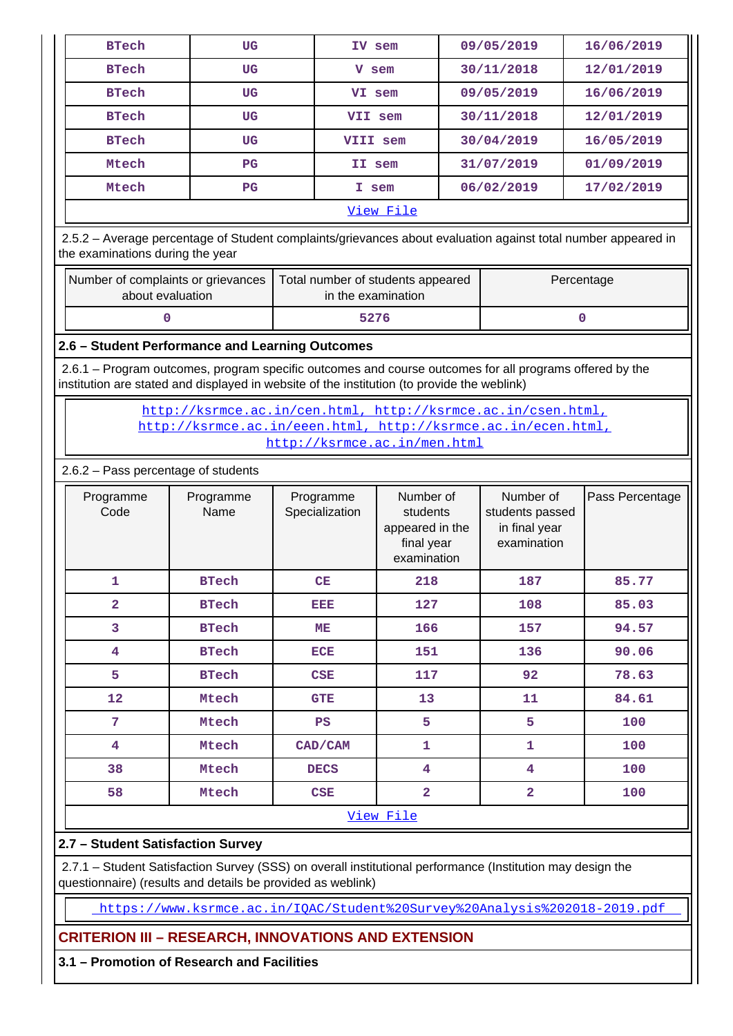| BTech | UG | IV sem | 09/05/2019 | 16/06/2019 |
|---|---|---|---|---|
| BTech | UG | V sem | 30/11/2018 | 12/01/2019 |
| BTech | UG | VI sem | 09/05/2019 | 16/06/2019 |
| BTech | UG | VII sem | 30/11/2018 | 12/01/2019 |
| BTech | UG | VIII sem | 30/04/2019 | 16/05/2019 |
| Mtech | PG | II sem | 31/07/2019 | 01/09/2019 |
| Mtech | PG | I sem | 06/02/2019 | 17/02/2019 |

[View File]

2.5.2 – Average percentage of Student complaints/grievances about evaluation against total number appeared in the examinations during the year

| Number of complaints or grievances about evaluation | Total number of students appeared in the examination | Percentage |
|---|---|---|
| 0 | 5276 | 0 |

## 2.6 – Student Performance and Learning Outcomes

2.6.1 – Program outcomes, program specific outcomes and course outcomes for all programs offered by the institution are stated and displayed in website of the institution (to provide the weblink)

http://ksrmce.ac.in/cen.html, http://ksrmce.ac.in/csen.html, http://ksrmce.ac.in/eeen.html, http://ksrmce.ac.in/ecen.html, http://ksrmce.ac.in/men.html

2.6.2 – Pass percentage of students

| Programme Code | Programme Name | Programme Specialization | Number of students appeared in the final year examination | Number of students passed in final year examination | Pass Percentage |
|---|---|---|---|---|---|
| 1 | BTech | CE | 218 | 187 | 85.77 |
| 2 | BTech | EEE | 127 | 108 | 85.03 |
| 3 | BTech | ME | 166 | 157 | 94.57 |
| 4 | BTech | ECE | 151 | 136 | 90.06 |
| 5 | BTech | CSE | 117 | 92 | 78.63 |
| 12 | Mtech | GTE | 13 | 11 | 84.61 |
| 7 | Mtech | PS | 5 | 5 | 100 |
| 4 | Mtech | CAD/CAM | 1 | 1 | 100 |
| 38 | Mtech | DECS | 4 | 4 | 100 |
| 58 | Mtech | CSE | 2 | 2 | 100 |

[View File]

## 2.7 – Student Satisfaction Survey

2.7.1 – Student Satisfaction Survey (SSS) on overall institutional performance (Institution may design the questionnaire) (results and details be provided as weblink)

https://www.ksrmce.ac.in/IQAC/Student%20Survey%20Analysis%202018-2019.pdf

# CRITERION III – RESEARCH, INNOVATIONS AND EXTENSION

## 3.1 – Promotion of Research and Facilities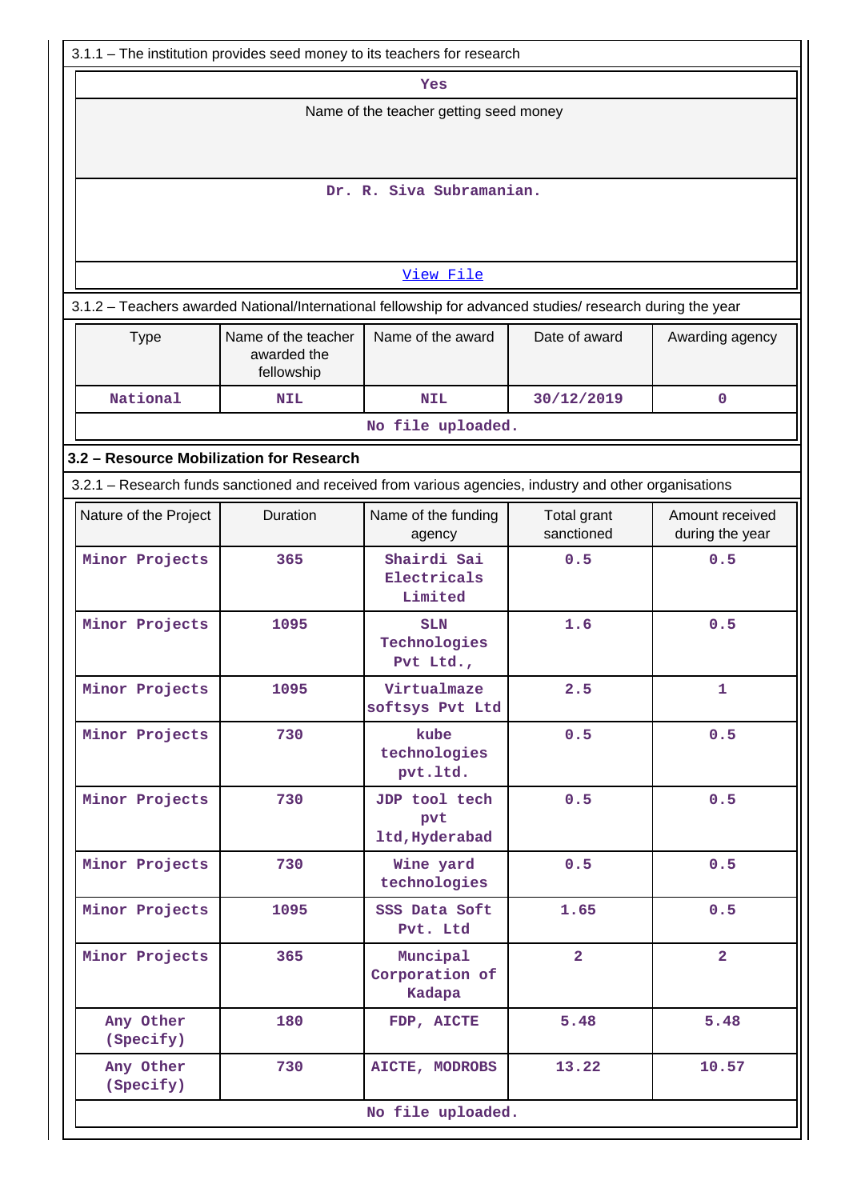3.1.1 – The institution provides seed money to its teachers for research

| Yes |
|---|
| Name of the teacher getting seed money |
| Dr. R. Siva Subramanian. |
| View File |

3.1.2 – Teachers awarded National/International fellowship for advanced studies/ research during the year

| Type | Name of the teacher awarded the fellowship | Name of the award | Date of award | Awarding agency |
|---|---|---|---|---|
| National | NIL | NIL | 30/12/2019 | 0 |
| No file uploaded. | | | | |

### 3.2 – Resource Mobilization for Research

3.2.1 – Research funds sanctioned and received from various agencies, industry and other organisations

| Nature of the Project | Duration | Name of the funding agency | Total grant sanctioned | Amount received during the year |
|---|---|---|---|---|
| Minor Projects | 365 | Shairdi Sai Electricals Limited | 0.5 | 0.5 |
| Minor Projects | 1095 | SLN Technologies Pvt Ltd., | 1.6 | 0.5 |
| Minor Projects | 1095 | Virtualmaze softsys Pvt Ltd | 2.5 | 1 |
| Minor Projects | 730 | kube technologies pvt.ltd. | 0.5 | 0.5 |
| Minor Projects | 730 | JDP tool tech pvt ltd,Hyderabad | 0.5 | 0.5 |
| Minor Projects | 730 | Wine yard technologies | 0.5 | 0.5 |
| Minor Projects | 1095 | SSS Data Soft Pvt. Ltd | 1.65 | 0.5 |
| Minor Projects | 365 | Muncipal Corporation of Kadapa | 2 | 2 |
| Any Other (Specify) | 180 | FDP, AICTE | 5.48 | 5.48 |
| Any Other (Specify) | 730 | AICTE, MODROBS | 13.22 | 10.57 |
| No file uploaded. | | | | |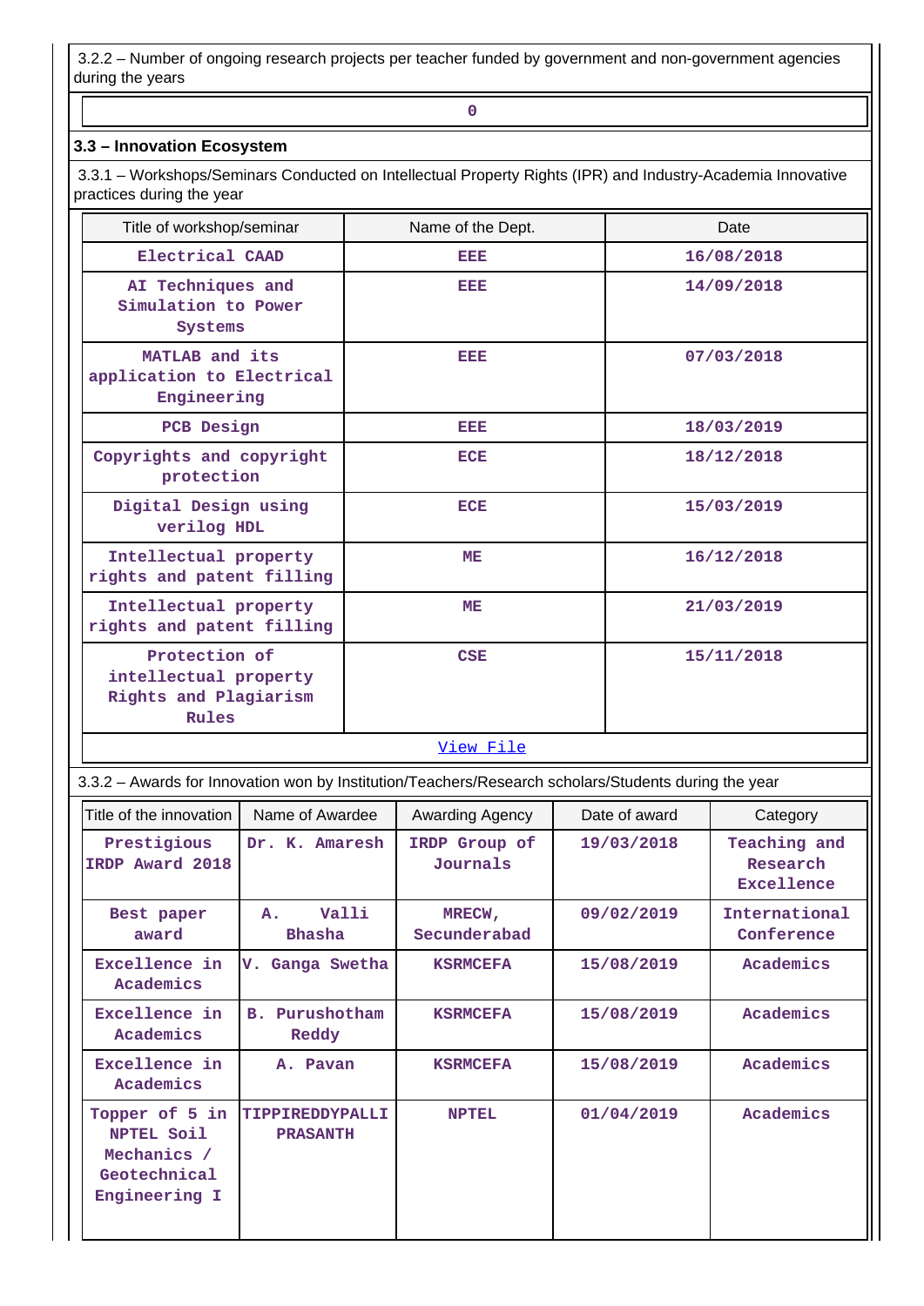3.2.2 – Number of ongoing research projects per teacher funded by government and non-government agencies during the years

| 0 |
|---|

### 3.3 – Innovation Ecosystem

3.3.1 – Workshops/Seminars Conducted on Intellectual Property Rights (IPR) and Industry-Academia Innovative practices during the year

| Title of workshop/seminar | Name of the Dept. | Date |
|---|---|---|
| Electrical CAAD | EEE | 16/08/2018 |
| AI Techniques and Simulation to Power Systems | EEE | 14/09/2018 |
| MATLAB and its application to Electrical Engineering | EEE | 07/03/2018 |
| PCB Design | EEE | 18/03/2019 |
| Copyrights and copyright protection | ECE | 18/12/2018 |
| Digital Design using verilog HDL | ECE | 15/03/2019 |
| Intellectual property rights and patent filling | ME | 16/12/2018 |
| Intellectual property rights and patent filling | ME | 21/03/2019 |
| Protection of intellectual property Rights and Plagiarism Rules | CSE | 15/11/2018 |

View File

3.3.2 – Awards for Innovation won by Institution/Teachers/Research scholars/Students during the year

| Title of the innovation | Name of Awardee | Awarding Agency | Date of award | Category |
|---|---|---|---|---|
| Prestigious IRDP Award 2018 | Dr. K. Amaresh | IRDP Group of Journals | 19/03/2018 | Teaching and Research Excellence |
| Best paper award | A. Valli Bhasha | MRECW, Secunderabad | 09/02/2019 | International Conference |
| Excellence in Academics | V. Ganga Swetha | KSRMCEFA | 15/08/2019 | Academics |
| Excellence in Academics | B. Purushotham Reddy | KSRMCEFA | 15/08/2019 | Academics |
| Excellence in Academics | A. Pavan | KSRMCEFA | 15/08/2019 | Academics |
| Topper of 5 in NPTEL Soil Mechanics / Geotechnical Engineering I | TIPPIREDDYPALLI PRASANTH | NPTEL | 01/04/2019 | Academics |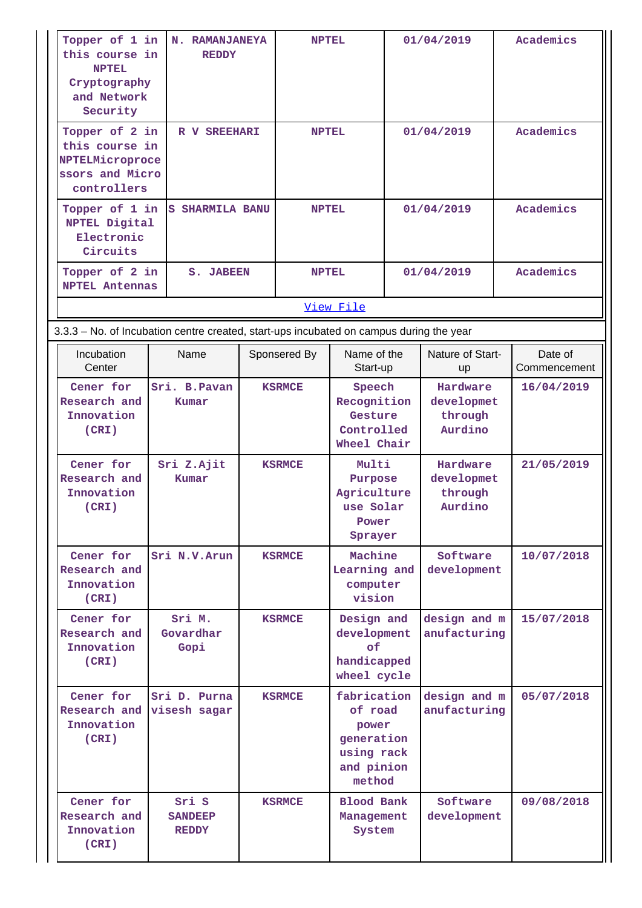| Topper of 1 in this course in NPTEL Cryptography and Network Security | N. RAMANJANEYA REDDY | NPTEL | 01/04/2019 | Academics |
|---|---|---|---|---|
| Topper of 2 in this course in NPTELMicroprocessors and Micro controllers | R V SREEHARI | NPTEL | 01/04/2019 | Academics |
| Topper of 1 in NPTEL Digital Electronic Circuits | S SHARMILA BANU | NPTEL | 01/04/2019 | Academics |
| Topper of 2 in NPTEL Antennas | S. JABEEN | NPTEL | 01/04/2019 | Academics |

View File

3.3.3 – No. of Incubation centre created, start-ups incubated on campus during the year

| Incubation Center | Name | Sponsered By | Name of the Start-up | Nature of Start-up | Date of Commencement |
|---|---|---|---|---|---|
| Cener for Research and Innovation (CRI) | Sri. B.Pavan Kumar | KSRMCE | Speech Recognition Gesture Controlled Wheel Chair | Hardware developmet through Aurdino | 16/04/2019 |
| Cener for Research and Innovation (CRI) | Sri Z.Ajit Kumar | KSRMCE | Multi Purpose Agriculture use Solar Power Sprayer | Hardware developmet through Aurdino | 21/05/2019 |
| Cener for Research and Innovation (CRI) | Sri N.V.Arun | KSRMCE | Machine Learning and computer vision | Software development | 10/07/2018 |
| Cener for Research and Innovation (CRI) | Sri M. Govardhar Gopi | KSRMCE | Design and development of handicapped wheel cycle | design and manufacturing | 15/07/2018 |
| Cener for Research and Innovation (CRI) | Sri D. Purna visesh sagar | KSRMCE | fabrication of road power generation using rack and pinion method | design and manufacturing | 05/07/2018 |
| Cener for Research and Innovation (CRI) | Sri S SANDEEP REDDY | KSRMCE | Blood Bank Management System | Software development | 09/08/2018 |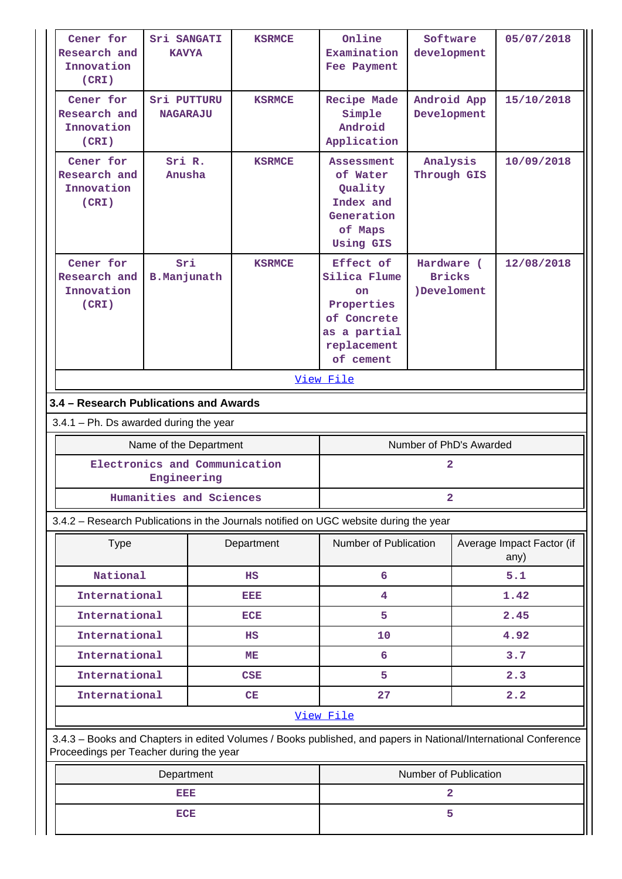| Cener for Research and Innovation (CRI) | Sri SANGATI KAVYA | KSRMCE | Online Examination Fee Payment | Software development | 05/07/2018 |
|---|---|---|---|---|---|
| Cener for Research and Innovation (CRI) | Sri PUTTURU NAGARAJU | KSRMCE | Recipe Made Simple Android Application | Android App Development | 15/10/2018 |
| Cener for Research and Innovation (CRI) | Sri R. Anusha | KSRMCE | Assessment of Water Quality Index and Generation of Maps Using GIS | Analysis Through GIS | 10/09/2018 |
| Cener for Research and Innovation (CRI) | Sri B.Manjunath | KSRMCE | Effect of Silica Flume on Properties of Concrete as a partial replacement of cement | Hardware ( Bricks )Develoment | 12/08/2018 |

View File

### 3.4 – Research Publications and Awards

3.4.1 – Ph. Ds awarded during the year

| Name of the Department | Number of PhD's Awarded |
|---|---|
| Electronics and Communication Engineering | 2 |
| Humanities and Sciences | 2 |

3.4.2 – Research Publications in the Journals notified on UGC website during the year

| Type | Department | Number of Publication | Average Impact Factor (if any) |
|---|---|---|---|
| National | HS | 6 | 5.1 |
| International | EEE | 4 | 1.42 |
| International | ECE | 5 | 2.45 |
| International | HS | 10 | 4.92 |
| International | ME | 6 | 3.7 |
| International | CSE | 5 | 2.3 |
| International | CE | 27 | 2.2 |

View File

3.4.3 – Books and Chapters in edited Volumes / Books published, and papers in National/International Conference Proceedings per Teacher during the year

| Department | Number of Publication |
|---|---|
| EEE | 2 |
| ECE | 5 |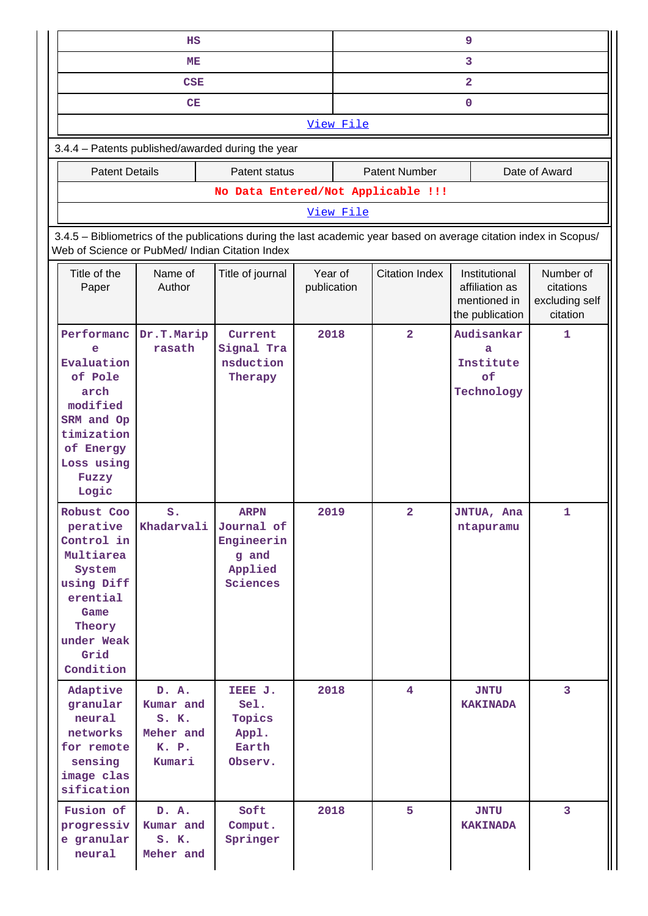| HS | 9 |
|---|---|
| ME | 3 |
| CSE | 2 |
| CE | 0 |
| View File | |

3.4.4 – Patents published/awarded during the year

| Patent Details | Patent status | Patent Number | Date of Award |
|---|---|---|---|
| No Data Entered/Not Applicable !!! | | | |
| View File | | | |

3.4.5 – Bibliometrics of the publications during the last academic year based on average citation index in Scopus/ Web of Science or PubMed/ Indian Citation Index

| Title of the Paper | Name of Author | Title of journal | Year of publication | Citation Index | Institutional affiliation as mentioned in the publication | Number of citations excluding self citation |
|---|---|---|---|---|---|---|
| Performance Evaluation of Pole arch modified SRM and Optimization of Energy Loss using Fuzzy Logic | Dr.T.Mariprasath | Current Signal Transduction Therapy | 2018 | 2 | Audisankara Institute of Technology | 1 |
| Robust Cooperative Control in Multiarea System using Differential Game Theory under Weak Grid Condition | S. Khadarvali | ARPN Journal of Engineering and Applied Sciences | 2019 | 2 | JNTUA, Anantapuramu | 1 |
| Adaptive granular neural networks for remote sensing image classification | D. A. Kumar and S. K. Meher and K. P. Kumari | IEEE J. Sel. Topics Appl. Earth Observ. | 2018 | 4 | JNTU KAKINADA | 3 |
| Fusion of progressive granular neural | D. A. Kumar and S. K. Meher and | Soft Comput. Springer | 2018 | 5 | JNTU KAKINADA | 3 |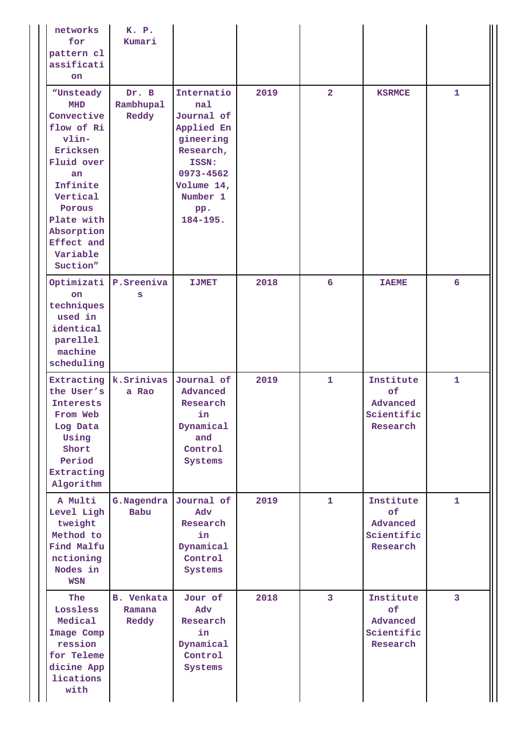| | | | | | | |
|---|---|---|---|---|---|---|
| networks for pattern classification | K. P. Kumari | | | | | |
| "Unsteady MHD Convective flow of Rivlin-Ericksen Fluid over an Infinite Vertical Porous Plate with Absorption Effect and Variable Suction" | Dr. B Rambhupal Reddy | International Journal of Applied Engineering Research, ISSN: 0973-4562 Volume 14, Number 1 pp. 184-195. | 2019 | 2 | KSRMCE | 1 |
| Optimization techniques used in identical parellel machine scheduling | P.Sreenivas | IJMET | 2018 | 6 | IAEME | 6 |
| Extracting the User's Interests From Web Log Data Using Short Period Extracting Algorithm | k.Srinivasa Rao | Journal of Advanced Research in Dynamical and Control Systems | 2019 | 1 | Institute of Advanced Scientific Research | 1 |
| A Multi Level Lightweight Method to Find Malfunctioning Nodes in WSN | G.Nagendra Babu | Journal of Adv Research in Dynamical Control Systems | 2019 | 1 | Institute of Advanced Scientific Research | 1 |
| The Lossless Medical Image Compression for Telemedicine Applications with | B. Venkata Ramana Reddy | Jour of Adv Research in Dynamical Control Systems | 2018 | 3 | Institute of Advanced Scientific Research | 3 |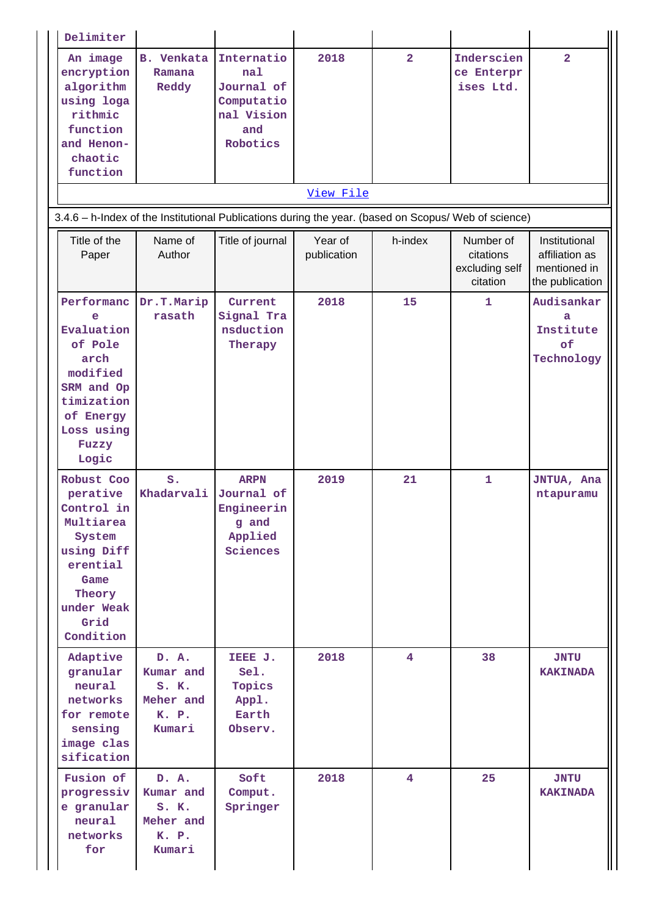| Delimiter | | | | | | |
|---|---|---|---|---|---|---|
| An image encryption algorithm using logarithmic function and Henon-chaotic function | B. Venkata Ramana Reddy | International Journal of Computational Vision and Robotics | 2018 | 2 | Inderscience Enterprises Ltd. | 2 |

[View File]

3.4.6 – h-Index of the Institutional Publications during the year. (based on Scopus/ Web of science)

| Title of the Paper | Name of Author | Title of journal | Year of publication | h-index | Number of citations excluding self citation | Institutional affiliation as mentioned in the publication |
|---|---|---|---|---|---|---|
| Performance Evaluation of Pole arch modified SRM and Optimization of Energy Loss using Fuzzy Logic | Dr.T.Mariprasath | Current Signal Transduction Therapy | 2018 | 15 | 1 | Audisankara Institute of Technology |
| Robust Cooperative Control in Multiarea System using Differential Game Theory under Weak Grid Condition | S. Khadarvali | ARPN Journal of Engineering and Applied Sciences | 2019 | 21 | 1 | JNTUA, Anantapuramu |
| Adaptive granular neural networks for remote sensing image classification | D. A. Kumar and S. K. Meher and K. P. Kumari | IEEE J. Sel. Topics Appl. Earth Observ. | 2018 | 4 | 38 | JNTU KAKINADA |
| Fusion of progressive granular neural networks for | D. A. Kumar and S. K. Meher and K. P. Kumari | Soft Comput. Springer | 2018 | 4 | 25 | JNTU KAKINADA |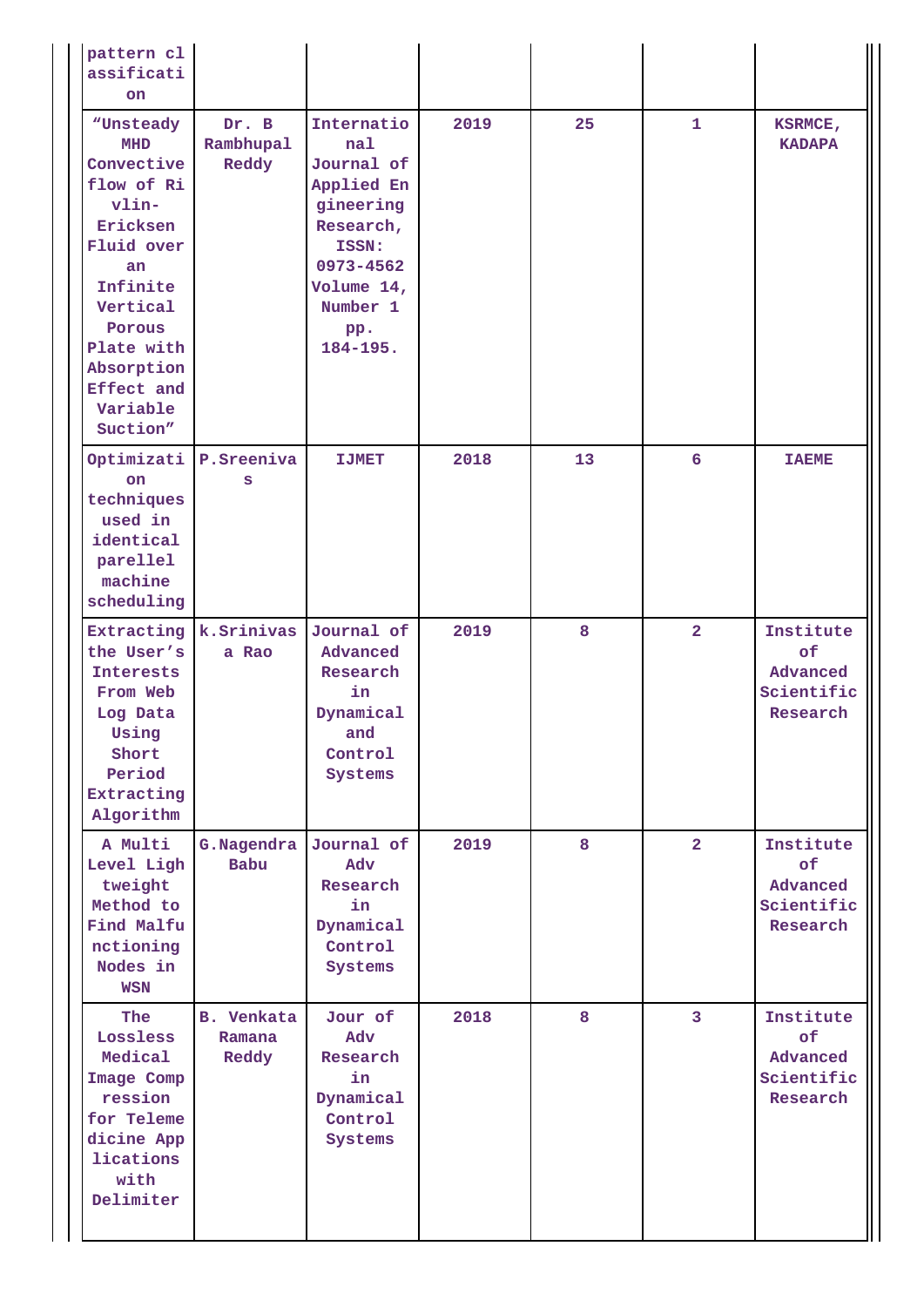| | | | | | | |
|---|---|---|---|---|---|---|
| pattern classification | | | | | | |
| "Unsteady MHD Convective flow of Rivlin-Ericksen Fluid over an Infinite Vertical Porous Plate with Absorption Effect and Variable Suction" | Dr. B Rambhupal Reddy | International Journal of Applied Engineering Research, ISSN: 0973-4562 Volume 14, Number 1 pp. 184-195. | 2019 | 25 | 1 | KSRMCE, KADAPA |
| Optimization techniques used in identical parellel machine scheduling | P.Sreenivas | IJMET | 2018 | 13 | 6 | IAEME |
| Extracting the User's Interests From Web Log Data Using Short Period Extracting Algorithm | k.Srinivasa Rao | Journal of Advanced Research in Dynamical and Control Systems | 2019 | 8 | 2 | Institute of Advanced Scientific Research |
| A Multi Level Lightweight Method to Find Malfunctioning Nodes in WSN | G.Nagendra Babu | Journal of Adv Research in Dynamical Control Systems | 2019 | 8 | 2 | Institute of Advanced Scientific Research |
| The Lossless Medical Image Compression for Telemedicine Applications with Delimiter | B. Venkata Ramana Reddy | Jour of Adv Research in Dynamical Control Systems | 2018 | 8 | 3 | Institute of Advanced Scientific Research |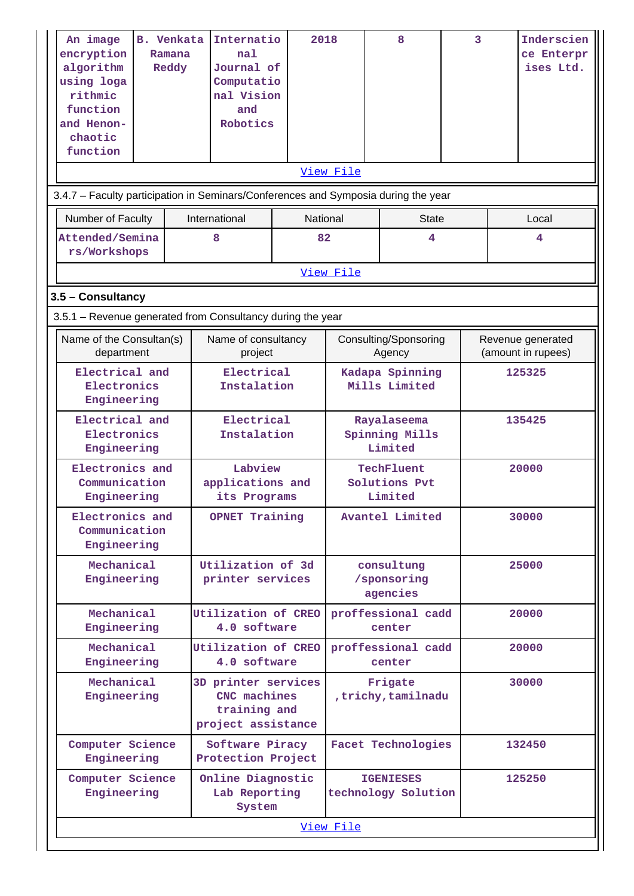| An image encryption algorithm using logarithmic function and Henon-chaotic function | B. Venkata Ramana Reddy | International Journal of Computational Vision and Robotics | 2018 | 8 | 3 | Inderscience Enterprises Ltd. |
|---|---|---|---|---|---|---|

View File

3.4.7 – Faculty participation in Seminars/Conferences and Symposia during the year

| Number of Faculty | International | National | State | Local |
|---|---|---|---|---|
| Attended/Seminars/Workshops | 8 | 82 | 4 | 4 |

View File

**3.5 – Consultancy**

3.5.1 – Revenue generated from Consultancy during the year

| Name of the Consultan(s) department | Name of consultancy project | Consulting/Sponsoring Agency | Revenue generated (amount in rupees) |
|---|---|---|---|
| Electrical and Electronics Engineering | Electrical Instalation | Kadapa Spinning Mills Limited | 125325 |
| Electrical and Electronics Engineering | Electrical Instalation | Rayalaseema Spinning Mills Limited | 135425 |
| Electronics and Communication Engineering | Labview applications and its Programs | TechFluent Solutions Pvt Limited | 20000 |
| Electronics and Communication Engineering | OPNET Training | Avantel Limited | 30000 |
| Mechanical Engineering | Utilization of 3d printer services | consultung /sponsoring agencies | 25000 |
| Mechanical Engineering | Utilization of CREO 4.0 software | proffessional cadd center | 20000 |
| Mechanical Engineering | Utilization of CREO 4.0 software | proffessional cadd center | 20000 |
| Mechanical Engineering | 3D printer services CNC machines training and project assistance | Frigate ,trichy,tamilnadu | 30000 |
| Computer Science Engineering | Software Piracy Protection Project | Facet Technologies | 132450 |
| Computer Science Engineering | Online Diagnostic Lab Reporting System | IGENIESES technology Solution | 125250 |

View File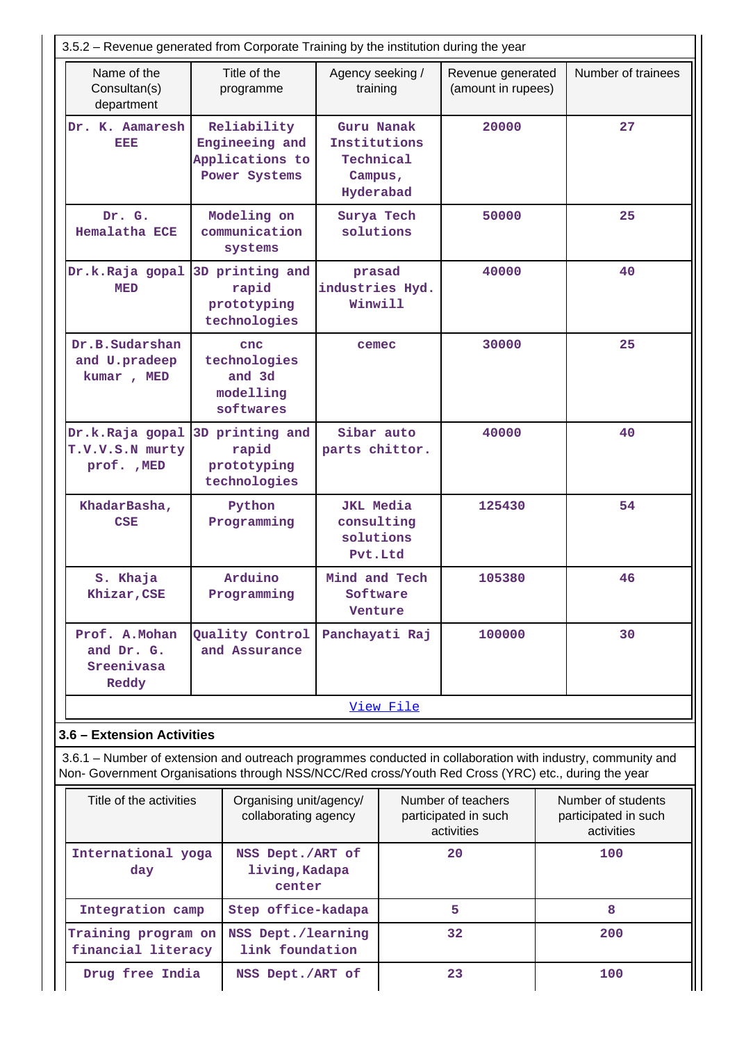3.5.2 – Revenue generated from Corporate Training by the institution during the year

| Name of the Consultan(s) department | Title of the programme | Agency seeking / training | Revenue generated (amount in rupees) | Number of trainees |
|---|---|---|---|---|
| Dr. K. Aamaresh EEE | Reliability Engineeing and Applications to Power Systems | Guru Nanak Institutions Technical Campus, Hyderabad | 20000 | 27 |
| Dr. G. Hemalatha ECE | Modeling on communication systems | Surya Tech solutions | 50000 | 25 |
| Dr.k.Raja gopal MED | 3D printing and rapid prototyping technologies | prasad industries Hyd. Winwill | 40000 | 40 |
| Dr.B.Sudarshan and U.pradeep kumar , MED | cnc technologies and 3d modelling softwares | cemec | 30000 | 25 |
| Dr.k.Raja gopal T.V.V.S.N murty prof. ,MED | 3D printing and rapid prototyping technologies | Sibar auto parts chittor. | 40000 | 40 |
| KhadarBasha, CSE | Python Programming | JKL Media consulting solutions Pvt.Ltd | 125430 | 54 |
| S. Khaja Khizar,CSE | Arduino Programming | Mind and Tech Software Venture | 105380 | 46 |
| Prof. A.Mohan and Dr. G. Sreenivasa Reddy | Quality Control and Assurance | Panchayati Raj | 100000 | 30 |

View File

### 3.6 – Extension Activities

3.6.1 – Number of extension and outreach programmes conducted in collaboration with industry, community and Non- Government Organisations through NSS/NCC/Red cross/Youth Red Cross (YRC) etc., during the year

| Title of the activities | Organising unit/agency/ collaborating agency | Number of teachers participated in such activities | Number of students participated in such activities |
|---|---|---|---|
| International yoga day | NSS Dept./ART of living,Kadapa center | 20 | 100 |
| Integration camp | Step office-kadapa | 5 | 8 |
| Training program on financial literacy | NSS Dept./learning link foundation | 32 | 200 |
| Drug free India | NSS Dept./ART of | 23 | 100 |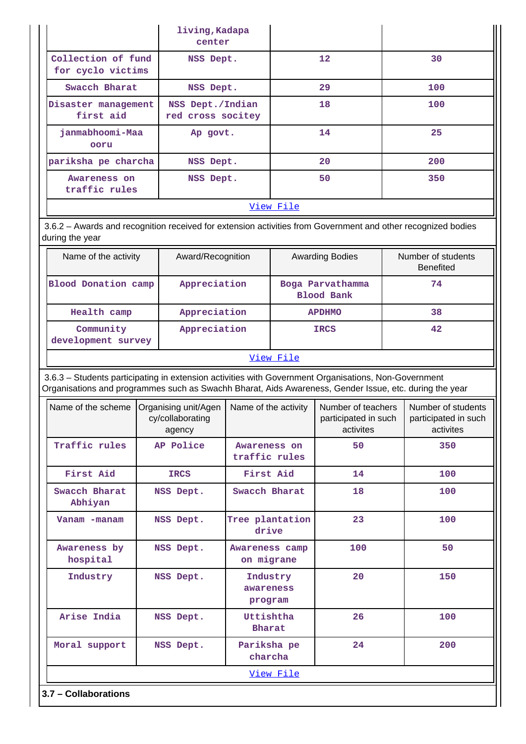|  | living,Kadapa center |  |  |
|---|---|---|---|
| Collection of fund for cyclo victims | NSS Dept. | 12 | 30 |
| Swacch Bharat | NSS Dept. | 29 | 100 |
| Disaster management first aid | NSS Dept./Indian red cross socitey | 18 | 100 |
| janmabhoomi-Maa ooru | Ap govt. | 14 | 25 |
| pariksha pe charcha | NSS Dept. | 20 | 200 |
| Awareness on traffic rules | NSS Dept. | 50 | 350 |
| [View File](#) |  |  |  |

3.6.2 – Awards and recognition received for extension activities from Government and other recognized bodies during the year

| Name of the activity | Award/Recognition | Awarding Bodies | Number of students Benefited |
|---|---|---|---|
| Blood Donation camp | Appreciation | Boga Parvathamma Blood Bank | 74 |
| Health camp | Appreciation | APDHMO | 38 |
| Community development survey | Appreciation | IRCS | 42 |
| [View File](#) |  |  |  |

3.6.3 – Students participating in extension activities with Government Organisations, Non-Government Organisations and programmes such as Swachh Bharat, Aids Awareness, Gender Issue, etc. during the year

| Name of the scheme | Organising unit/Agency/collaborating agency | Name of the activity | Number of teachers participated in such activites | Number of students participated in such activites |
|---|---|---|---|---|
| Traffic rules | AP Police | Awareness on traffic rules | 50 | 350 |
| First Aid | IRCS | First Aid | 14 | 100 |
| Swacch Bharat Abhiyan | NSS Dept. | Swacch Bharat | 18 | 100 |
| Vanam -manam | NSS Dept. | Tree plantation drive | 23 | 100 |
| Awareness by hospital | NSS Dept. | Awareness camp on migrane | 100 | 50 |
| Industry | NSS Dept. | Industry awareness program | 20 | 150 |
| Arise India | NSS Dept. | Uttishtha Bharat | 26 | 100 |
| Moral support | NSS Dept. | Pariksha pe charcha | 24 | 200 |
| [View File](#) |  |  |  |  |

**3.7 – Collaborations**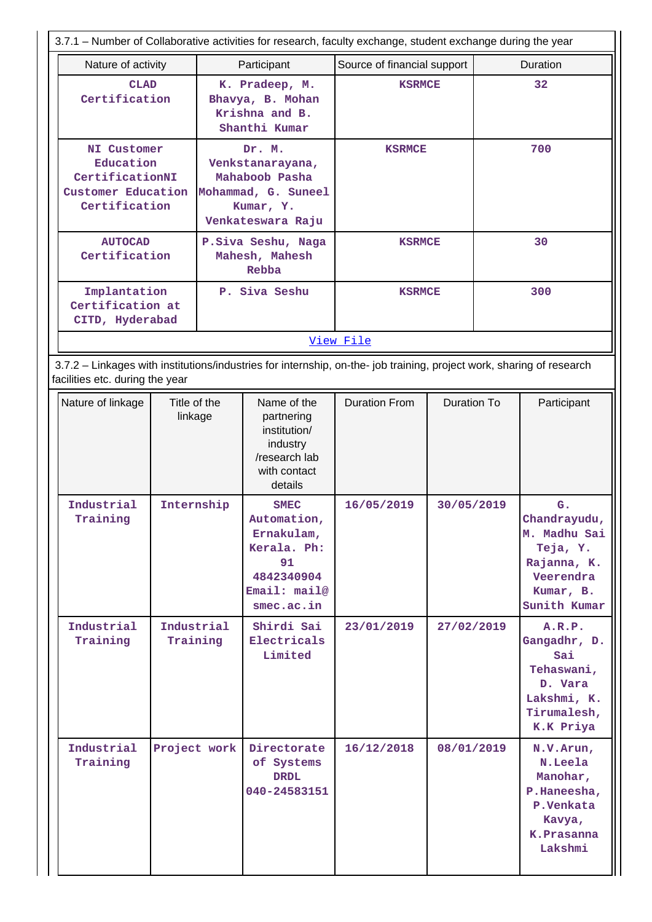3.7.1 – Number of Collaborative activities for research, faculty exchange, student exchange during the year

| Nature of activity | Participant | Source of financial support | Duration |
|---|---|---|---|
| CLAD Certification | K. Pradeep, M. Bhavya, B. Mohan Krishna and B. Shanthi Kumar | KSRMCE | 32 |
| NI Customer Education CertificationNI Customer Education Certification | Dr. M. Venkstanarayana, Mahaboob Pasha Mohammad, G. Suneel Kumar, Y. Venkateswara Raju | KSRMCE | 700 |
| AUTOCAD Certification | P.Siva Seshu, Naga Mahesh, Mahesh Rebba | KSRMCE | 30 |
| Implantation Certification at CITD, Hyderabad | P. Siva Seshu | KSRMCE | 300 |

View File

3.7.2 – Linkages with institutions/industries for internship, on-the- job training, project work, sharing of research facilities etc. during the year

| Nature of linkage | Title of the linkage | Name of the partnering institution/ industry /research lab with contact details | Duration From | Duration To | Participant |
|---|---|---|---|---|---|
| Industrial Training | Internship | SMEC Automation, Ernakulam, Kerala. Ph: 91 4842340904 Email: mail@smec.ac.in | 16/05/2019 | 30/05/2019 | G. Chandrayudu, M. Madhu Sai Teja, Y. Rajanna, K. Veerendra Kumar, B. Sunith Kumar |
| Industrial Training | Industrial Training | Shirdi Sai Electricals Limited | 23/01/2019 | 27/02/2019 | A.R.P. Gangadhr, D. Sai Tehaswani, D. Vara Lakshmi, K. Tirumalesh, K.K Priya |
| Industrial Training | Project work | Directorate of Systems DRDL 040-24583151 | 16/12/2018 | 08/01/2019 | N.V.Arun, N.Leela Manohar, P.Haneesha, P.Venkata Kavya, K.Prasanna Lakshmi |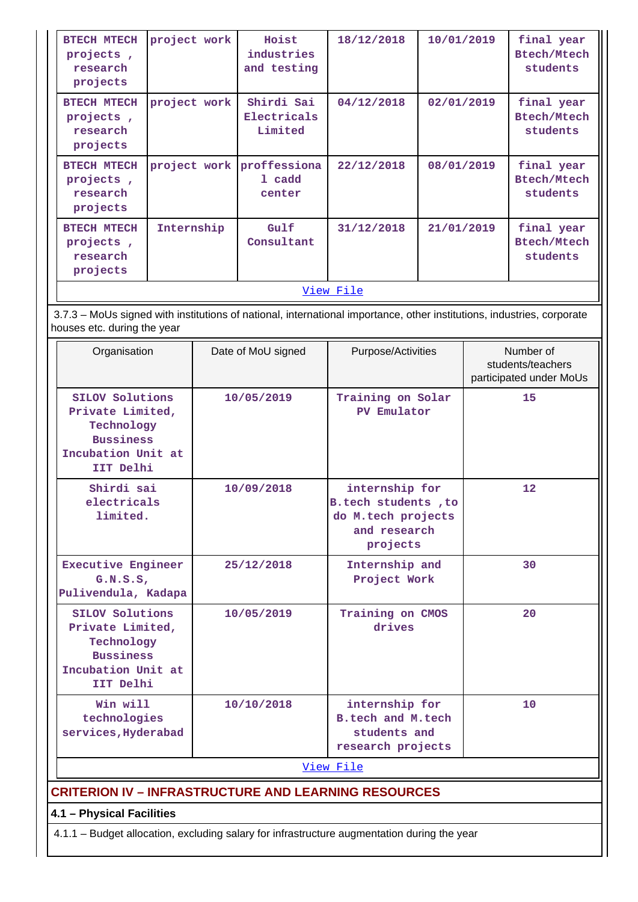| | | | | | |
|---|---|---|---|---|---|
| BTECH MTECH projects , research projects | project work | Hoist industries and testing | 18/12/2018 | 10/01/2019 | final year Btech/Mtech students |
| BTECH MTECH projects , research projects | project work | Shirdi Sai Electricals Limited | 04/12/2018 | 02/01/2019 | final year Btech/Mtech students |
| BTECH MTECH projects , research projects | project work | proffessiona l cadd center | 22/12/2018 | 08/01/2019 | final year Btech/Mtech students |
| BTECH MTECH projects , research projects | Internship | Gulf Consultant | 31/12/2018 | 21/01/2019 | final year Btech/Mtech students |

View File

3.7.3 – MoUs signed with institutions of national, international importance, other institutions, industries, corporate houses etc. during the year

| Organisation | Date of MoU signed | Purpose/Activities | Number of students/teachers participated under MoUs |
|---|---|---|---|
| SILOV Solutions Private Limited, Technology Bussiness Incubation Unit at IIT Delhi | 10/05/2019 | Training on Solar PV Emulator | 15 |
| Shirdi sai electricals limited. | 10/09/2018 | internship for B.tech students ,to do M.tech projects and research projects | 12 |
| Executive Engineer G.N.S.S, Pulivendula, Kadapa | 25/12/2018 | Internship and Project Work | 30 |
| SILOV Solutions Private Limited, Technology Bussiness Incubation Unit at IIT Delhi | 10/05/2019 | Training on CMOS drives | 20 |
| Win will technologies services,Hyderabad | 10/10/2018 | internship for B.tech and M.tech students and research projects | 10 |

View File

## CRITERION IV – INFRASTRUCTURE AND LEARNING RESOURCES

### 4.1 – Physical Facilities

4.1.1 – Budget allocation, excluding salary for infrastructure augmentation during the year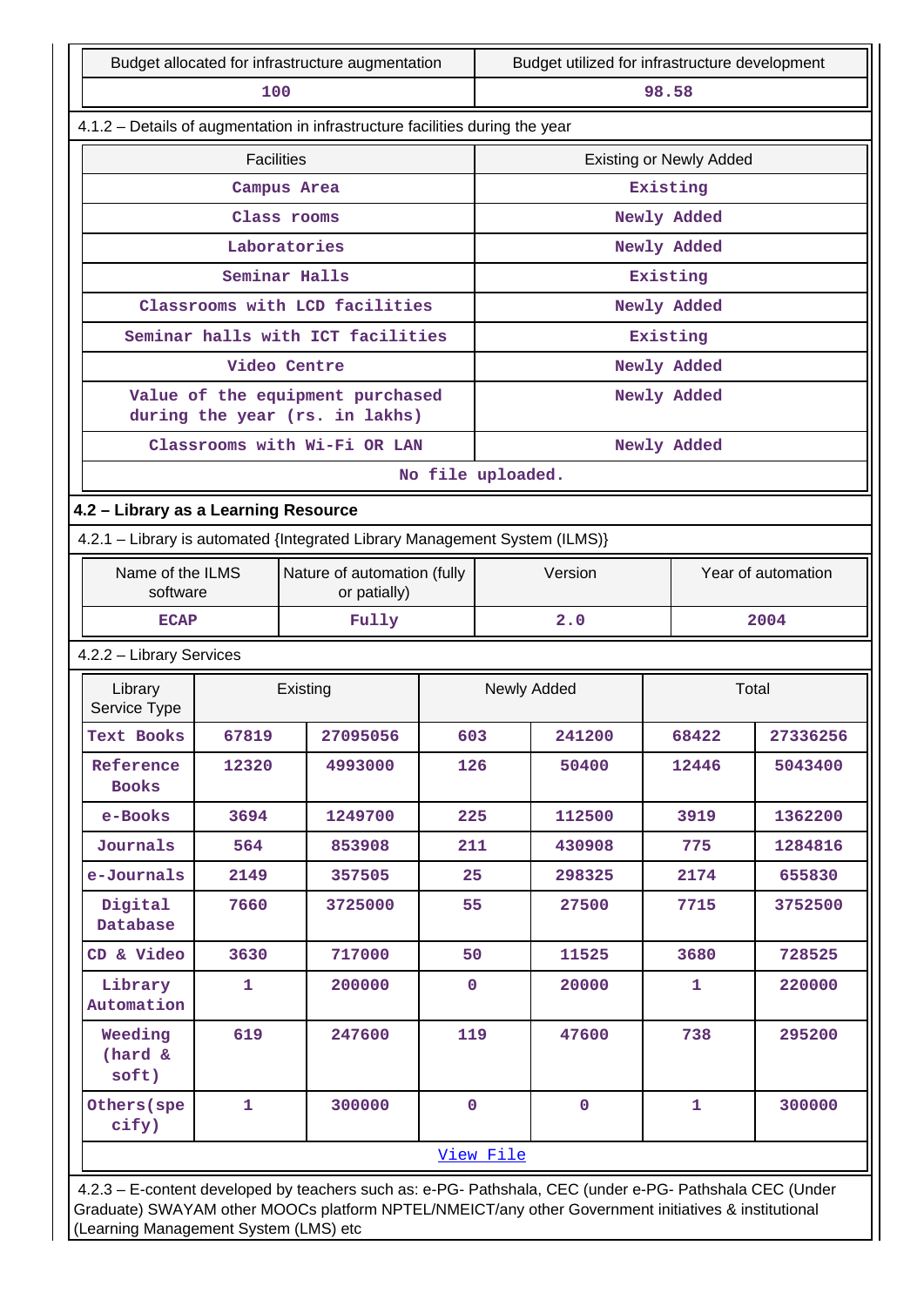| Budget allocated for infrastructure augmentation | Budget utilized for infrastructure development |
|---|---|
| 100 | 98.58 |

4.1.2 – Details of augmentation in infrastructure facilities during the year

| Facilities | Existing or Newly Added |
|---|---|
| Campus Area | Existing |
| Class rooms | Newly Added |
| Laboratories | Newly Added |
| Seminar Halls | Existing |
| Classrooms with LCD facilities | Newly Added |
| Seminar halls with ICT facilities | Existing |
| Video Centre | Newly Added |
| Value of the equipment purchased during the year (rs. in lakhs) | Newly Added |
| Classrooms with Wi-Fi OR LAN | Newly Added |
| No file uploaded. | |

**4.2 – Library as a Learning Resource**

4.2.1 – Library is automated {Integrated Library Management System (ILMS)}

| Name of the ILMS software | Nature of automation (fully or patially) | Version | Year of automation |
|---|---|---|---|
| ECAP | Fully | 2.0 | 2004 |

4.2.2 – Library Services

| Library Service Type | Existing | | Newly Added | | Total | |
|---|---|---|---|---|---|---|
| Text Books | 67819 | 27095056 | 603 | 241200 | 68422 | 27336256 |
| Reference Books | 12320 | 4993000 | 126 | 50400 | 12446 | 5043400 |
| e-Books | 3694 | 1249700 | 225 | 112500 | 3919 | 1362200 |
| Journals | 564 | 853908 | 211 | 430908 | 775 | 1284816 |
| e-Journals | 2149 | 357505 | 25 | 298325 | 2174 | 655830 |
| Digital Database | 7660 | 3725000 | 55 | 27500 | 7715 | 3752500 |
| CD & Video | 3630 | 717000 | 50 | 11525 | 3680 | 728525 |
| Library Automation | 1 | 200000 | 0 | 20000 | 1 | 220000 |
| Weeding (hard & soft) | 619 | 247600 | 119 | 47600 | 738 | 295200 |
| Others(specify) | 1 | 300000 | 0 | 0 | 1 | 300000 |
| View File | | | | | | |

4.2.3 – E-content developed by teachers such as: e-PG- Pathshala, CEC (under e-PG- Pathshala CEC (Under Graduate) SWAYAM other MOOCs platform NPTEL/NMEICT/any other Government initiatives & institutional (Learning Management System (LMS) etc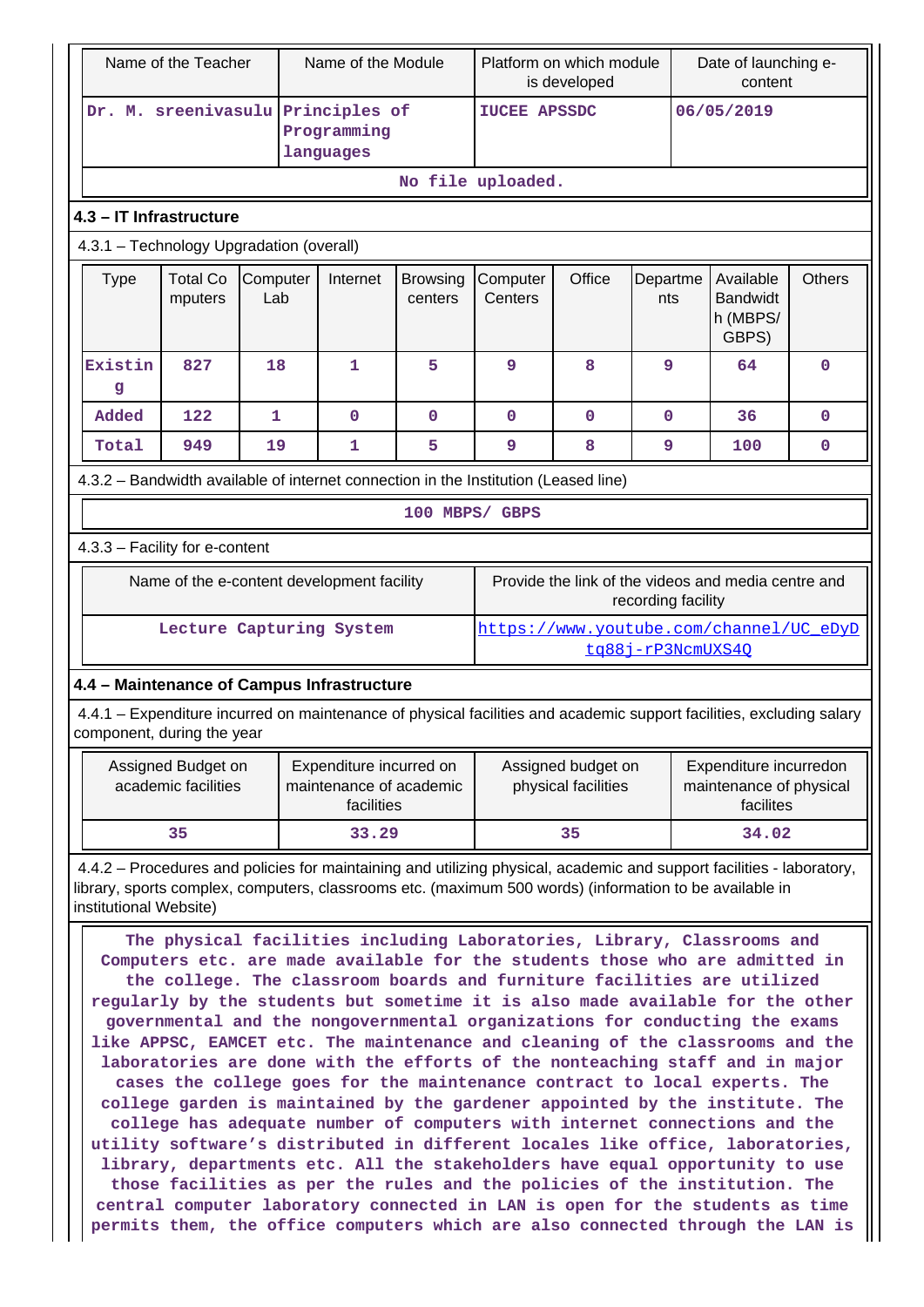| Name of the Teacher | Name of the Module | Platform on which module is developed | Date of launching e-content |
|---|---|---|---|
| Dr. M. sreenivasulu | Principles of Programming languages | IUCEE APSSDC | 06/05/2019 |
| No file uploaded. | | | |

**4.3 – IT Infrastructure**

4.3.1 – Technology Upgradation (overall)

| Type | Total Computers | Computer Lab | Internet | Browsing centers | Computer Centers | Office | Departments | Available Bandwidth (MBPS/ GBPS) | Others |
|---|---|---|---|---|---|---|---|---|---|
| Existing | 827 | 18 | 1 | 5 | 9 | 8 | 9 | 64 | 0 |
| Added | 122 | 1 | 0 | 0 | 0 | 0 | 0 | 36 | 0 |
| Total | 949 | 19 | 1 | 5 | 9 | 8 | 9 | 100 | 0 |

4.3.2 – Bandwidth available of internet connection in the Institution (Leased line)

100 MBPS/ GBPS

4.3.3 – Facility for e-content

| Name of the e-content development facility | Provide the link of the videos and media centre and recording facility |
|---|---|
| Lecture Capturing System | https://www.youtube.com/channel/UC_eDyDtq88j-rP3NcmUXS4Q |

**4.4 – Maintenance of Campus Infrastructure**

4.4.1 – Expenditure incurred on maintenance of physical facilities and academic support facilities, excluding salary component, during the year

| Assigned Budget on academic facilities | Expenditure incurred on maintenance of academic facilities | Assigned budget on physical facilities | Expenditure incurredon maintenance of physical facilites |
|---|---|---|---|
| 35 | 33.29 | 35 | 34.02 |

4.4.2 – Procedures and policies for maintaining and utilizing physical, academic and support facilities - laboratory, library, sports complex, computers, classrooms etc. (maximum 500 words) (information to be available in institutional Website)

The physical facilities including Laboratories, Library, Classrooms and Computers etc. are made available for the students those who are admitted in the college. The classroom boards and furniture facilities are utilized regularly by the students but sometime it is also made available for the other governmental and the nongovernmental organizations for conducting the exams like APPSC, EAMCET etc. The maintenance and cleaning of the classrooms and the laboratories are done with the efforts of the nonteaching staff and in major cases the college goes for the maintenance contract to local experts. The college garden is maintained by the gardener appointed by the institute. The college has adequate number of computers with internet connections and the utility software's distributed in different locales like office, laboratories, library, departments etc. All the stakeholders have equal opportunity to use those facilities as per the rules and the policies of the institution. The central computer laboratory connected in LAN is open for the students as time permits them, the office computers which are also connected through the LAN is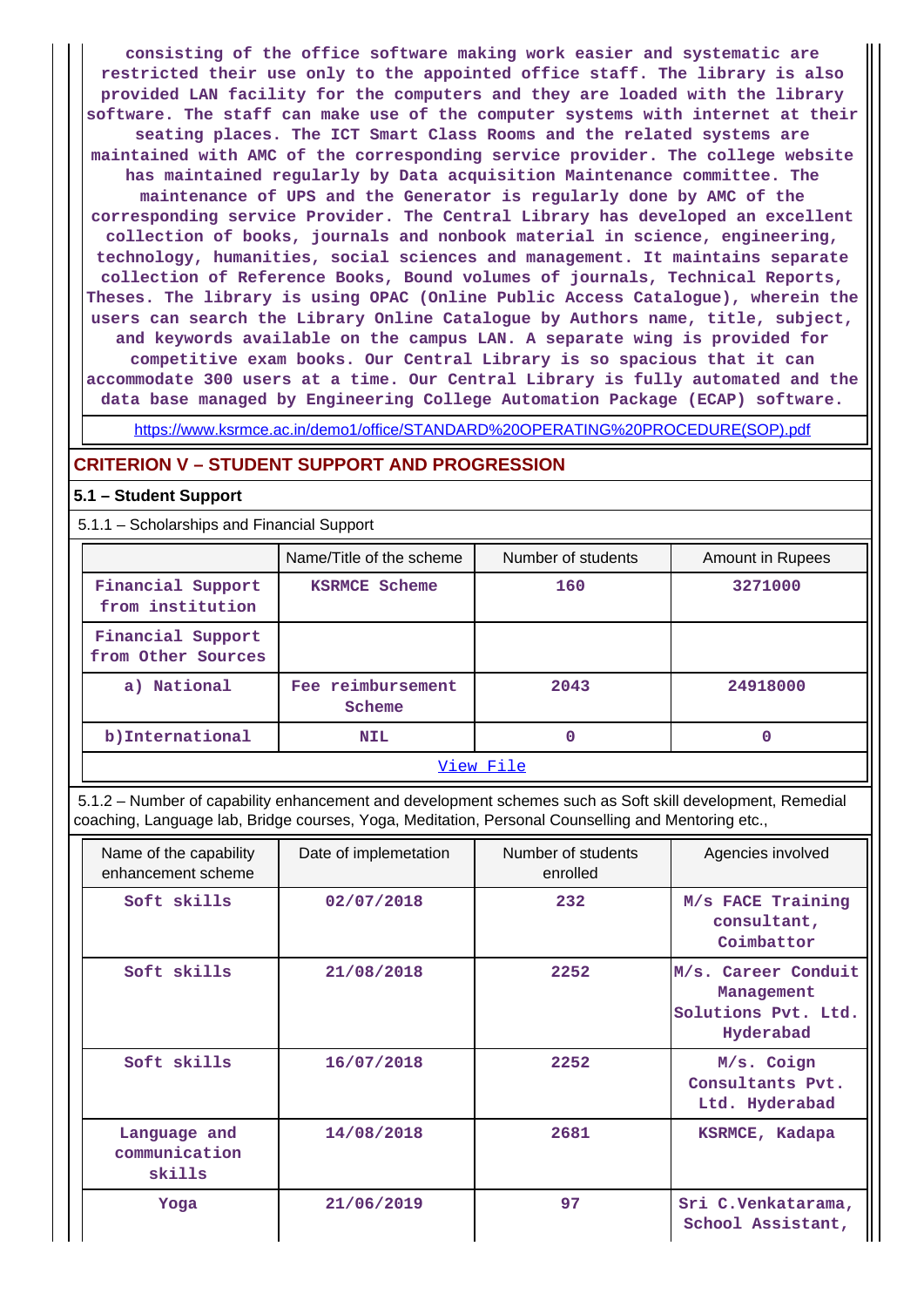consisting of the office software making work easier and systematic are restricted their use only to the appointed office staff. The library is also provided LAN facility for the computers and they are loaded with the library software. The staff can make use of the computer systems with internet at their seating places. The ICT Smart Class Rooms and the related systems are maintained with AMC of the corresponding service provider. The college website has maintained regularly by Data acquisition Maintenance committee. The maintenance of UPS and the Generator is regularly done by AMC of the corresponding service Provider. The Central Library has developed an excellent collection of books, journals and nonbook material in science, engineering, technology, humanities, social sciences and management. It maintains separate collection of Reference Books, Bound volumes of journals, Technical Reports, Theses. The library is using OPAC (Online Public Access Catalogue), wherein the users can search the Library Online Catalogue by Authors name, title, subject, and keywords available on the campus LAN. A separate wing is provided for competitive exam books. Our Central Library is so spacious that it can accommodate 300 users at a time. Our Central Library is fully automated and the data base managed by Engineering College Automation Package (ECAP) software.

https://www.ksrmce.ac.in/demo1/office/STANDARD%20OPERATING%20PROCEDURE(SOP).pdf

## CRITERION V – STUDENT SUPPORT AND PROGRESSION

### 5.1 – Student Support

5.1.1 – Scholarships and Financial Support

| | Name/Title of the scheme | Number of students | Amount in Rupees |
|---|---|---|---|
| Financial Support from institution | KSRMCE Scheme | 160 | 3271000 |
| Financial Support from Other Sources | | | |
| a) National | Fee reimbursement Scheme | 2043 | 24918000 |
| b)International | NIL | 0 | 0 |

View File

5.1.2 – Number of capability enhancement and development schemes such as Soft skill development, Remedial coaching, Language lab, Bridge courses, Yoga, Meditation, Personal Counselling and Mentoring etc.,

| Name of the capability enhancement scheme | Date of implemetation | Number of students enrolled | Agencies involved |
|---|---|---|---|
| Soft skills | 02/07/2018 | 232 | M/s FACE Training consultant, Coimbattor |
| Soft skills | 21/08/2018 | 2252 | M/s. Career Conduit Management Solutions Pvt. Ltd. Hyderabad |
| Soft skills | 16/07/2018 | 2252 | M/s. Coign Consultants Pvt. Ltd. Hyderabad |
| Language and communication skills | 14/08/2018 | 2681 | KSRMCE, Kadapa |
| Yoga | 21/06/2019 | 97 | Sri C.Venkatarama, School Assistant, |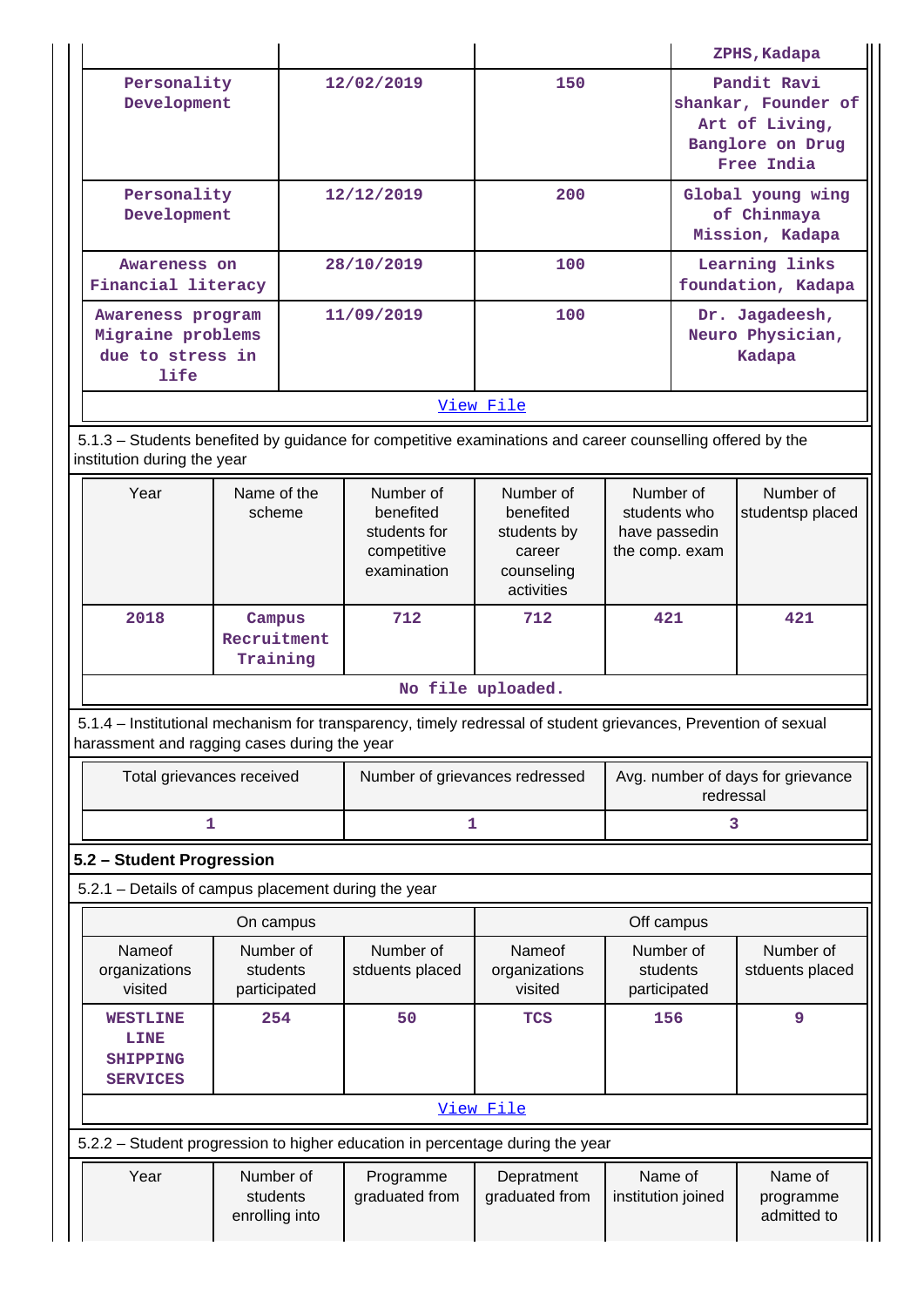| | | | ZPHS, Kadapa |
|---|---|---|---|
| Personality Development | 12/02/2019 | 150 | Pandit Ravi shankar, Founder of Art of Living, Banglore on Drug Free India |
| Personality Development | 12/12/2019 | 200 | Global young wing of Chinmaya Mission, Kadapa |
| Awareness on Financial literacy | 28/10/2019 | 100 | Learning links foundation, Kadapa |
| Awareness program Migraine problems due to stress in life | 11/09/2019 | 100 | Dr. Jagadeesh, Neuro Physician, Kadapa |

View File

5.1.3 – Students benefited by guidance for competitive examinations and career counselling offered by the institution during the year

| Year | Name of the scheme | Number of benefited students for competitive examination | Number of benefited students by career counseling activities | Number of students who have passedin the comp. exam | Number of studentsp placed |
|---|---|---|---|---|---|
| 2018 | Campus Recruitment Training | 712 | 712 | 421 | 421 |

No file uploaded.

5.1.4 – Institutional mechanism for transparency, timely redressal of student grievances, Prevention of sexual harassment and ragging cases during the year

| Total grievances received | Number of grievances redressed | Avg. number of days for grievance redressal |
|---|---|---|
| 1 | 1 | 3 |

## 5.2 – Student Progression

5.2.1 – Details of campus placement during the year

| On campus | | | Off campus | | |
|---|---|---|---|---|---|
| Nameof organizations visited | Number of students participated | Number of stduents placed | Nameof organizations visited | Number of students participated | Number of stduents placed |
| WESTLINE LINE SHIPPING SERVICES | 254 | 50 | TCS | 156 | 9 |

View File

5.2.2 – Student progression to higher education in percentage during the year

| Year | Number of students enrolling into | Programme graduated from | Depratment graduated from | Name of institution joined | Name of programme admitted to |
|---|---|---|---|---|---|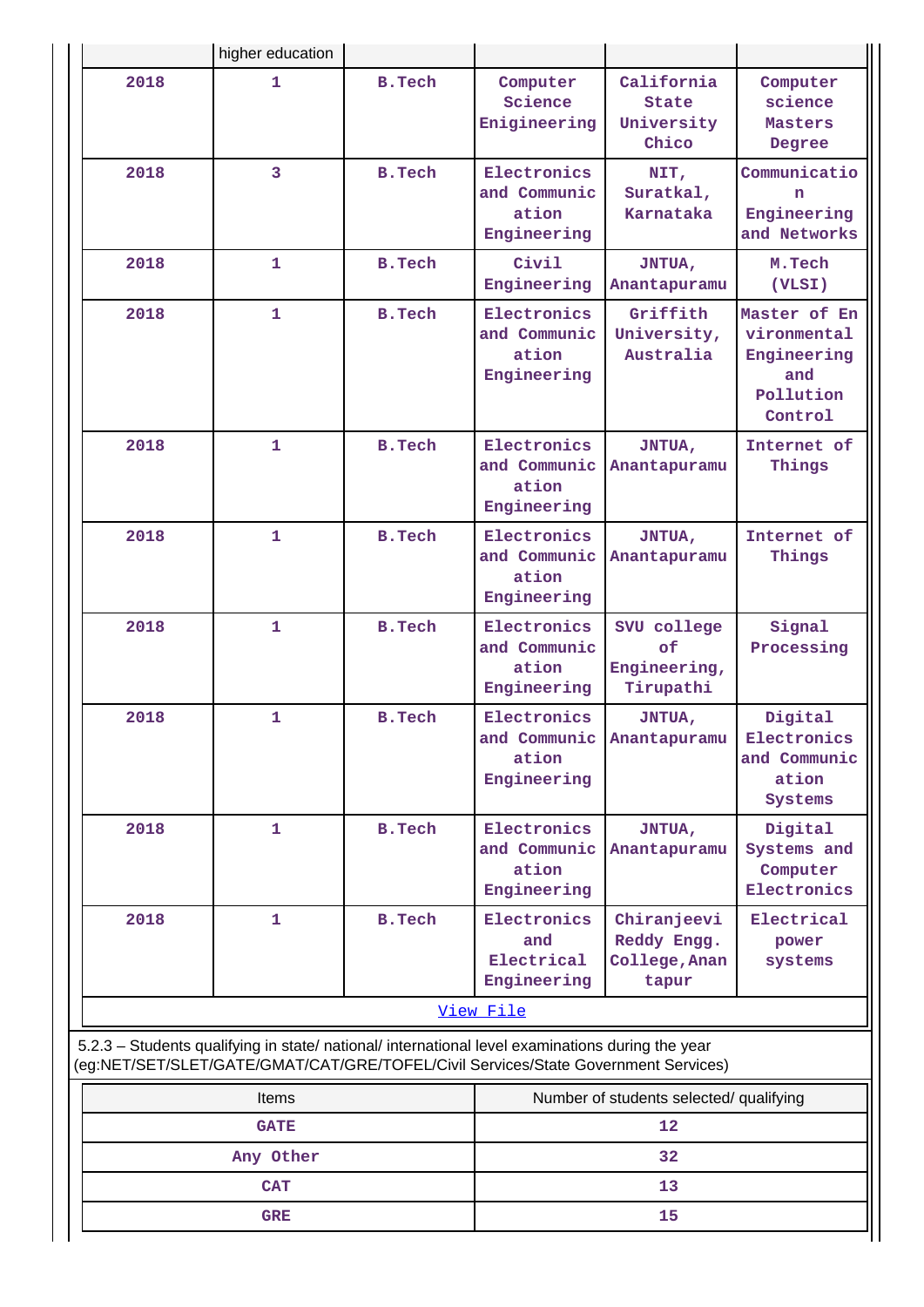| | higher education | | | | |
|---|---|---|---|---|---|
| 2018 | 1 | B.Tech | Computer Science Enigineering | California State University Chico | Computer science Masters Degree |
| 2018 | 3 | B.Tech | Electronics and Communication Engineering | NIT, Suratkal, Karnataka | Communication Engineering and Networks |
| 2018 | 1 | B.Tech | Civil Engineering | JNTUA, Anantapuramu | M.Tech (VLSI) |
| 2018 | 1 | B.Tech | Electronics and Communication Engineering | Griffith University, Australia | Master of Environmental Engineering and Pollution Control |
| 2018 | 1 | B.Tech | Electronics and Communication Engineering | JNTUA, Anantapuramu | Internet of Things |
| 2018 | 1 | B.Tech | Electronics and Communication Engineering | JNTUA, Anantapuramu | Internet of Things |
| 2018 | 1 | B.Tech | Electronics and Communication Engineering | SVU college of Engineering, Tirupathi | Signal Processing |
| 2018 | 1 | B.Tech | Electronics and Communication Engineering | JNTUA, Anantapuramu | Digital Electronics and Communication Systems |
| 2018 | 1 | B.Tech | Electronics and Communication Engineering | JNTUA, Anantapuramu | Digital Systems and Computer Electronics |
| 2018 | 1 | B.Tech | Electronics and Electrical Engineering | Chiranjeevi Reddy Engg. College, Anantapur | Electrical power systems |

View File

5.2.3 – Students qualifying in state/ national/ international level examinations during the year (eg:NET/SET/SLET/GATE/GMAT/CAT/GRE/TOFEL/Civil Services/State Government Services)

| Items | Number of students selected/ qualifying |
|---|---|
| GATE | 12 |
| Any Other | 32 |
| CAT | 13 |
| GRE | 15 |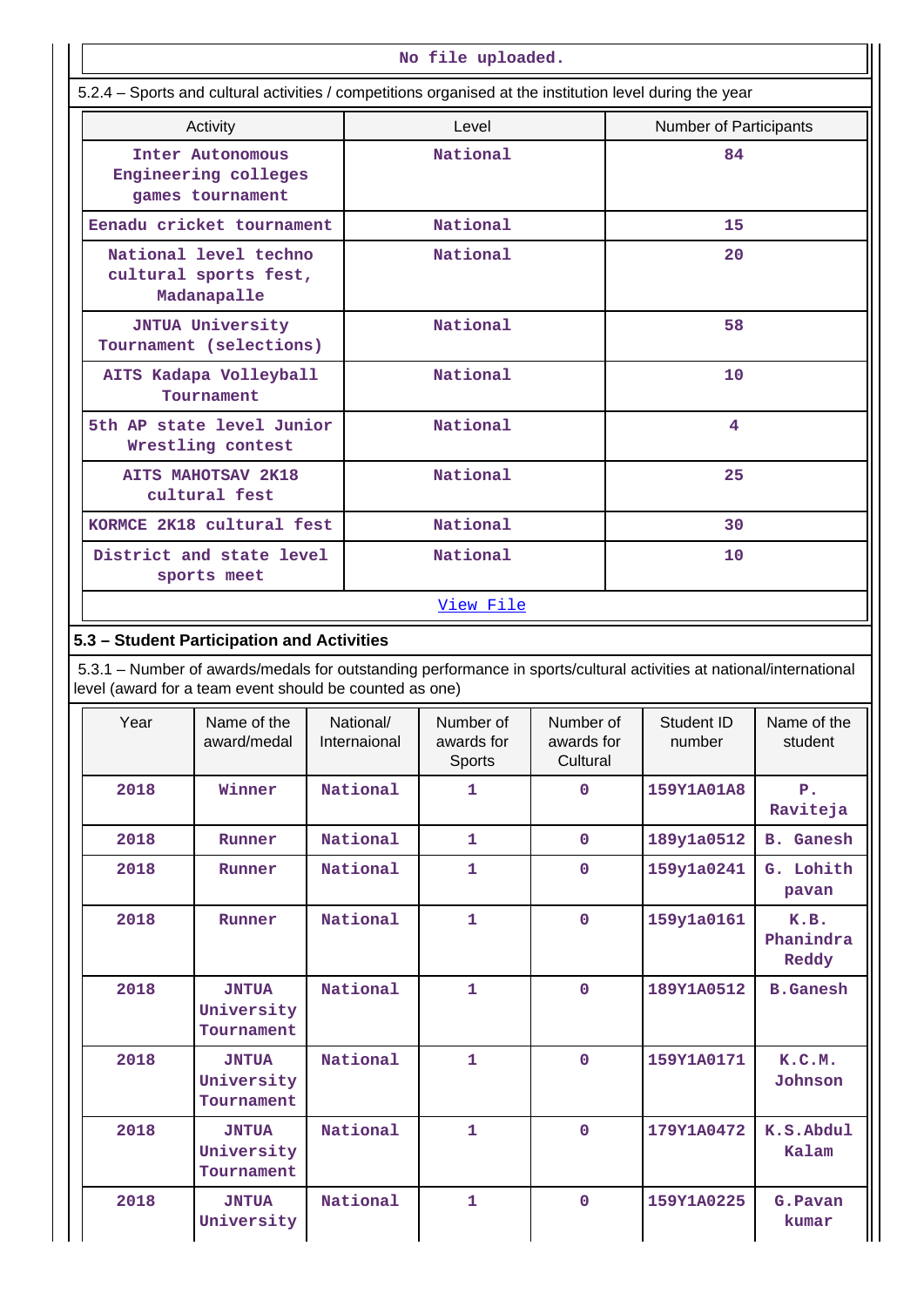| No file uploaded. |
|---|

5.2.4 – Sports and cultural activities / competitions organised at the institution level during the year

| Activity | Level | Number of Participants |
|---|---|---|
| Inter Autonomous Engineering colleges games tournament | National | 84 |
| Eenadu cricket tournament | National | 15 |
| National level techno cultural sports fest, Madanapalle | National | 20 |
| JNTUA University Tournament (selections) | National | 58 |
| AITS Kadapa Volleyball Tournament | National | 10 |
| 5th AP state level Junior Wrestling contest | National | 4 |
| AITS MAHOTSAV 2K18 cultural fest | National | 25 |
| KORMCE 2K18 cultural fest | National | 30 |
| District and state level sports meet | National | 10 |

View File

**5.3 – Student Participation and Activities**

5.3.1 – Number of awards/medals for outstanding performance in sports/cultural activities at national/international level (award for a team event should be counted as one)

| Year | Name of the award/medal | National/ Internaional | Number of awards for Sports | Number of awards for Cultural | Student ID number | Name of the student |
|---|---|---|---|---|---|---|
| 2018 | Winner | National | 1 | 0 | 159Y1A01A8 | P. Raviteja |
| 2018 | Runner | National | 1 | 0 | 189y1a0512 | B. Ganesh |
| 2018 | Runner | National | 1 | 0 | 159y1a0241 | G. Lohith pavan |
| 2018 | Runner | National | 1 | 0 | 159y1a0161 | K.B. Phanindra Reddy |
| 2018 | JNTUA University Tournament | National | 1 | 0 | 189Y1A0512 | B.Ganesh |
| 2018 | JNTUA University Tournament | National | 1 | 0 | 159Y1A0171 | K.C.M. Johnson |
| 2018 | JNTUA University Tournament | National | 1 | 0 | 179Y1A0472 | K.S.Abdul Kalam |
| 2018 | JNTUA University | National | 1 | 0 | 159Y1A0225 | G.Pavan kumar |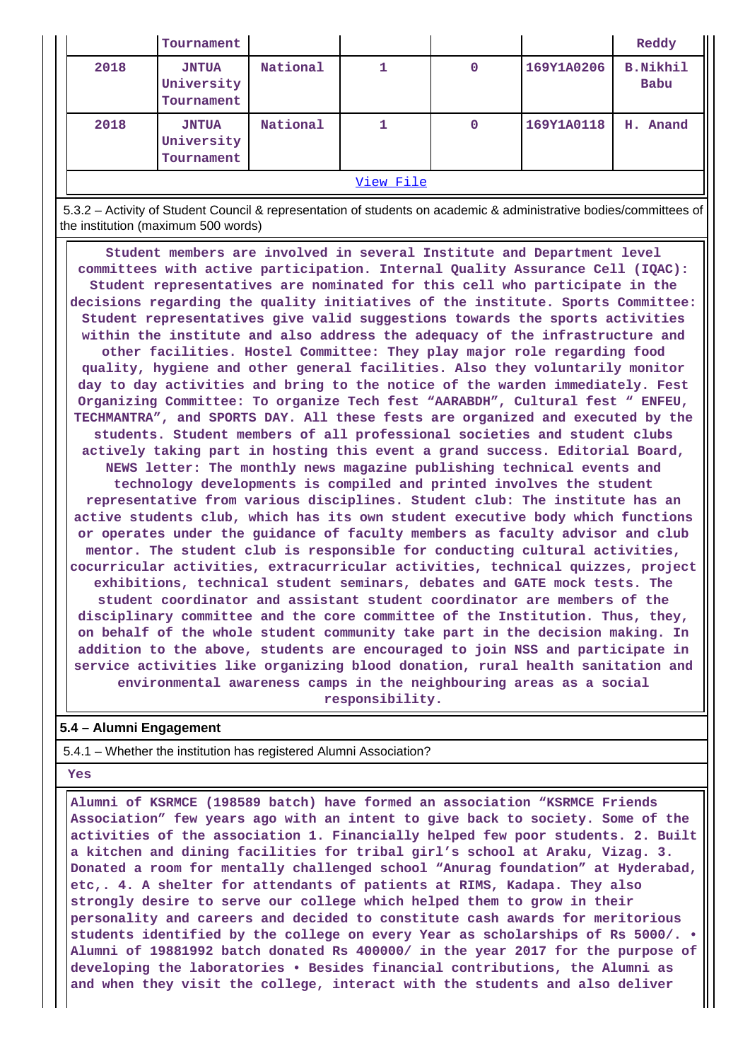|  | Tournament |  |  |  |  | Reddy |
|---|---|---|---|---|---|---|
| 2018 | JNTUA University Tournament | National | 1 | 0 | 169Y1A0206 | B.Nikhil Babu |
| 2018 | JNTUA University Tournament | National | 1 | 0 | 169Y1A0118 | H. Anand |

View File

5.3.2 – Activity of Student Council & representation of students on academic & administrative bodies/committees of the institution (maximum 500 words)

Student members are involved in several Institute and Department level committees with active participation. Internal Quality Assurance Cell (IQAC): Student representatives are nominated for this cell who participate in the decisions regarding the quality initiatives of the institute. Sports Committee: Student representatives give valid suggestions towards the sports activities within the institute and also address the adequacy of the infrastructure and other facilities. Hostel Committee: They play major role regarding food quality, hygiene and other general facilities. Also they voluntarily monitor day to day activities and bring to the notice of the warden immediately. Fest Organizing Committee: To organize Tech fest "AARABDH", Cultural fest " ENFEU, TECHMANTRA", and SPORTS DAY. All these fests are organized and executed by the students. Student members of all professional societies and student clubs actively taking part in hosting this event a grand success. Editorial Board, NEWS letter: The monthly news magazine publishing technical events and technology developments is compiled and printed involves the student representative from various disciplines. Student club: The institute has an active students club, which has its own student executive body which functions or operates under the guidance of faculty members as faculty advisor and club mentor. The student club is responsible for conducting cultural activities, cocurricular activities, extracurricular activities, technical quizzes, project exhibitions, technical student seminars, debates and GATE mock tests. The student coordinator and assistant student coordinator are members of the disciplinary committee and the core committee of the Institution. Thus, they, on behalf of the whole student community take part in the decision making. In addition to the above, students are encouraged to join NSS and participate in service activities like organizing blood donation, rural health sanitation and environmental awareness camps in the neighbouring areas as a social responsibility.

## 5.4 – Alumni Engagement

5.4.1 – Whether the institution has registered Alumni Association?

Yes

Alumni of KSRMCE (198589 batch) have formed an association "KSRMCE Friends Association" few years ago with an intent to give back to society. Some of the activities of the association 1. Financially helped few poor students. 2. Built a kitchen and dining facilities for tribal girl's school at Araku, Vizag. 3. Donated a room for mentally challenged school "Anurag foundation" at Hyderabad, etc,. 4. A shelter for attendants of patients at RIMS, Kadapa. They also strongly desire to serve our college which helped them to grow in their personality and careers and decided to constitute cash awards for meritorious students identified by the college on every Year as scholarships of Rs 5000/. • Alumni of 19881992 batch donated Rs 400000/ in the year 2017 for the purpose of developing the laboratories • Besides financial contributions, the Alumni as and when they visit the college, interact with the students and also deliver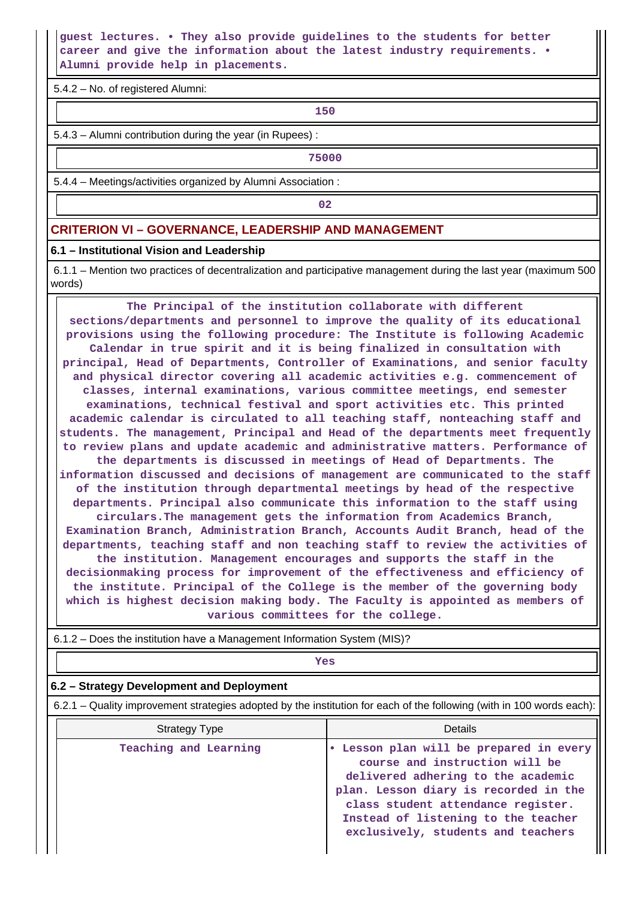guest lectures. • They also provide guidelines to the students for better career and give the information about the latest industry requirements. • Alumni provide help in placements.

5.4.2 – No. of registered Alumni:

150

5.4.3 – Alumni contribution during the year (in Rupees) :

75000

5.4.4 – Meetings/activities organized by Alumni Association :

02

## CRITERION VI – GOVERNANCE, LEADERSHIP AND MANAGEMENT

### 6.1 – Institutional Vision and Leadership

6.1.1 – Mention two practices of decentralization and participative management during the last year (maximum 500 words)

The Principal of the institution collaborate with different sections/departments and personnel to improve the quality of its educational provisions using the following procedure: The Institute is following Academic Calendar in true spirit and it is being finalized in consultation with principal, Head of Departments, Controller of Examinations, and senior faculty and physical director covering all academic activities e.g. commencement of classes, internal examinations, various committee meetings, end semester examinations, technical festival and sport activities etc. This printed academic calendar is circulated to all teaching staff, nonteaching staff and students. The management, Principal and Head of the departments meet frequently to review plans and update academic and administrative matters. Performance of the departments is discussed in meetings of Head of Departments. The information discussed and decisions of management are communicated to the staff of the institution through departmental meetings by head of the respective departments. Principal also communicate this information to the staff using circulars.The management gets the information from Academics Branch, Examination Branch, Administration Branch, Accounts Audit Branch, head of the departments, teaching staff and non teaching staff to review the activities of the institution. Management encourages and supports the staff in the decisionmaking process for improvement of the effectiveness and efficiency of the institute. Principal of the College is the member of the governing body which is highest decision making body. The Faculty is appointed as members of various committees for the college.

6.1.2 – Does the institution have a Management Information System (MIS)?

Yes

### 6.2 – Strategy Development and Deployment

6.2.1 – Quality improvement strategies adopted by the institution for each of the following (with in 100 words each):

| Strategy Type | Details |
|---|---|
| Teaching and Learning | • Lesson plan will be prepared in every course and instruction will be delivered adhering to the academic plan. Lesson diary is recorded in the class student attendance register. Instead of listening to the teacher exclusively, students and teachers |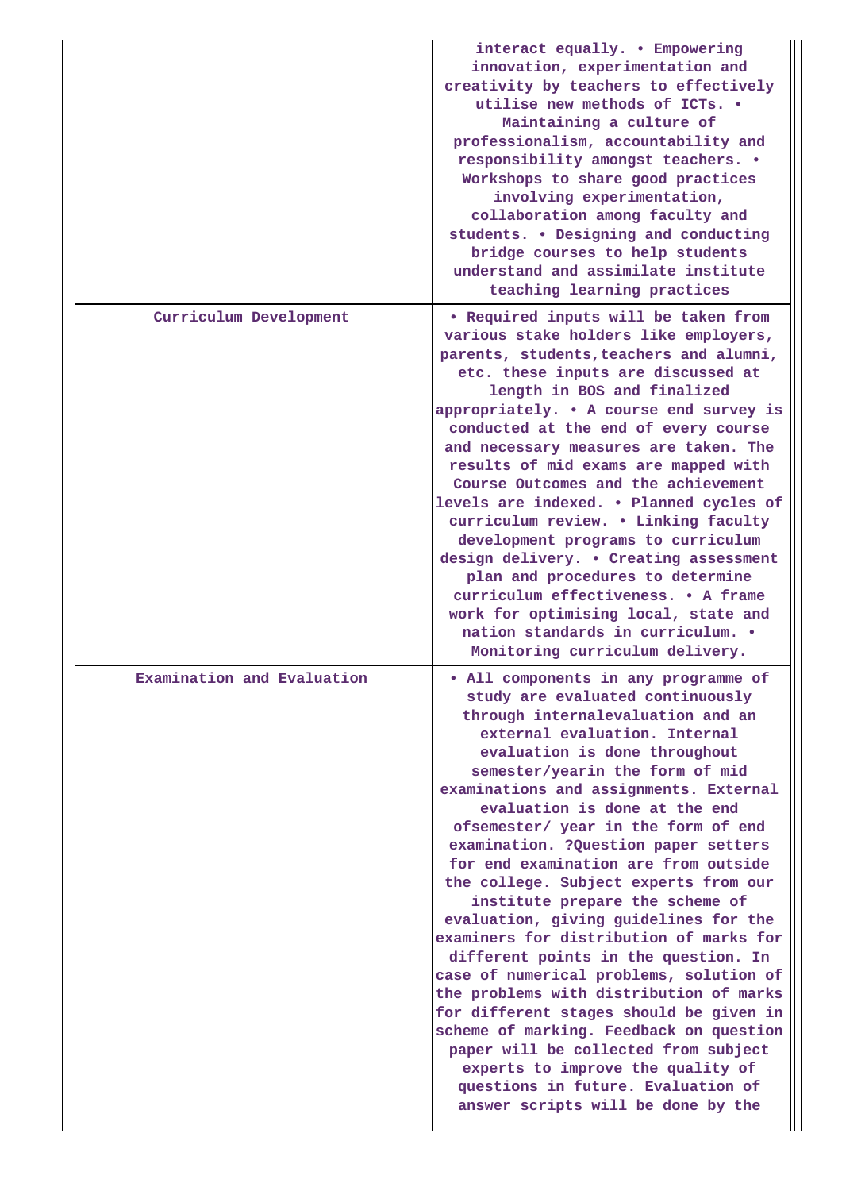| | |
|---|---|
| | interact equally. • Empowering innovation, experimentation and creativity by teachers to effectively utilise new methods of ICTs. • Maintaining a culture of professionalism, accountability and responsibility amongst teachers. • Workshops to share good practices involving experimentation, collaboration among faculty and students. • Designing and conducting bridge courses to help students understand and assimilate institute teaching learning practices |
| Curriculum Development | • Required inputs will be taken from various stake holders like employers, parents, students,teachers and alumni, etc. these inputs are discussed at length in BOS and finalized appropriately. • A course end survey is conducted at the end of every course and necessary measures are taken. The results of mid exams are mapped with Course Outcomes and the achievement levels are indexed. • Planned cycles of curriculum review. • Linking faculty development programs to curriculum design delivery. • Creating assessment plan and procedures to determine curriculum effectiveness. • A frame work for optimising local, state and nation standards in curriculum. • Monitoring curriculum delivery. |
| Examination and Evaluation | • All components in any programme of study are evaluated continuously through internalevaluation and an external evaluation. Internal evaluation is done throughout semester/yearin the form of mid examinations and assignments. External evaluation is done at the end ofsemester/ year in the form of end examination. ?Question paper setters for end examination are from outside the college. Subject experts from our institute prepare the scheme of evaluation, giving guidelines for the examiners for distribution of marks for different points in the question. In case of numerical problems, solution of the problems with distribution of marks for different stages should be given in scheme of marking. Feedback on question paper will be collected from subject experts to improve the quality of questions in future. Evaluation of answer scripts will be done by the |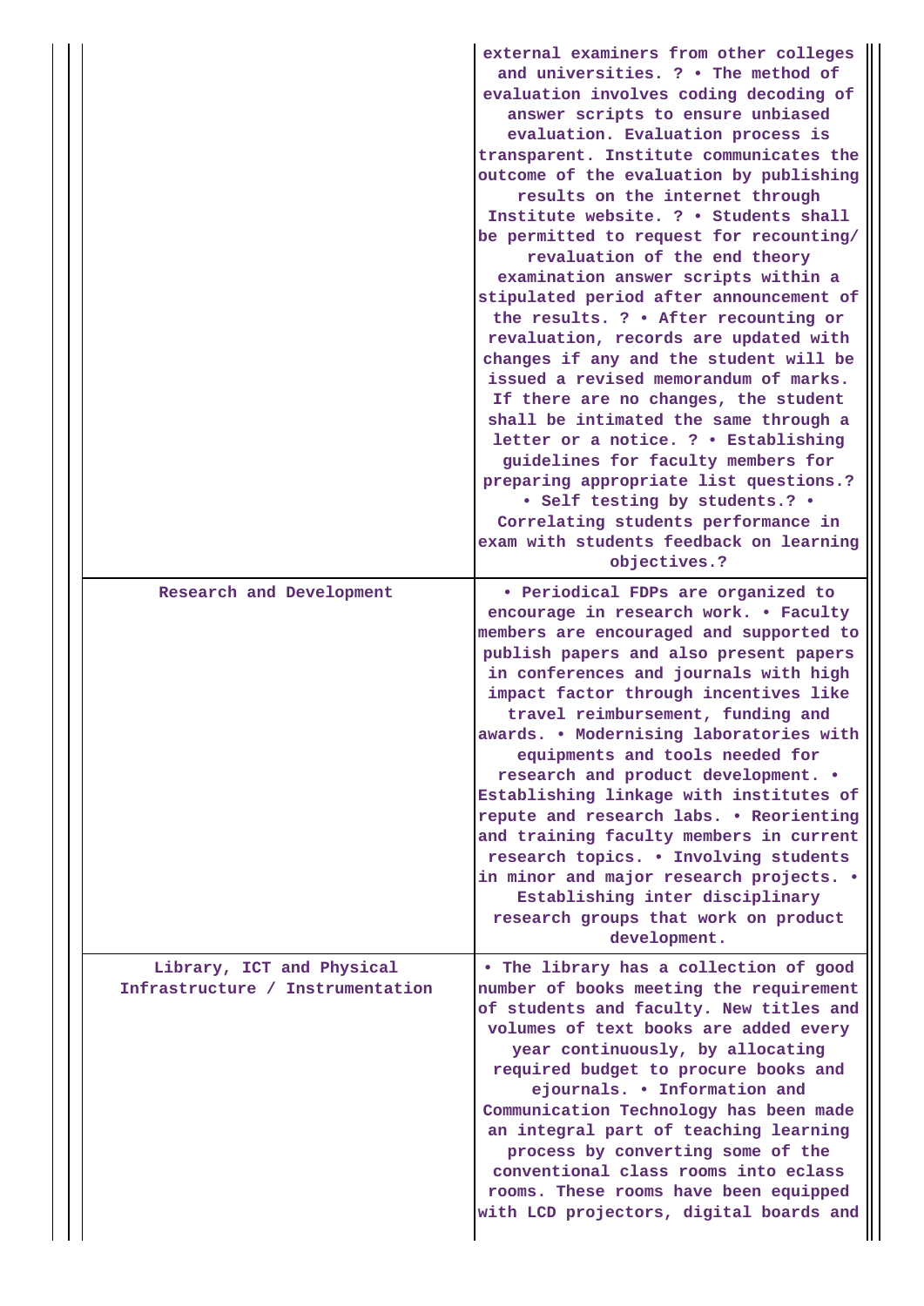| | |
|---|---|
| | external examiners from other colleges and universities. ? • The method of evaluation involves coding decoding of answer scripts to ensure unbiased evaluation. Evaluation process is transparent. Institute communicates the outcome of the evaluation by publishing results on the internet through Institute website. ? • Students shall be permitted to request for recounting/ revaluation of the end theory examination answer scripts within a stipulated period after announcement of the results. ? • After recounting or revaluation, records are updated with changes if any and the student will be issued a revised memorandum of marks. If there are no changes, the student shall be intimated the same through a letter or a notice. ? • Establishing guidelines for faculty members for preparing appropriate list questions.? • Self testing by students.? • Correlating students performance in exam with students feedback on learning objectives.? |
| Research and Development | • Periodical FDPs are organized to encourage in research work. • Faculty members are encouraged and supported to publish papers and also present papers in conferences and journals with high impact factor through incentives like travel reimbursement, funding and awards. • Modernising laboratories with equipments and tools needed for research and product development. • Establishing linkage with institutes of repute and research labs. • Reorienting and training faculty members in current research topics. • Involving students in minor and major research projects. • Establishing inter disciplinary research groups that work on product development. |
| Library, ICT and Physical Infrastructure / Instrumentation | • The library has a collection of good number of books meeting the requirement of students and faculty. New titles and volumes of text books are added every year continuously, by allocating required budget to procure books and ejournals. • Information and Communication Technology has been made an integral part of teaching learning process by converting some of the conventional class rooms into eclass rooms. These rooms have been equipped with LCD projectors, digital boards and |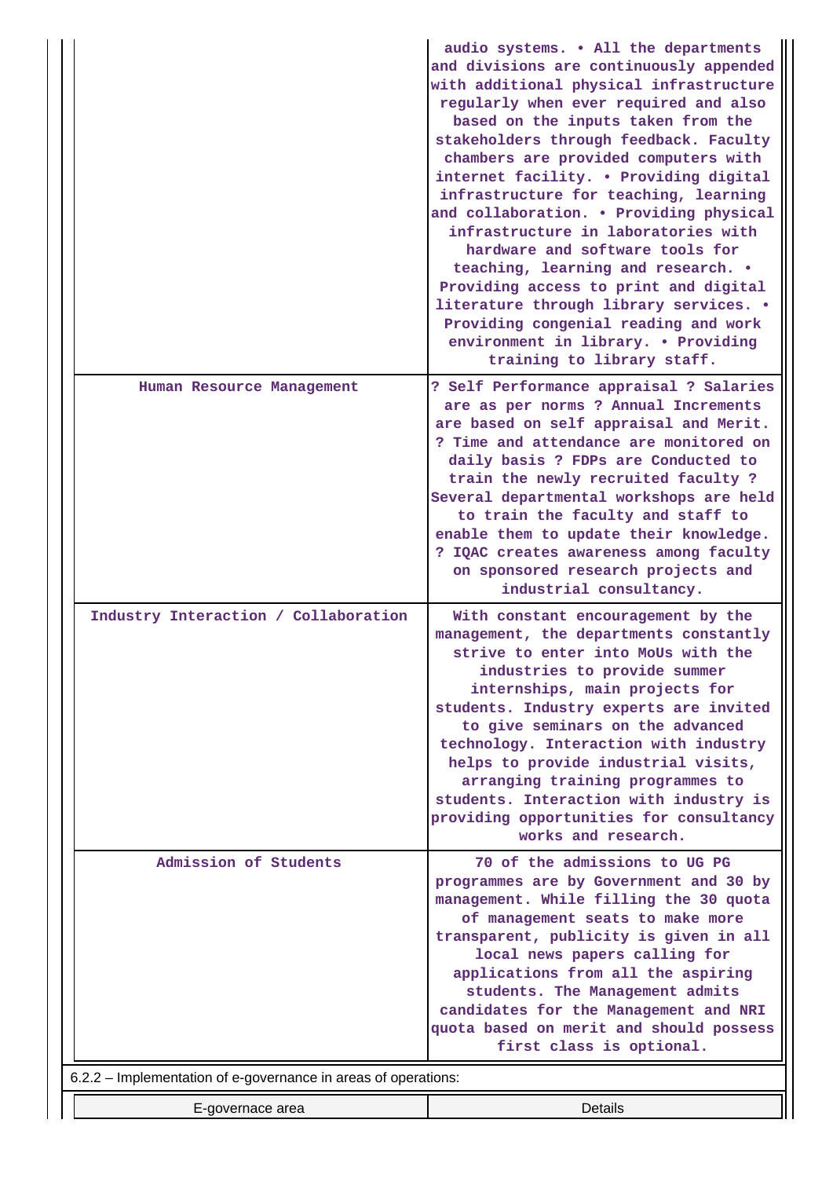| | |
|---|---|
| | audio systems. • All the departments and divisions are continuously appended with additional physical infrastructure regularly when ever required and also based on the inputs taken from the stakeholders through feedback. Faculty chambers are provided computers with internet facility. • Providing digital infrastructure for teaching, learning and collaboration. • Providing physical infrastructure in laboratories with hardware and software tools for teaching, learning and research. • Providing access to print and digital literature through library services. • Providing congenial reading and work environment in library. • Providing training to library staff. |
| Human Resource Management | ? Self Performance appraisal ? Salaries are as per norms ? Annual Increments are based on self appraisal and Merit. ? Time and attendance are monitored on daily basis ? FDPs are Conducted to train the newly recruited faculty ? Several departmental workshops are held to train the faculty and staff to enable them to update their knowledge. ? IQAC creates awareness among faculty on sponsored research projects and industrial consultancy. |
| Industry Interaction / Collaboration | With constant encouragement by the management, the departments constantly strive to enter into MoUs with the industries to provide summer internships, main projects for students. Industry experts are invited to give seminars on the advanced technology. Interaction with industry helps to provide industrial visits, arranging training programmes to students. Interaction with industry is providing opportunities for consultancy works and research. |
| Admission of Students | 70 of the admissions to UG PG programmes are by Government and 30 by management. While filling the 30 quota of management seats to make more transparent, publicity is given in all local news papers calling for applications from all the aspiring students. The Management admits candidates for the Management and NRI quota based on merit and should possess first class is optional. |

6.2.2 – Implementation of e-governance in areas of operations:

| E-governace area | Details |
|---|---|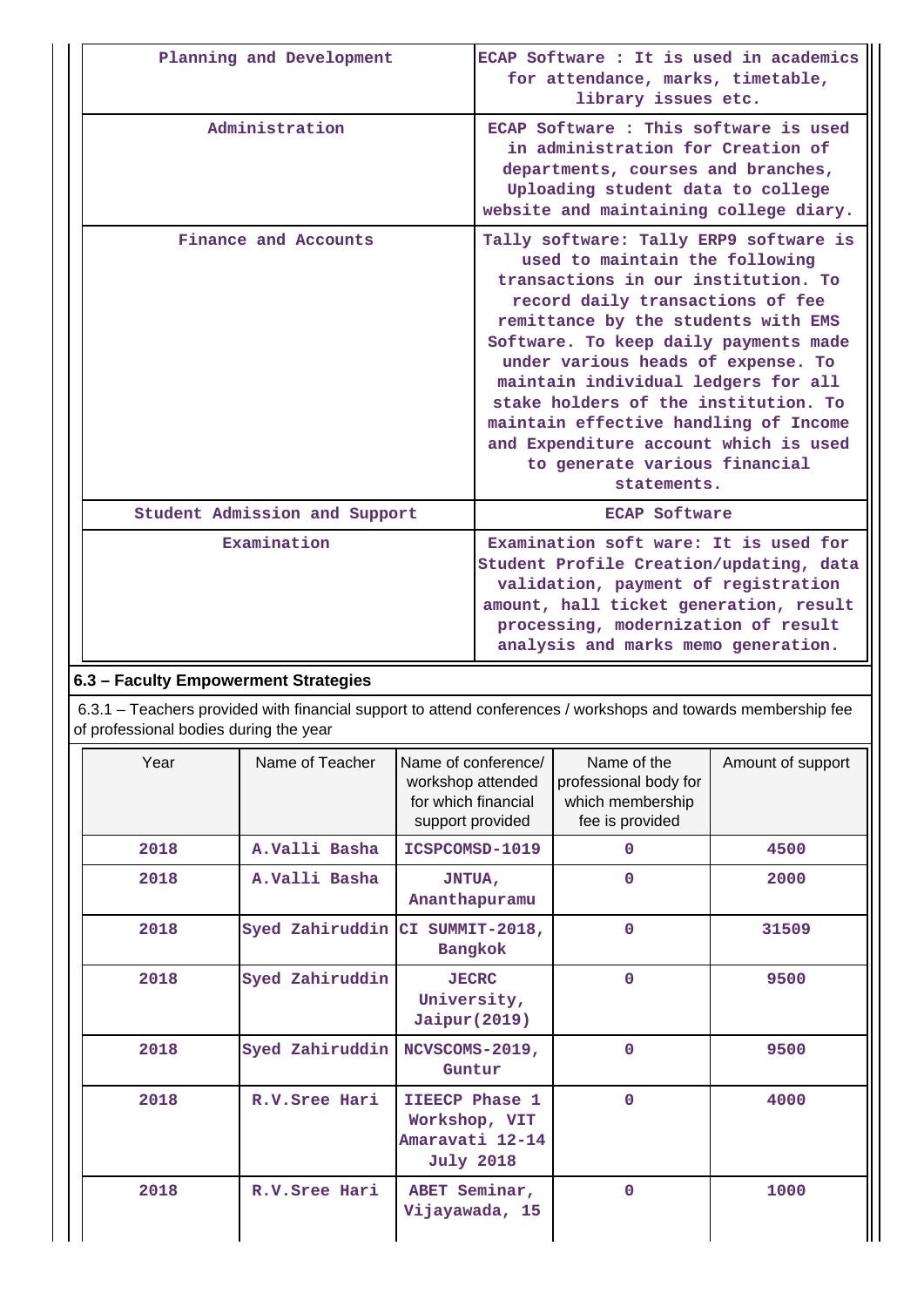| Planning and Development | ECAP Software : It is used in academics for attendance, marks, timetable, library issues etc. |
|---|---|
| Administration | ECAP Software : This software is used in administration for Creation of departments, courses and branches, Uploading student data to college website and maintaining college diary. |
| Finance and Accounts | Tally software: Tally ERP9 software is used to maintain the following transactions in our institution. To record daily transactions of fee remittance by the students with EMS Software. To keep daily payments made under various heads of expense. To maintain individual ledgers for all stake holders of the institution. To maintain effective handling of Income and Expenditure account which is used to generate various financial statements. |
| Student Admission and Support | ECAP Software |
| Examination | Examination soft ware: It is used for Student Profile Creation/updating, data validation, payment of registration amount, hall ticket generation, result processing, modernization of result analysis and marks memo generation. |

## 6.3 – Faculty Empowerment Strategies

6.3.1 – Teachers provided with financial support to attend conferences / workshops and towards membership fee of professional bodies during the year

| Year | Name of Teacher | Name of conference/ workshop attended for which financial support provided | Name of the professional body for which membership fee is provided | Amount of support |
|---|---|---|---|---|
| 2018 | A.Valli Basha | ICSPCOMSD-1019 | 0 | 4500 |
| 2018 | A.Valli Basha | JNTUA, Ananthapuramu | 0 | 2000 |
| 2018 | Syed Zahiruddin | CI SUMMIT-2018, Bangkok | 0 | 31509 |
| 2018 | Syed Zahiruddin | JECRC University, Jaipur(2019) | 0 | 9500 |
| 2018 | Syed Zahiruddin | NCVSCOMS-2019, Guntur | 0 | 9500 |
| 2018 | R.V.Sree Hari | IIEECP Phase 1 Workshop, VIT Amaravati 12-14 July 2018 | 0 | 4000 |
| 2018 | R.V.Sree Hari | ABET Seminar, Vijayawada, 15 | 0 | 1000 |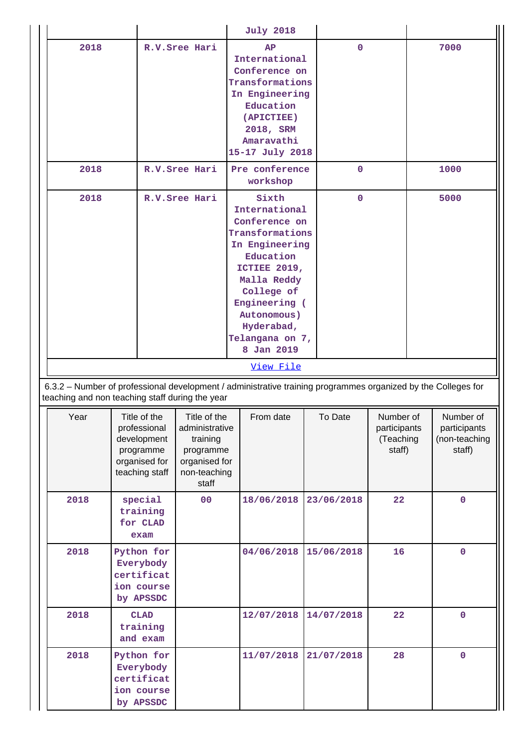| | | July 2018 | | |
|---|---|---|---|---|
| 2018 | R.V.Sree Hari | AP International Conference on Transformations In Engineering Education (APICTIEE) 2018, SRM Amaravathi 15-17 July 2018 | 0 | 7000 |
| 2018 | R.V.Sree Hari | Pre conference workshop | 0 | 1000 |
| 2018 | R.V.Sree Hari | Sixth International Conference on Transformations In Engineering Education ICTIEE 2019, Malla Reddy College of Engineering ( Autonomous) Hyderabad, Telangana on 7, 8 Jan 2019 | 0 | 5000 |

View File

6.3.2 – Number of professional development / administrative training programmes organized by the Colleges for teaching and non teaching staff during the year

| Year | Title of the professional development programme organised for teaching staff | Title of the administrative training programme organised for non-teaching staff | From date | To Date | Number of participants (Teaching staff) | Number of participants (non-teaching staff) |
|---|---|---|---|---|---|---|
| 2018 | special training for CLAD exam | 00 | 18/06/2018 | 23/06/2018 | 22 | 0 |
| 2018 | Python for Everybody certification course by APSSDC | | 04/06/2018 | 15/06/2018 | 16 | 0 |
| 2018 | CLAD training and exam | | 12/07/2018 | 14/07/2018 | 22 | 0 |
| 2018 | Python for Everybody certification course by APSSDC | | 11/07/2018 | 21/07/2018 | 28 | 0 |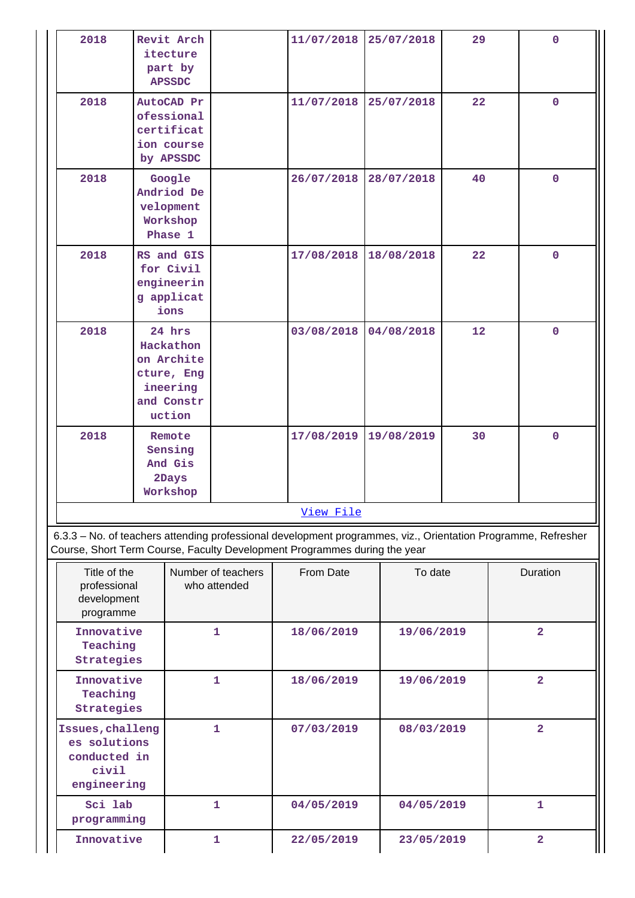| 2018 | Revit Architecture part by APSSDC | | 11/07/2018 | 25/07/2018 | 29 | 0 |
|---|---|---|---|---|---|---|
| 2018 | AutoCAD Professional certification course by APSSDC | | 11/07/2018 | 25/07/2018 | 22 | 0 |
| 2018 | Google Andriod Development Workshop Phase 1 | | 26/07/2018 | 28/07/2018 | 40 | 0 |
| 2018 | RS and GIS for Civil engineering applications | | 17/08/2018 | 18/08/2018 | 22 | 0 |
| 2018 | 24 hrs Hackathon on Architecture, Engineering and Construction | | 03/08/2018 | 04/08/2018 | 12 | 0 |
| 2018 | Remote Sensing And Gis 2Days Workshop | | 17/08/2019 | 19/08/2019 | 30 | 0 |

View File

6.3.3 – No. of teachers attending professional development programmes, viz., Orientation Programme, Refresher Course, Short Term Course, Faculty Development Programmes during the year

| Title of the professional development programme | Number of teachers who attended | From Date | To date | Duration |
|---|---|---|---|---|
| Innovative Teaching Strategies | 1 | 18/06/2019 | 19/06/2019 | 2 |
| Innovative Teaching Strategies | 1 | 18/06/2019 | 19/06/2019 | 2 |
| Issues,challenges solutions conducted in civil engineering | 1 | 07/03/2019 | 08/03/2019 | 2 |
| Sci lab programming | 1 | 04/05/2019 | 04/05/2019 | 1 |
| Innovative | 1 | 22/05/2019 | 23/05/2019 | 2 |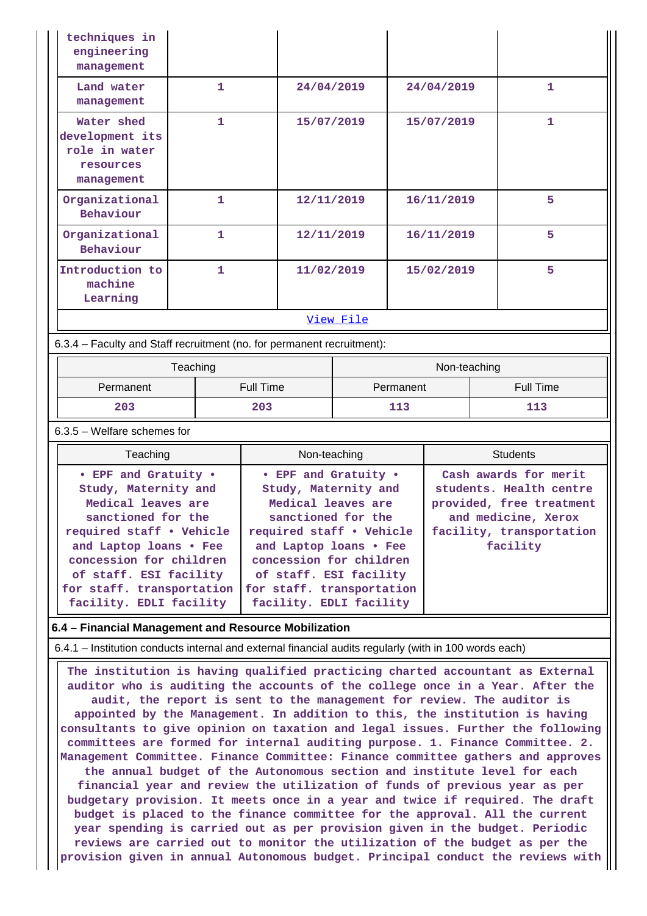| techniques in engineering management | | | | |
|---|---|---|---|---|
| Land water management | 1 | 24/04/2019 | 24/04/2019 | 1 |
| Water shed development its role in water resources management | 1 | 15/07/2019 | 15/07/2019 | 1 |
| Organizational Behaviour | 1 | 12/11/2019 | 16/11/2019 | 5 |
| Organizational Behaviour | 1 | 12/11/2019 | 16/11/2019 | 5 |
| Introduction to machine Learning | 1 | 11/02/2019 | 15/02/2019 | 5 |

View File

6.3.4 – Faculty and Staff recruitment (no. for permanent recruitment):

| Teaching | | Non-teaching | |
|---|---|---|---|
| Permanent | Full Time | Permanent | Full Time |
| 203 | 203 | 113 | 113 |

6.3.5 – Welfare schemes for

| Teaching | Non-teaching | Students |
|---|---|---|
| • EPF and Gratuity • Study, Maternity and Medical leaves are sanctioned for the required staff • Vehicle and Laptop loans • Fee concession for children of staff. ESI facility for staff. transportation facility. EDLI facility | • EPF and Gratuity • Study, Maternity and Medical leaves are sanctioned for the required staff • Vehicle and Laptop loans • Fee concession for children of staff. ESI facility for staff. transportation facility. EDLI facility | Cash awards for merit students. Health centre provided, free treatment and medicine, Xerox facility, transportation facility |

**6.4 – Financial Management and Resource Mobilization**

6.4.1 – Institution conducts internal and external financial audits regularly (with in 100 words each)

The institution is having qualified practicing charted accountant as External auditor who is auditing the accounts of the college once in a Year. After the audit, the report is sent to the management for review. The auditor is appointed by the Management. In addition to this, the institution is having consultants to give opinion on taxation and legal issues. Further the following committees are formed for internal auditing purpose. 1. Finance Committee. 2. Management Committee. Finance Committee: Finance committee gathers and approves the annual budget of the Autonomous section and institute level for each financial year and review the utilization of funds of previous year as per budgetary provision. It meets once in a year and twice if required. The draft budget is placed to the finance committee for the approval. All the current year spending is carried out as per provision given in the budget. Periodic reviews are carried out to monitor the utilization of the budget as per the provision given in annual Autonomous budget. Principal conduct the reviews with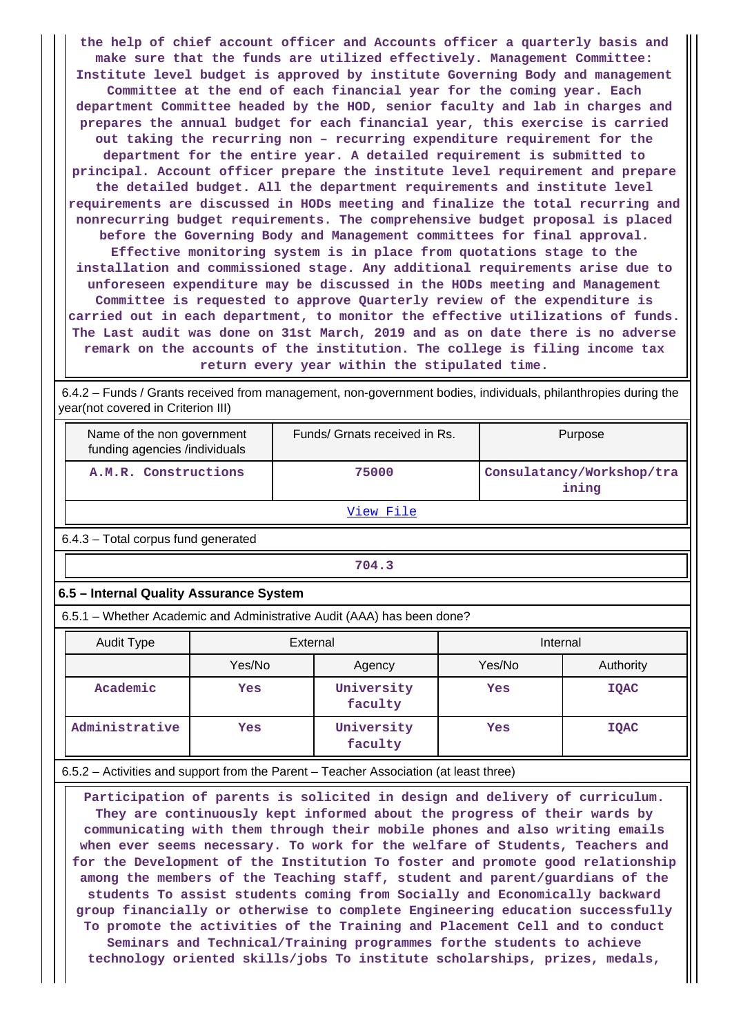the help of chief account officer and Accounts officer a quarterly basis and make sure that the funds are utilized effectively. Management Committee: Institute level budget is approved by institute Governing Body and management Committee at the end of each financial year for the coming year. Each department Committee headed by the HOD, senior faculty and lab in charges and prepares the annual budget for each financial year, this exercise is carried out taking the recurring non – recurring expenditure requirement for the department for the entire year. A detailed requirement is submitted to principal. Account officer prepare the institute level requirement and prepare the detailed budget. All the department requirements and institute level requirements are discussed in HODs meeting and finalize the total recurring and nonrecurring budget requirements. The comprehensive budget proposal is placed before the Governing Body and Management committees for final approval. Effective monitoring system is in place from quotations stage to the installation and commissioned stage. Any additional requirements arise due to unforeseen expenditure may be discussed in the HODs meeting and Management Committee is requested to approve Quarterly review of the expenditure is carried out in each department, to monitor the effective utilizations of funds. The Last audit was done on 31st March, 2019 and as on date there is no adverse remark on the accounts of the institution. The college is filing income tax return every year within the stipulated time.

6.4.2 – Funds / Grants received from management, non-government bodies, individuals, philanthropies during the year(not covered in Criterion III)

| Name of the non government funding agencies /individuals | Funds/ Grnats received in Rs. | Purpose |
|---|---|---|
| A.M.R. Constructions | 75000 | Consulatancy/Workshop/training |
| View File | | |

6.4.3 – Total corpus fund generated

| 704.3 |
|---|

## 6.5 – Internal Quality Assurance System

6.5.1 – Whether Academic and Administrative Audit (AAA) has been done?

| Audit Type | External | | Internal | |
|---|---|---|---|---|
| | Yes/No | Agency | Yes/No | Authority |
| Academic | Yes | University faculty | Yes | IQAC |
| Administrative | Yes | University faculty | Yes | IQAC |

6.5.2 – Activities and support from the Parent – Teacher Association (at least three)

Participation of parents is solicited in design and delivery of curriculum. They are continuously kept informed about the progress of their wards by communicating with them through their mobile phones and also writing emails when ever seems necessary. To work for the welfare of Students, Teachers and for the Development of the Institution To foster and promote good relationship among the members of the Teaching staff, student and parent/guardians of the students To assist students coming from Socially and Economically backward group financially or otherwise to complete Engineering education successfully To promote the activities of the Training and Placement Cell and to conduct Seminars and Technical/Training programmes forthe students to achieve technology oriented skills/jobs To institute scholarships, prizes, medals,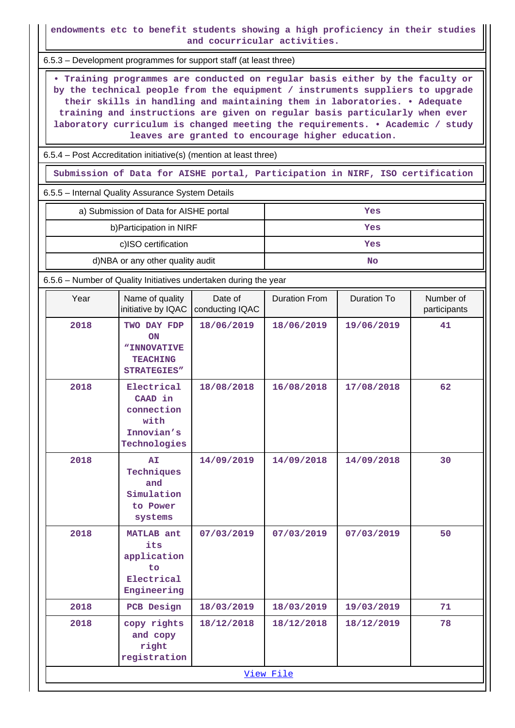endowments etc to benefit students showing a high proficiency in their studies and cocurricular activities.

6.5.3 – Development programmes for support staff (at least three)

• Training programmes are conducted on regular basis either by the faculty or by the technical people from the equipment / instruments suppliers to upgrade their skills in handling and maintaining them in laboratories. • Adequate training and instructions are given on regular basis particularly when ever laboratory curriculum is changed meeting the requirements. • Academic / study leaves are granted to encourage higher education.

6.5.4 – Post Accreditation initiative(s) (mention at least three)

Submission of Data for AISHE portal, Participation in NIRF, ISO certification

6.5.5 – Internal Quality Assurance System Details

| | |
|---|---|
| a) Submission of Data for AISHE portal | Yes |
| b)Participation in NIRF | Yes |
| c)ISO certification | Yes |
| d)NBA or any other quality audit | No |

6.5.6 – Number of Quality Initiatives undertaken during the year

| Year | Name of quality initiative by IQAC | Date of conducting IQAC | Duration From | Duration To | Number of participants |
|---|---|---|---|---|---|
| 2018 | TWO DAY FDP ON "INNOVATIVE TEACHING STRATEGIES" | 18/06/2019 | 18/06/2019 | 19/06/2019 | 41 |
| 2018 | Electrical CAAD in connection with Innovian's Technologies | 18/08/2018 | 16/08/2018 | 17/08/2018 | 62 |
| 2018 | AI Techniques and Simulation to Power systems | 14/09/2019 | 14/09/2018 | 14/09/2018 | 30 |
| 2018 | MATLAB ant its application to Electrical Engineering | 07/03/2019 | 07/03/2019 | 07/03/2019 | 50 |
| 2018 | PCB Design | 18/03/2019 | 18/03/2019 | 19/03/2019 | 71 |
| 2018 | copy rights and copy right registration | 18/12/2018 | 18/12/2018 | 18/12/2019 | 78 |

View File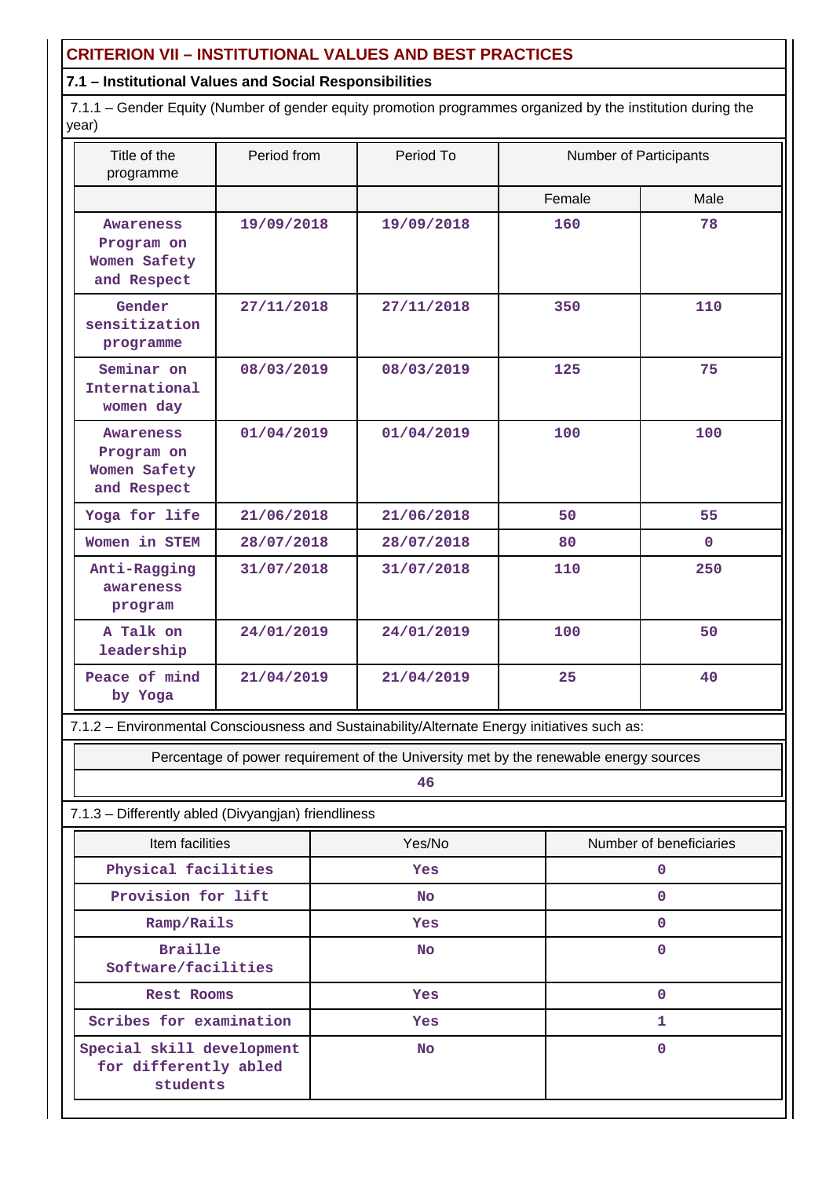## CRITERION VII – INSTITUTIONAL VALUES AND BEST PRACTICES

### 7.1 – Institutional Values and Social Responsibilities

7.1.1 – Gender Equity (Number of gender equity promotion programmes organized by the institution during the year)

| Title of the programme | Period from | Period To | Number of Participants | |
|---|---|---|---|---|
| | | | Female | Male |
| Awareness Program on Women Safety and Respect | 19/09/2018 | 19/09/2018 | 160 | 78 |
| Gender sensitization programme | 27/11/2018 | 27/11/2018 | 350 | 110 |
| Seminar on International women day | 08/03/2019 | 08/03/2019 | 125 | 75 |
| Awareness Program on Women Safety and Respect | 01/04/2019 | 01/04/2019 | 100 | 100 |
| Yoga for life | 21/06/2018 | 21/06/2018 | 50 | 55 |
| Women in STEM | 28/07/2018 | 28/07/2018 | 80 | 0 |
| Anti-Ragging awareness program | 31/07/2018 | 31/07/2018 | 110 | 250 |
| A Talk on leadership | 24/01/2019 | 24/01/2019 | 100 | 50 |
| Peace of mind by Yoga | 21/04/2019 | 21/04/2019 | 25 | 40 |

7.1.2 – Environmental Consciousness and Sustainability/Alternate Energy initiatives such as:

| Percentage of power requirement of the University met by the renewable energy sources |
|---|
| 46 |

7.1.3 – Differently abled (Divyangjan) friendliness

| Item facilities | Yes/No | Number of beneficiaries |
|---|---|---|
| Physical facilities | Yes | 0 |
| Provision for lift | No | 0 |
| Ramp/Rails | Yes | 0 |
| Braille Software/facilities | No | 0 |
| Rest Rooms | Yes | 0 |
| Scribes for examination | Yes | 1 |
| Special skill development for differently abled students | No | 0 |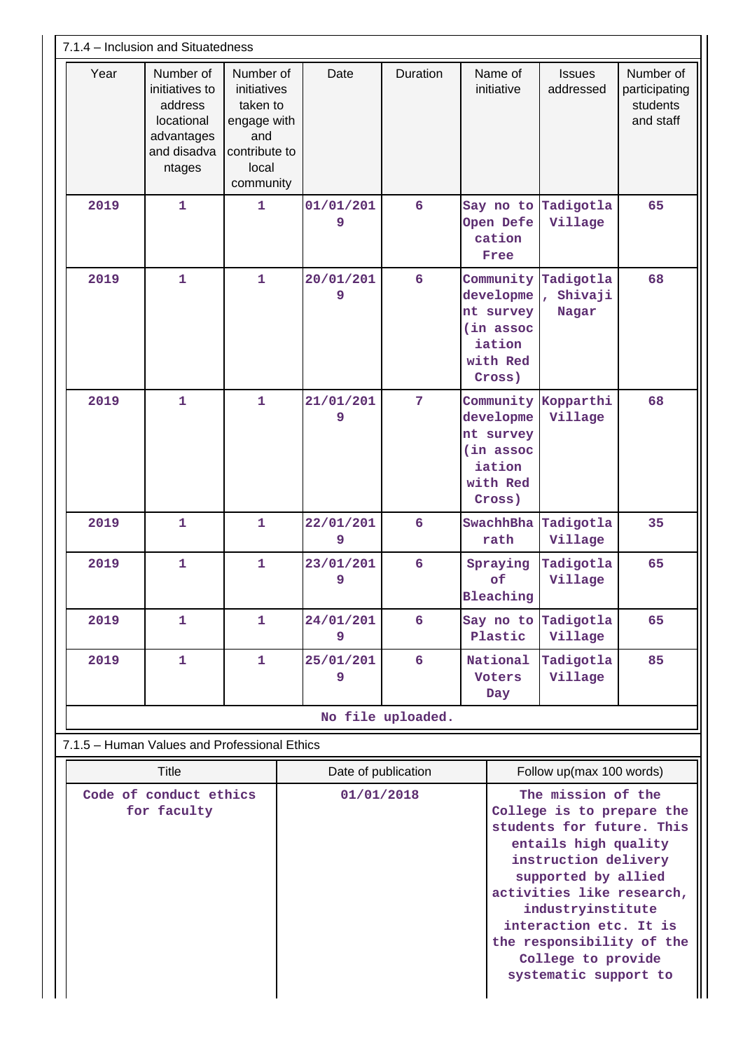7.1.4 – Inclusion and Situatedness

| Year | Number of initiatives to address locational advantages and disadvantages | Number of initiatives taken to engage with and contribute to local community | Date | Duration | Name of initiative | Issues addressed | Number of participating students and staff |
|---|---|---|---|---|---|---|---|
| 2019 | 1 | 1 | 01/01/2019 | 6 | Say no to Open Defecation Free | Tadigotla Village | 65 |
| 2019 | 1 | 1 | 20/01/2019 | 6 | Community development survey (in association with Red Cross) | Tadigotla, Shivaji Nagar | 68 |
| 2019 | 1 | 1 | 21/01/2019 | 7 | Community development survey (in association with Red Cross) | Kopparthi Village | 68 |
| 2019 | 1 | 1 | 22/01/2019 | 6 | SwachhBharath | Tadigotla Village | 35 |
| 2019 | 1 | 1 | 23/01/2019 | 6 | Spraying of Bleaching | Tadigotla Village | 65 |
| 2019 | 1 | 1 | 24/01/2019 | 6 | Say no to Plastic | Tadigotla Village | 65 |
| 2019 | 1 | 1 | 25/01/2019 | 6 | National Voters Day | Tadigotla Village | 85 |

No file uploaded.

7.1.5 – Human Values and Professional Ethics

| Title | Date of publication | Follow up(max 100 words) |
|---|---|---|
| Code of conduct ethics for faculty | 01/01/2018 | The mission of the College is to prepare the students for future. This entails high quality instruction delivery supported by allied activities like research, industryinstitute interaction etc. It is the responsibility of the College to provide systematic support to |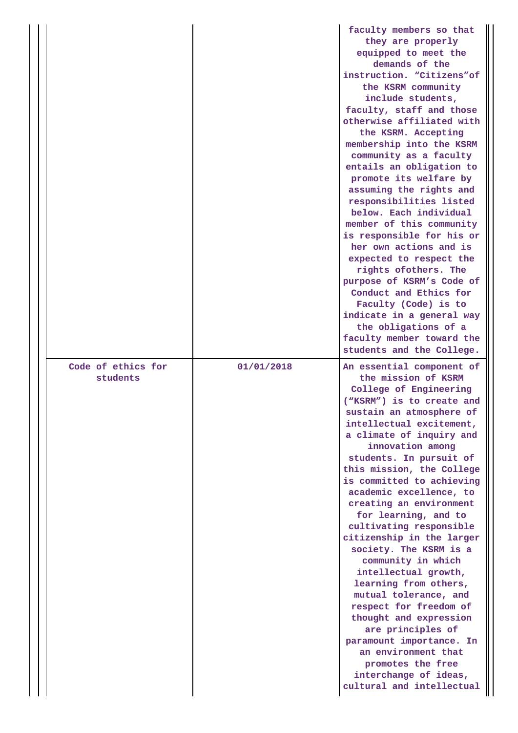| | | |
|---|---|---|
| | | faculty members so that they are properly equipped to meet the demands of the instruction. “Citizens”of the KSRM community include students, faculty, staff and those otherwise affiliated with the KSRM. Accepting membership into the KSRM community as a faculty entails an obligation to promote its welfare by assuming the rights and responsibilities listed below. Each individual member of this community is responsible for his or her own actions and is expected to respect the rights ofothers. The purpose of KSRM’s Code of Conduct and Ethics for Faculty (Code) is to indicate in a general way the obligations of a faculty member toward the students and the College. |
| Code of ethics for students | 01/01/2018 | An essential component of the mission of KSRM College of Engineering (“KSRM”) is to create and sustain an atmosphere of intellectual excitement, a climate of inquiry and innovation among students. In pursuit of this mission, the College is committed to achieving academic excellence, to creating an environment for learning, and to cultivating responsible citizenship in the larger society. The KSRM is a community in which intellectual growth, learning from others, mutual tolerance, and respect for freedom of thought and expression are principles of paramount importance. In an environment that promotes the free interchange of ideas, cultural and intellectual |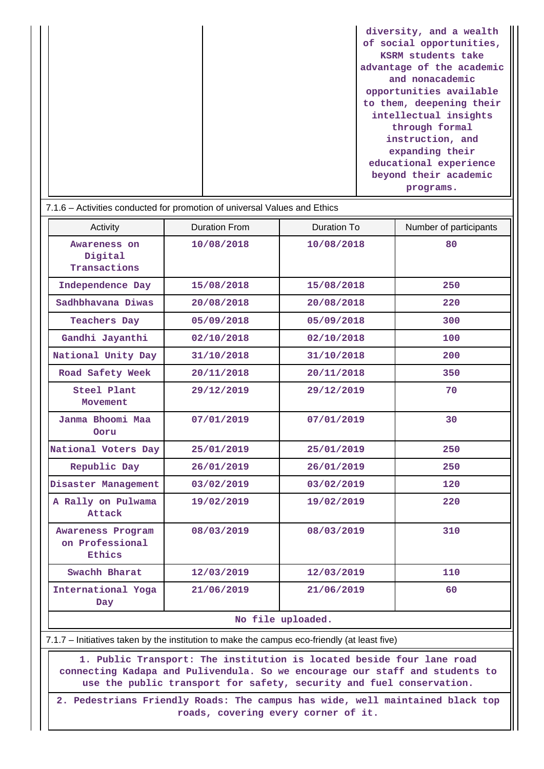| | | diversity, and a wealth of social opportunities, KSRM students take advantage of the academic and nonacademic opportunities available to them, deepening their intellectual insights through formal instruction, and expanding their educational experience beyond their academic programs. |
|---|---|---|

7.1.6 – Activities conducted for promotion of universal Values and Ethics

| Activity | Duration From | Duration To | Number of participants |
|---|---|---|---|
| Awareness on Digital Transactions | 10/08/2018 | 10/08/2018 | 80 |
| Independence Day | 15/08/2018 | 15/08/2018 | 250 |
| Sadhbhavana Diwas | 20/08/2018 | 20/08/2018 | 220 |
| Teachers Day | 05/09/2018 | 05/09/2018 | 300 |
| Gandhi Jayanthi | 02/10/2018 | 02/10/2018 | 100 |
| National Unity Day | 31/10/2018 | 31/10/2018 | 200 |
| Road Safety Week | 20/11/2018 | 20/11/2018 | 350 |
| Steel Plant Movement | 29/12/2019 | 29/12/2019 | 70 |
| Janma Bhoomi Maa Ooru | 07/01/2019 | 07/01/2019 | 30 |
| National Voters Day | 25/01/2019 | 25/01/2019 | 250 |
| Republic Day | 26/01/2019 | 26/01/2019 | 250 |
| Disaster Management | 03/02/2019 | 03/02/2019 | 120 |
| A Rally on Pulwama Attack | 19/02/2019 | 19/02/2019 | 220 |
| Awareness Program on Professional Ethics | 08/03/2019 | 08/03/2019 | 310 |
| Swachh Bharat | 12/03/2019 | 12/03/2019 | 110 |
| International Yoga Day | 21/06/2019 | 21/06/2019 | 60 |

No file uploaded.

7.1.7 – Initiatives taken by the institution to make the campus eco-friendly (at least five)

1. Public Transport: The institution is located beside four lane road connecting Kadapa and Pulivendula. So we encourage our staff and students to use the public transport for safety, security and fuel conservation.

2. Pedestrians Friendly Roads: The campus has wide, well maintained black top roads, covering every corner of it.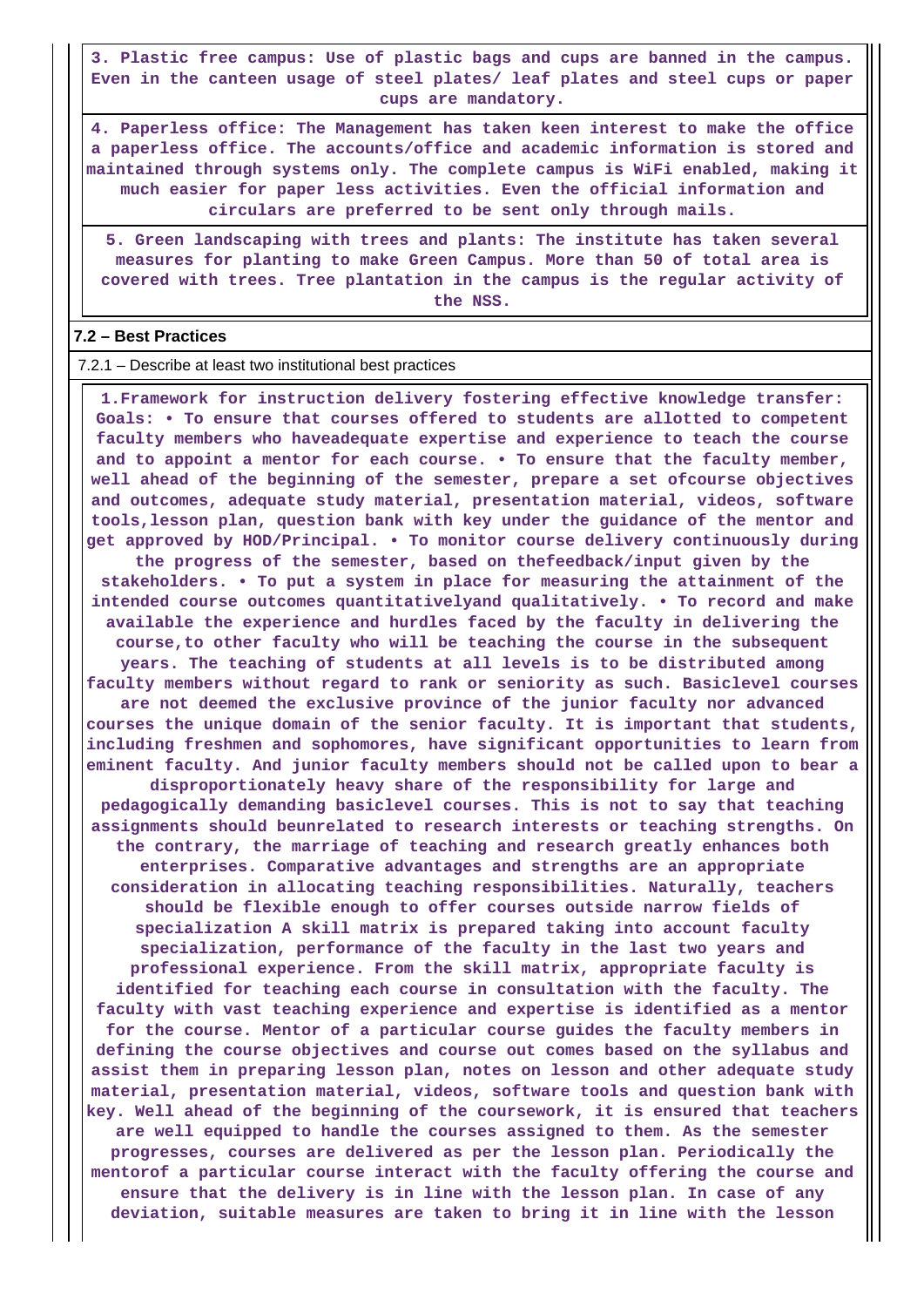3. Plastic free campus: Use of plastic bags and cups are banned in the campus. Even in the canteen usage of steel plates/ leaf plates and steel cups or paper cups are mandatory.

4. Paperless office: The Management has taken keen interest to make the office a paperless office. The accounts/office and academic information is stored and maintained through systems only. The complete campus is WiFi enabled, making it much easier for paper less activities. Even the official information and circulars are preferred to be sent only through mails.

5. Green landscaping with trees and plants: The institute has taken several measures for planting to make Green Campus. More than 50 of total area is covered with trees. Tree plantation in the campus is the regular activity of the NSS.

**7.2 – Best Practices**

7.2.1 – Describe at least two institutional best practices

1.Framework for instruction delivery fostering effective knowledge transfer: Goals: • To ensure that courses offered to students are allotted to competent faculty members who haveadequate expertise and experience to teach the course and to appoint a mentor for each course. • To ensure that the faculty member, well ahead of the beginning of the semester, prepare a set ofcourse objectives and outcomes, adequate study material, presentation material, videos, software tools,lesson plan, question bank with key under the guidance of the mentor and get approved by HOD/Principal. • To monitor course delivery continuously during the progress of the semester, based on thefeedback/input given by the stakeholders. • To put a system in place for measuring the attainment of the intended course outcomes quantitativelyand qualitatively. • To record and make available the experience and hurdles faced by the faculty in delivering the course,to other faculty who will be teaching the course in the subsequent years. The teaching of students at all levels is to be distributed among faculty members without regard to rank or seniority as such. Basiclevel courses are not deemed the exclusive province of the junior faculty nor advanced courses the unique domain of the senior faculty. It is important that students, including freshmen and sophomores, have significant opportunities to learn from eminent faculty. And junior faculty members should not be called upon to bear a disproportionately heavy share of the responsibility for large and pedagogically demanding basiclevel courses. This is not to say that teaching assignments should beunrelated to research interests or teaching strengths. On the contrary, the marriage of teaching and research greatly enhances both enterprises. Comparative advantages and strengths are an appropriate consideration in allocating teaching responsibilities. Naturally, teachers should be flexible enough to offer courses outside narrow fields of specialization A skill matrix is prepared taking into account faculty specialization, performance of the faculty in the last two years and professional experience. From the skill matrix, appropriate faculty is identified for teaching each course in consultation with the faculty. The faculty with vast teaching experience and expertise is identified as a mentor for the course. Mentor of a particular course guides the faculty members in defining the course objectives and course out comes based on the syllabus and assist them in preparing lesson plan, notes on lesson and other adequate study material, presentation material, videos, software tools and question bank with key. Well ahead of the beginning of the coursework, it is ensured that teachers are well equipped to handle the courses assigned to them. As the semester progresses, courses are delivered as per the lesson plan. Periodically the mentorof a particular course interact with the faculty offering the course and ensure that the delivery is in line with the lesson plan. In case of any deviation, suitable measures are taken to bring it in line with the lesson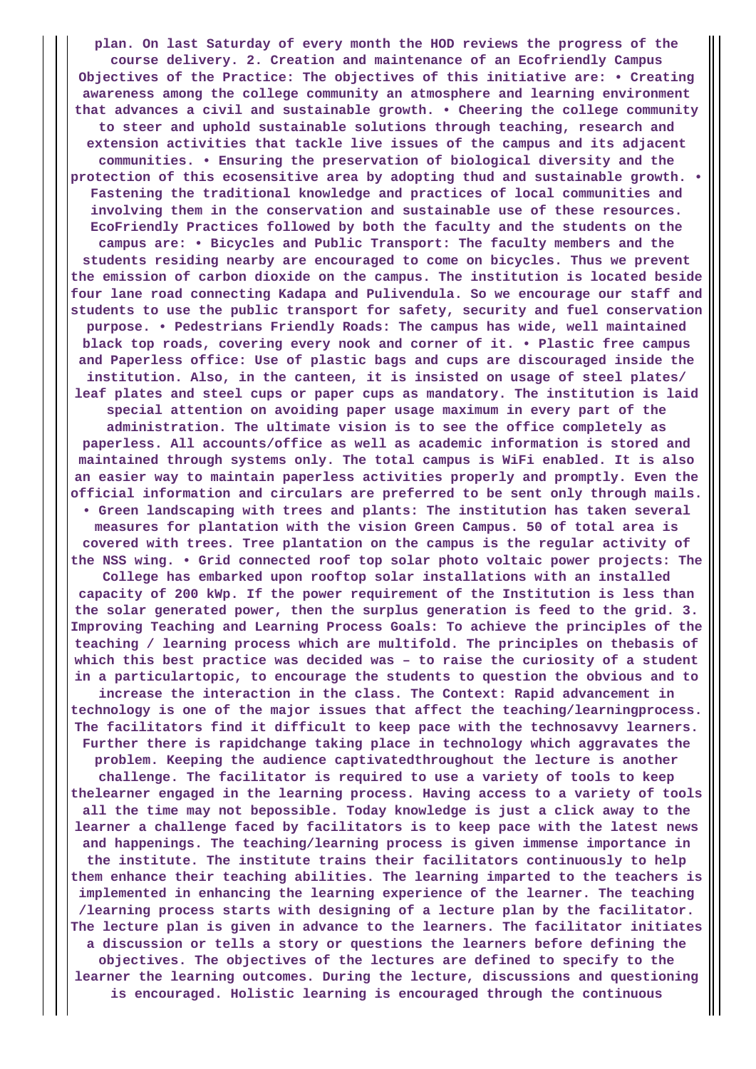**plan. On last Saturday of every month the HOD reviews the progress of the course delivery. 2. Creation and maintenance of an Ecofriendly Campus Objectives of the Practice: The objectives of this initiative are: • Creating awareness among the college community an atmosphere and learning environment that advances a civil and sustainable growth. • Cheering the college community to steer and uphold sustainable solutions through teaching, research and extension activities that tackle live issues of the campus and its adjacent communities. • Ensuring the preservation of biological diversity and the protection of this ecosensitive area by adopting thud and sustainable growth. • Fastening the traditional knowledge and practices of local communities and involving them in the conservation and sustainable use of these resources. EcoFriendly Practices followed by both the faculty and the students on the campus are: • Bicycles and Public Transport: The faculty members and the students residing nearby are encouraged to come on bicycles. Thus we prevent the emission of carbon dioxide on the campus. The institution is located beside four lane road connecting Kadapa and Pulivendula. So we encourage our staff and students to use the public transport for safety, security and fuel conservation purpose. • Pedestrians Friendly Roads: The campus has wide, well maintained black top roads, covering every nook and corner of it. • Plastic free campus and Paperless office: Use of plastic bags and cups are discouraged inside the institution. Also, in the canteen, it is insisted on usage of steel plates/ leaf plates and steel cups or paper cups as mandatory. The institution is laid special attention on avoiding paper usage maximum in every part of the administration. The ultimate vision is to see the office completely as paperless. All accounts/office as well as academic information is stored and maintained through systems only. The total campus is WiFi enabled. It is also an easier way to maintain paperless activities properly and promptly. Even the official information and circulars are preferred to be sent only through mails. • Green landscaping with trees and plants: The institution has taken several measures for plantation with the vision Green Campus. 50 of total area is covered with trees. Tree plantation on the campus is the regular activity of the NSS wing. • Grid connected roof top solar photo voltaic power projects: The College has embarked upon rooftop solar installations with an installed capacity of 200 kWp. If the power requirement of the Institution is less than the solar generated power, then the surplus generation is feed to the grid. 3. Improving Teaching and Learning Process Goals: To achieve the principles of the teaching / learning process which are multifold. The principles on thebasis of which this best practice was decided was – to raise the curiosity of a student in a particulartopic, to encourage the students to question the obvious and to increase the interaction in the class. The Context: Rapid advancement in technology is one of the major issues that affect the teaching/learningprocess. The facilitators find it difficult to keep pace with the technosavvy learners. Further there is rapidchange taking place in technology which aggravates the problem. Keeping the audience captivatedthroughout the lecture is another challenge. The facilitator is required to use a variety of tools to keep thelearner engaged in the learning process. Having access to a variety of tools all the time may not bepossible. Today knowledge is just a click away to the learner a challenge faced by facilitators is to keep pace with the latest news and happenings. The teaching/learning process is given immense importance in the institute. The institute trains their facilitators continuously to help them enhance their teaching abilities. The learning imparted to the teachers is implemented in enhancing the learning experience of the learner. The teaching /learning process starts with designing of a lecture plan by the facilitator. The lecture plan is given in advance to the learners. The facilitator initiates a discussion or tells a story or questions the learners before defining the objectives. The objectives of the lectures are defined to specify to the learner the learning outcomes. During the lecture, discussions and questioning is encouraged. Holistic learning is encouraged through the continuous**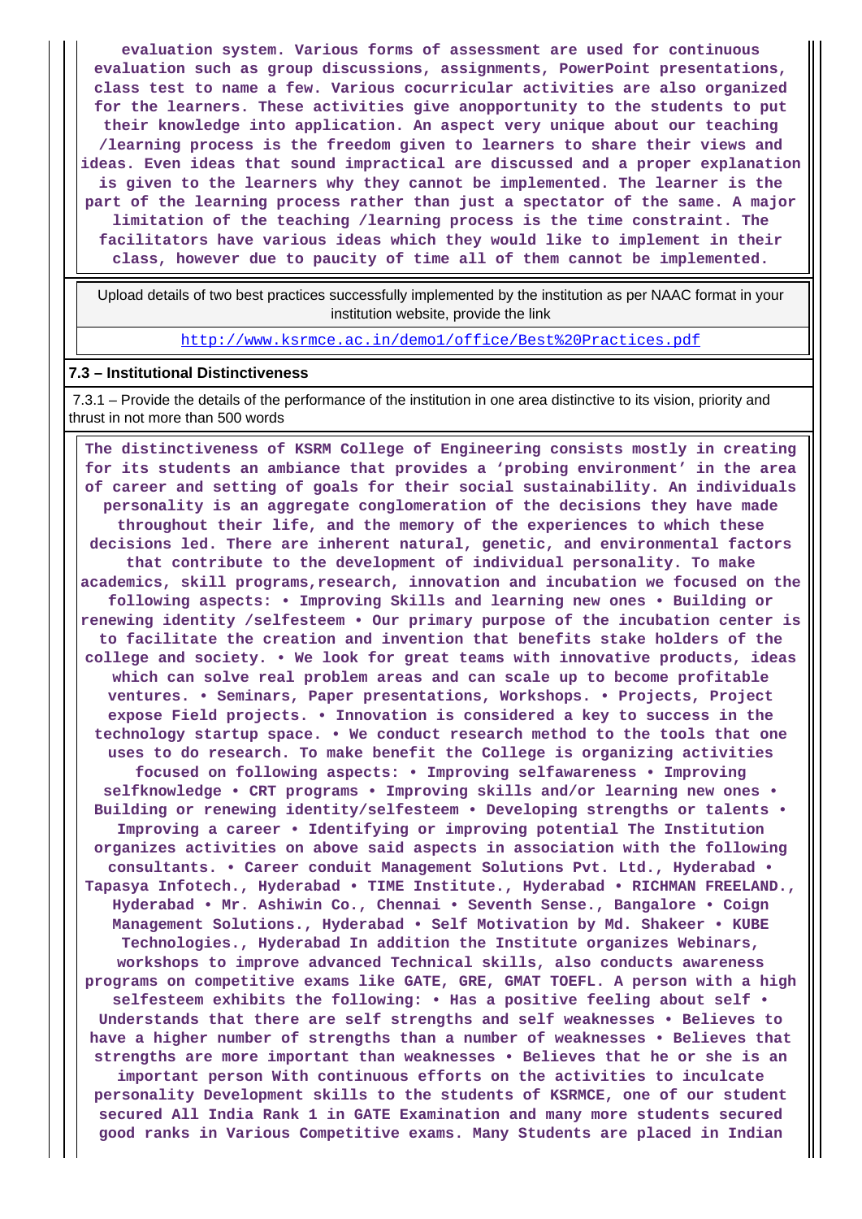**evaluation system. Various forms of assessment are used for continuous evaluation such as group discussions, assignments, PowerPoint presentations, class test to name a few. Various cocurricular activities are also organized for the learners. These activities give anopportunity to the students to put their knowledge into application. An aspect very unique about our teaching /learning process is the freedom given to learners to share their views and ideas. Even ideas that sound impractical are discussed and a proper explanation is given to the learners why they cannot be implemented. The learner is the part of the learning process rather than just a spectator of the same. A major limitation of the teaching /learning process is the time constraint. The facilitators have various ideas which they would like to implement in their class, however due to paucity of time all of them cannot be implemented.**

| Upload details of two best practices successfully implemented by the institution as per NAAC format in your institution website, provide the link |
|---|
| http://www.ksrmce.ac.in/demo1/office/Best%20Practices.pdf |

**7.3 – Institutional Distinctiveness**

7.3.1 – Provide the details of the performance of the institution in one area distinctive to its vision, priority and thrust in not more than 500 words

**The distinctiveness of KSRM College of Engineering consists mostly in creating for its students an ambiance that provides a 'probing environment' in the area of career and setting of goals for their social sustainability. An individuals personality is an aggregate conglomeration of the decisions they have made throughout their life, and the memory of the experiences to which these decisions led. There are inherent natural, genetic, and environmental factors that contribute to the development of individual personality. To make academics, skill programs,research, innovation and incubation we focused on the following aspects: • Improving Skills and learning new ones • Building or renewing identity /selfesteem • Our primary purpose of the incubation center is to facilitate the creation and invention that benefits stake holders of the college and society. • We look for great teams with innovative products, ideas which can solve real problem areas and can scale up to become profitable ventures. • Seminars, Paper presentations, Workshops. • Projects, Project expose Field projects. • Innovation is considered a key to success in the technology startup space. • We conduct research method to the tools that one uses to do research. To make benefit the College is organizing activities focused on following aspects: • Improving selfawareness • Improving selfknowledge • CRT programs • Improving skills and/or learning new ones • Building or renewing identity/selfesteem • Developing strengths or talents • Improving a career • Identifying or improving potential The Institution organizes activities on above said aspects in association with the following consultants. • Career conduit Management Solutions Pvt. Ltd., Hyderabad • Tapasya Infotech., Hyderabad • TIME Institute., Hyderabad • RICHMAN FREELAND., Hyderabad • Mr. Ashiwin Co., Chennai • Seventh Sense., Bangalore • Coign Management Solutions., Hyderabad • Self Motivation by Md. Shakeer • KUBE Technologies., Hyderabad In addition the Institute organizes Webinars, workshops to improve advanced Technical skills, also conducts awareness programs on competitive exams like GATE, GRE, GMAT TOEFL. A person with a high selfesteem exhibits the following: • Has a positive feeling about self • Understands that there are self strengths and self weaknesses • Believes to have a higher number of strengths than a number of weaknesses • Believes that strengths are more important than weaknesses • Believes that he or she is an important person With continuous efforts on the activities to inculcate personality Development skills to the students of KSRMCE, one of our student secured All India Rank 1 in GATE Examination and many more students secured good ranks in Various Competitive exams. Many Students are placed in Indian**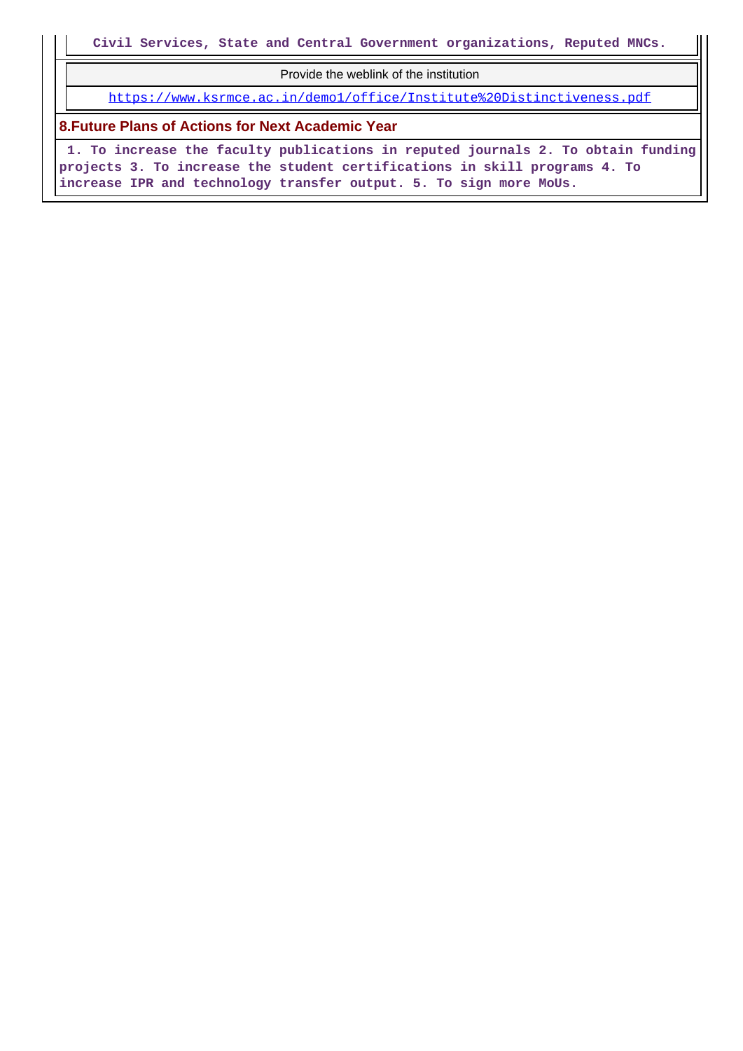Civil Services, State and Central Government organizations, Reputed MNCs.

| Provide the weblink of the institution |
| --- |
| https://www.ksrmce.ac.in/demo1/office/Institute%20Distinctiveness.pdf |

## 8.Future Plans of Actions for Next Academic Year

1. To increase the faculty publications in reputed journals 2. To obtain funding projects 3. To increase the student certifications in skill programs 4. To increase IPR and technology transfer output. 5. To sign more MoUs.